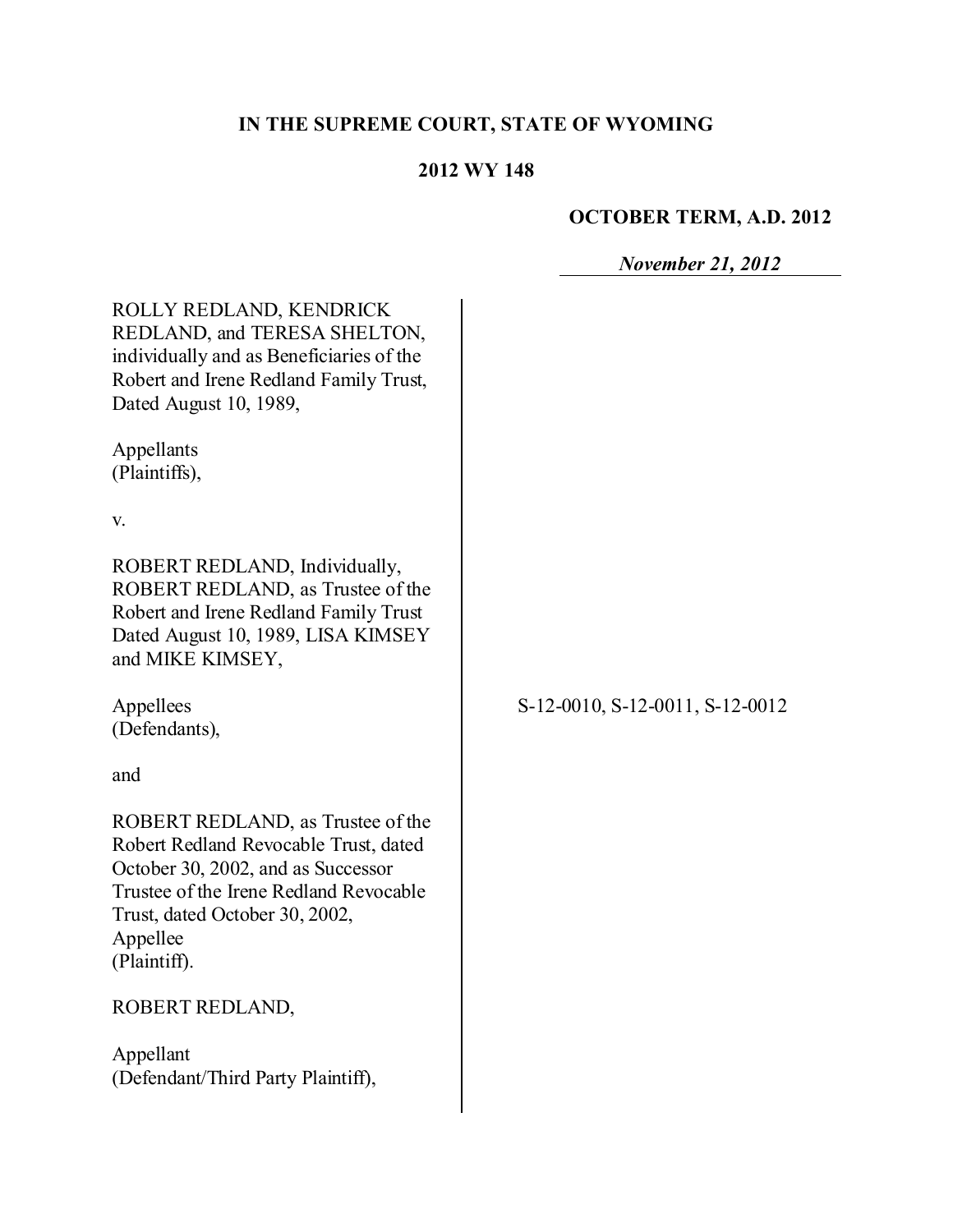**IN THE SUPREME COURT, STATE OF WYOMING**

**2012 WY 148**

**OCTOBER TERM, A.D. 2012**

***November 21, 2012***

ROLLY REDLAND, KENDRICK REDLAND, and TERESA SHELTON, individually and as Beneficiaries of the Robert and Irene Redland Family Trust, Dated August 10, 1989,

Appellants
(Plaintiffs),

v.

ROBERT REDLAND, Individually, ROBERT REDLAND, as Trustee of the Robert and Irene Redland Family Trust Dated August 10, 1989, LISA KIMSEY and MIKE KIMSEY,

Appellees
(Defendants),

and

ROBERT REDLAND, as Trustee of the Robert Redland Revocable Trust, dated October 30, 2002, and as Successor Trustee of the Irene Redland Revocable Trust, dated October 30, 2002,
Appellee
(Plaintiff).

ROBERT REDLAND,

Appellant
(Defendant/Third Party Plaintiff),

S-12-0010, S-12-0011, S-12-0012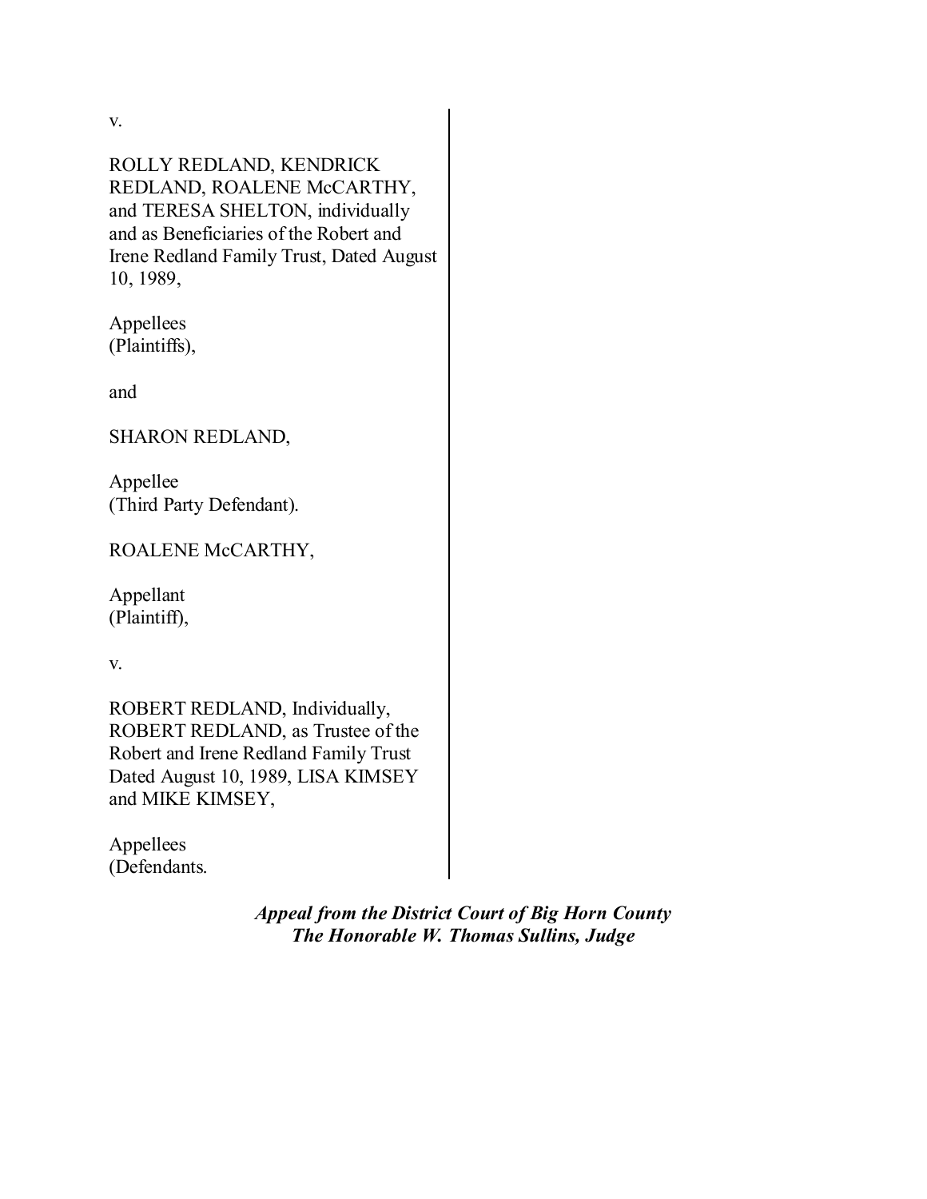v.

ROLLY REDLAND, KENDRICK REDLAND, ROALENE McCARTHY, and TERESA SHELTON, individually and as Beneficiaries of the Robert and Irene Redland Family Trust, Dated August 10, 1989,

Appellees
(Plaintiffs),

and

SHARON REDLAND,

Appellee
(Third Party Defendant).

ROALENE McCARTHY,

Appellant
(Plaintiff),

v.

ROBERT REDLAND, Individually, ROBERT REDLAND, as Trustee of the Robert and Irene Redland Family Trust Dated August 10, 1989, LISA KIMSEY and MIKE KIMSEY,

Appellees
(Defendants.

***Appeal from the District Court of Big Horn County***
***The Honorable W. Thomas Sullins, Judge***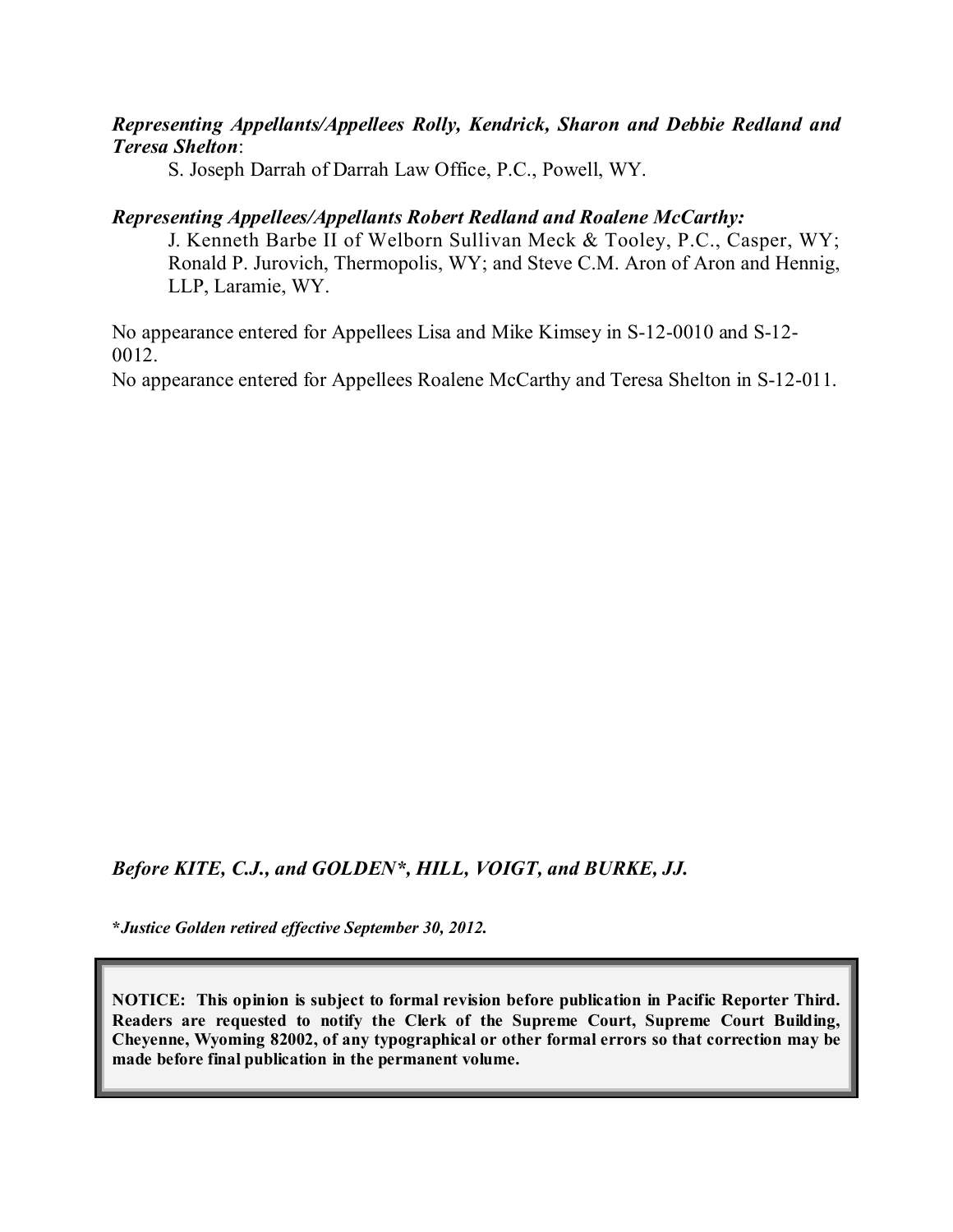***Representing Appellants/Appellees Rolly, Kendrick, Sharon and Debbie Redland and Teresa Shelton***:

S. Joseph Darrah of Darrah Law Office, P.C., Powell, WY.

***Representing Appellees/Appellants Robert Redland and Roalene McCarthy:***

J. Kenneth Barbe II of Welborn Sullivan Meck & Tooley, P.C., Casper, WY; Ronald P. Jurovich, Thermopolis, WY; and Steve C.M. Aron of Aron and Hennig, LLP, Laramie, WY.

No appearance entered for Appellees Lisa and Mike Kimsey in S-12-0010 and S-12-0012.

No appearance entered for Appellees Roalene McCarthy and Teresa Shelton in S-12-011.

***Before KITE, C.J., and GOLDEN\*, HILL, VOIGT, and BURKE, JJ.***

***\*Justice Golden retired effective September 30, 2012.***

**NOTICE: This opinion is subject to formal revision before publication in Pacific Reporter Third. Readers are requested to notify the Clerk of the Supreme Court, Supreme Court Building, Cheyenne, Wyoming 82002, of any typographical or other formal errors so that correction may be made before final publication in the permanent volume.**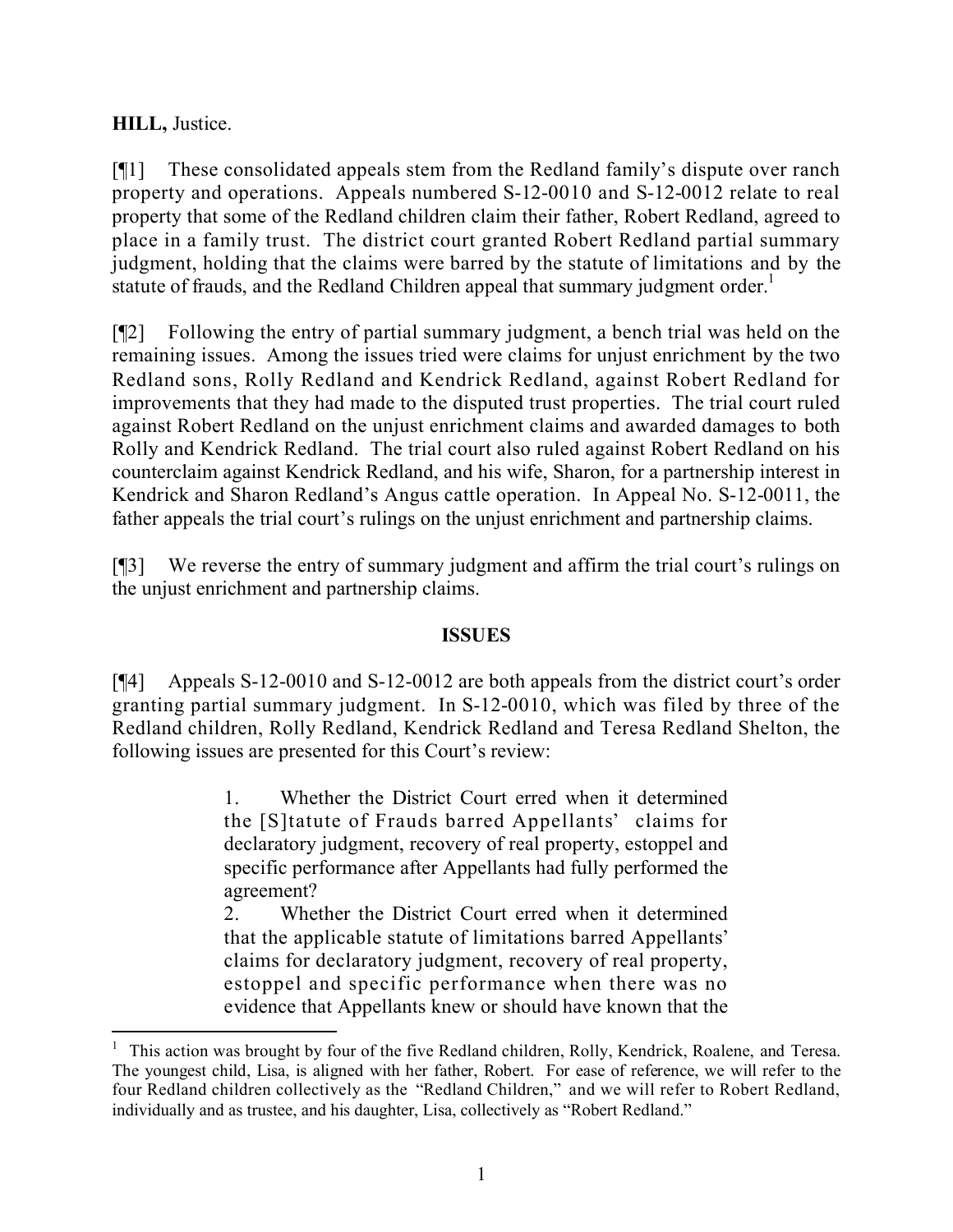**HILL,** Justice.

[¶1] These consolidated appeals stem from the Redland family's dispute over ranch property and operations. Appeals numbered S-12-0010 and S-12-0012 relate to real property that some of the Redland children claim their father, Robert Redland, agreed to place in a family trust. The district court granted Robert Redland partial summary judgment, holding that the claims were barred by the statute of limitations and by the statute of frauds, and the Redland Children appeal that summary judgment order.[1]

[¶2] Following the entry of partial summary judgment, a bench trial was held on the remaining issues. Among the issues tried were claims for unjust enrichment by the two Redland sons, Rolly Redland and Kendrick Redland, against Robert Redland for improvements that they had made to the disputed trust properties. The trial court ruled against Robert Redland on the unjust enrichment claims and awarded damages to both Rolly and Kendrick Redland. The trial court also ruled against Robert Redland on his counterclaim against Kendrick Redland, and his wife, Sharon, for a partnership interest in Kendrick and Sharon Redland's Angus cattle operation. In Appeal No. S-12-0011, the father appeals the trial court's rulings on the unjust enrichment and partnership claims.

[¶3] We reverse the entry of summary judgment and affirm the trial court's rulings on the unjust enrichment and partnership claims.

## ISSUES

[¶4] Appeals S-12-0010 and S-12-0012 are both appeals from the district court's order granting partial summary judgment. In S-12-0010, which was filed by three of the Redland children, Rolly Redland, Kendrick Redland and Teresa Redland Shelton, the following issues are presented for this Court's review:

> 1. Whether the District Court erred when it determined the [S]tatute of Frauds barred Appellants' claims for declaratory judgment, recovery of real property, estoppel and specific performance after Appellants had fully performed the agreement?
>
> 2. Whether the District Court erred when it determined that the applicable statute of limitations barred Appellants' claims for declaratory judgment, recovery of real property, estoppel and specific performance when there was no evidence that Appellants knew or should have known that the

---

[1] This action was brought by four of the five Redland children, Rolly, Kendrick, Roalene, and Teresa. The youngest child, Lisa, is aligned with her father, Robert. For ease of reference, we will refer to the four Redland children collectively as the "Redland Children," and we will refer to Robert Redland, individually and as trustee, and his daughter, Lisa, collectively as "Robert Redland."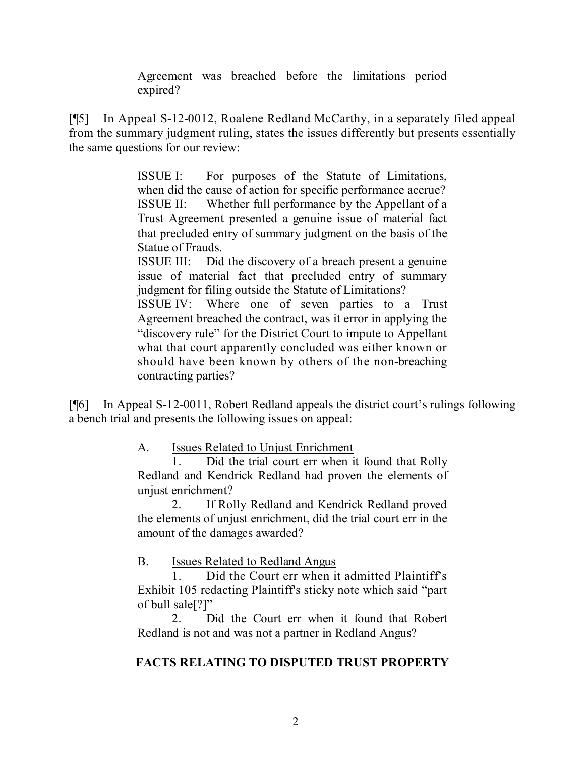> Agreement was breached before the limitations period expired?

[¶5] In Appeal S-12-0012, Roalene Redland McCarthy, in a separately filed appeal from the summary judgment ruling, states the issues differently but presents essentially the same questions for our review:

> ISSUE I: For purposes of the Statute of Limitations, when did the cause of action for specific performance accrue?
> ISSUE II: Whether full performance by the Appellant of a Trust Agreement presented a genuine issue of material fact that precluded entry of summary judgment on the basis of the Statue of Frauds.
> ISSUE III: Did the discovery of a breach present a genuine issue of material fact that precluded entry of summary judgment for filing outside the Statute of Limitations?
> ISSUE IV: Where one of seven parties to a Trust Agreement breached the contract, was it error in applying the "discovery rule" for the District Court to impute to Appellant what that court apparently concluded was either known or should have been known by others of the non-breaching contracting parties?

[¶6] In Appeal S-12-0011, Robert Redland appeals the district court's rulings following a bench trial and presents the following issues on appeal:

> A. Issues Related to Unjust Enrichment
>
> 1. Did the trial court err when it found that Rolly Redland and Kendrick Redland had proven the elements of unjust enrichment?
>
> 2. If Rolly Redland and Kendrick Redland proved the elements of unjust enrichment, did the trial court err in the amount of the damages awarded?
>
> B. Issues Related to Redland Angus
>
> 1. Did the Court err when it admitted Plaintiff's Exhibit 105 redacting Plaintiff's sticky note which said "part of bull sale[?]"
>
> 2. Did the Court err when it found that Robert Redland is not and was not a partner in Redland Angus?

## FACTS RELATING TO DISPUTED TRUST PROPERTY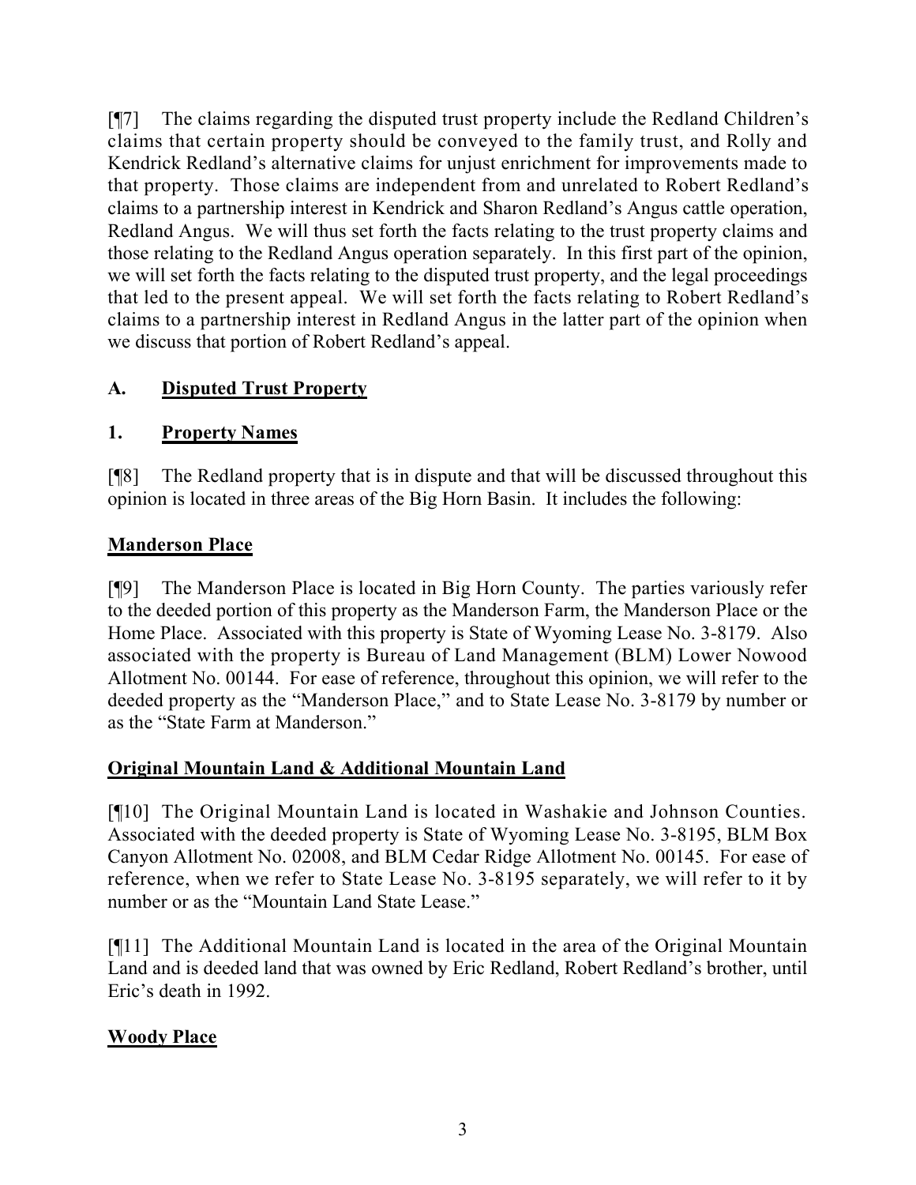[¶7] The claims regarding the disputed trust property include the Redland Children's claims that certain property should be conveyed to the family trust, and Rolly and Kendrick Redland's alternative claims for unjust enrichment for improvements made to that property. Those claims are independent from and unrelated to Robert Redland's claims to a partnership interest in Kendrick and Sharon Redland's Angus cattle operation, Redland Angus. We will thus set forth the facts relating to the trust property claims and those relating to the Redland Angus operation separately. In this first part of the opinion, we will set forth the facts relating to the disputed trust property, and the legal proceedings that led to the present appeal. We will set forth the facts relating to Robert Redland's claims to a partnership interest in Redland Angus in the latter part of the opinion when we discuss that portion of Robert Redland's appeal.

## A. <u>Disputed Trust Property</u>

### 1. <u>Property Names</u>

[¶8] The Redland property that is in dispute and that will be discussed throughout this opinion is located in three areas of the Big Horn Basin. It includes the following:

**<u>Manderson Place</u>**

[¶9] The Manderson Place is located in Big Horn County. The parties variously refer to the deeded portion of this property as the Manderson Farm, the Manderson Place or the Home Place. Associated with this property is State of Wyoming Lease No. 3-8179. Also associated with the property is Bureau of Land Management (BLM) Lower Nowood Allotment No. 00144. For ease of reference, throughout this opinion, we will refer to the deeded property as the "Manderson Place," and to State Lease No. 3-8179 by number or as the "State Farm at Manderson."

**<u>Original Mountain Land & Additional Mountain Land</u>**

[¶10] The Original Mountain Land is located in Washakie and Johnson Counties. Associated with the deeded property is State of Wyoming Lease No. 3-8195, BLM Box Canyon Allotment No. 02008, and BLM Cedar Ridge Allotment No. 00145. For ease of reference, when we refer to State Lease No. 3-8195 separately, we will refer to it by number or as the "Mountain Land State Lease."

[¶11] The Additional Mountain Land is located in the area of the Original Mountain Land and is deeded land that was owned by Eric Redland, Robert Redland's brother, until Eric's death in 1992.

**<u>Woody Place</u>**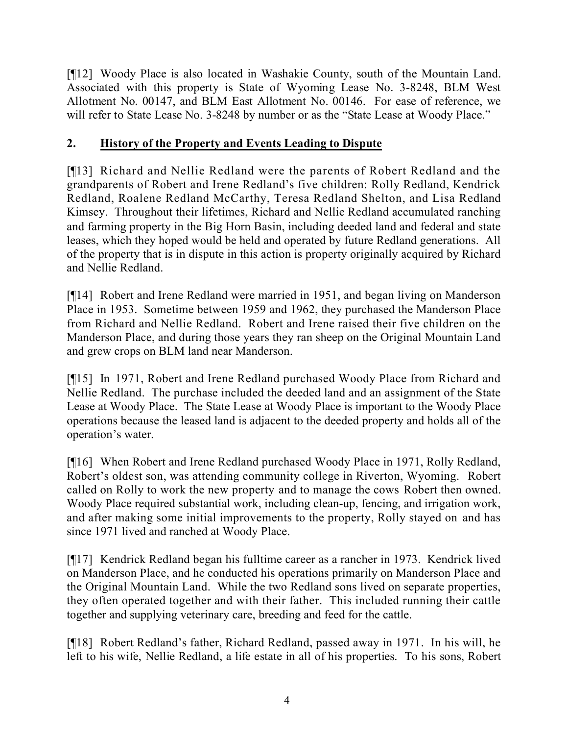[¶12] Woody Place is also located in Washakie County, south of the Mountain Land. Associated with this property is State of Wyoming Lease No. 3-8248, BLM West Allotment No. 00147, and BLM East Allotment No. 00146. For ease of reference, we will refer to State Lease No. 3-8248 by number or as the "State Lease at Woody Place."

## 2. History of the Property and Events Leading to Dispute

[¶13] Richard and Nellie Redland were the parents of Robert Redland and the grandparents of Robert and Irene Redland's five children: Rolly Redland, Kendrick Redland, Roalene Redland McCarthy, Teresa Redland Shelton, and Lisa Redland Kimsey. Throughout their lifetimes, Richard and Nellie Redland accumulated ranching and farming property in the Big Horn Basin, including deeded land and federal and state leases, which they hoped would be held and operated by future Redland generations. All of the property that is in dispute in this action is property originally acquired by Richard and Nellie Redland.

[¶14] Robert and Irene Redland were married in 1951, and began living on Manderson Place in 1953. Sometime between 1959 and 1962, they purchased the Manderson Place from Richard and Nellie Redland. Robert and Irene raised their five children on the Manderson Place, and during those years they ran sheep on the Original Mountain Land and grew crops on BLM land near Manderson.

[¶15] In 1971, Robert and Irene Redland purchased Woody Place from Richard and Nellie Redland. The purchase included the deeded land and an assignment of the State Lease at Woody Place. The State Lease at Woody Place is important to the Woody Place operations because the leased land is adjacent to the deeded property and holds all of the operation's water.

[¶16] When Robert and Irene Redland purchased Woody Place in 1971, Rolly Redland, Robert's oldest son, was attending community college in Riverton, Wyoming. Robert called on Rolly to work the new property and to manage the cows Robert then owned. Woody Place required substantial work, including clean-up, fencing, and irrigation work, and after making some initial improvements to the property, Rolly stayed on and has since 1971 lived and ranched at Woody Place.

[¶17] Kendrick Redland began his fulltime career as a rancher in 1973. Kendrick lived on Manderson Place, and he conducted his operations primarily on Manderson Place and the Original Mountain Land. While the two Redland sons lived on separate properties, they often operated together and with their father. This included running their cattle together and supplying veterinary care, breeding and feed for the cattle.

[¶18] Robert Redland's father, Richard Redland, passed away in 1971. In his will, he left to his wife, Nellie Redland, a life estate in all of his properties. To his sons, Robert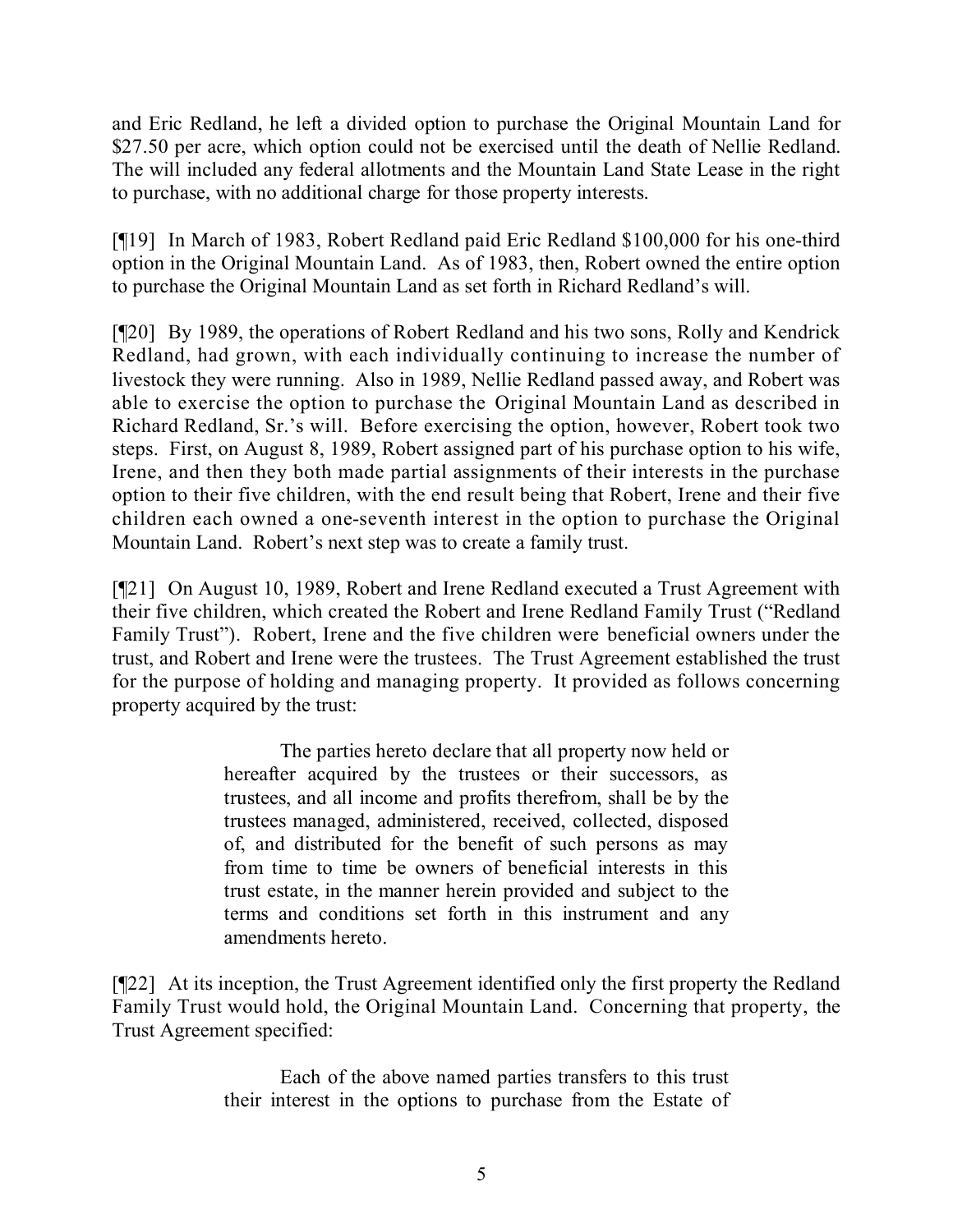and Eric Redland, he left a divided option to purchase the Original Mountain Land for $27.50 per acre, which option could not be exercised until the death of Nellie Redland. The will included any federal allotments and the Mountain Land State Lease in the right to purchase, with no additional charge for those property interests.

[¶19] In March of 1983, Robert Redland paid Eric Redland $100,000 for his one-third option in the Original Mountain Land. As of 1983, then, Robert owned the entire option to purchase the Original Mountain Land as set forth in Richard Redland's will.

[¶20] By 1989, the operations of Robert Redland and his two sons, Rolly and Kendrick Redland, had grown, with each individually continuing to increase the number of livestock they were running. Also in 1989, Nellie Redland passed away, and Robert was able to exercise the option to purchase the Original Mountain Land as described in Richard Redland, Sr.'s will. Before exercising the option, however, Robert took two steps. First, on August 8, 1989, Robert assigned part of his purchase option to his wife, Irene, and then they both made partial assignments of their interests in the purchase option to their five children, with the end result being that Robert, Irene and their five children each owned a one-seventh interest in the option to purchase the Original Mountain Land. Robert's next step was to create a family trust.

[¶21] On August 10, 1989, Robert and Irene Redland executed a Trust Agreement with their five children, which created the Robert and Irene Redland Family Trust ("Redland Family Trust"). Robert, Irene and the five children were beneficial owners under the trust, and Robert and Irene were the trustees. The Trust Agreement established the trust for the purpose of holding and managing property. It provided as follows concerning property acquired by the trust:

> The parties hereto declare that all property now held or hereafter acquired by the trustees or their successors, as trustees, and all income and profits therefrom, shall be by the trustees managed, administered, received, collected, disposed of, and distributed for the benefit of such persons as may from time to time be owners of beneficial interests in this trust estate, in the manner herein provided and subject to the terms and conditions set forth in this instrument and any amendments hereto.

[¶22] At its inception, the Trust Agreement identified only the first property the Redland Family Trust would hold, the Original Mountain Land. Concerning that property, the Trust Agreement specified:

> Each of the above named parties transfers to this trust their interest in the options to purchase from the Estate of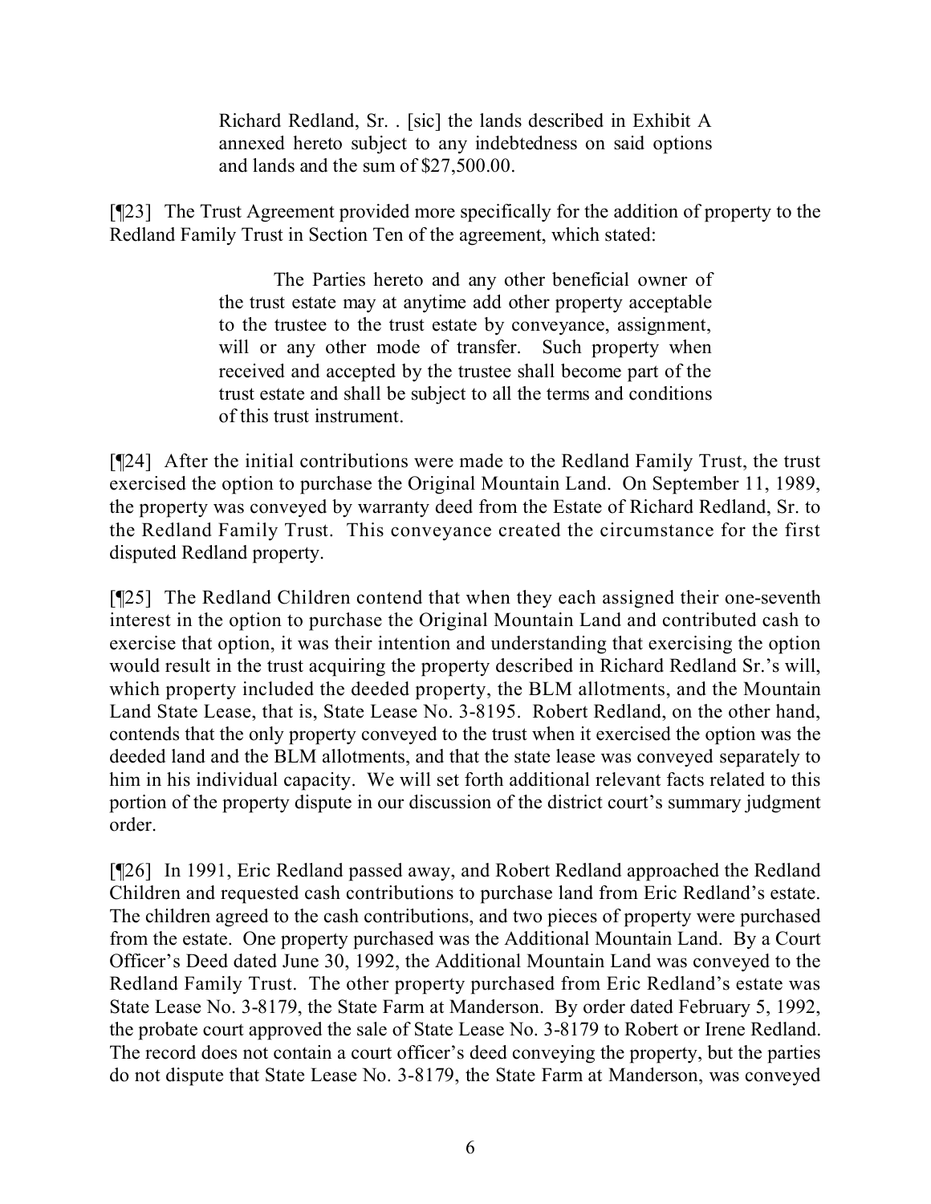> Richard Redland, Sr. . [sic] the lands described in Exhibit A annexed hereto subject to any indebtedness on said options and lands and the sum of $27,500.00.

[¶23] The Trust Agreement provided more specifically for the addition of property to the Redland Family Trust in Section Ten of the agreement, which stated:

> The Parties hereto and any other beneficial owner of the trust estate may at anytime add other property acceptable to the trustee to the trust estate by conveyance, assignment, will or any other mode of transfer. Such property when received and accepted by the trustee shall become part of the trust estate and shall be subject to all the terms and conditions of this trust instrument.

[¶24] After the initial contributions were made to the Redland Family Trust, the trust exercised the option to purchase the Original Mountain Land. On September 11, 1989, the property was conveyed by warranty deed from the Estate of Richard Redland, Sr. to the Redland Family Trust. This conveyance created the circumstance for the first disputed Redland property.

[¶25] The Redland Children contend that when they each assigned their one-seventh interest in the option to purchase the Original Mountain Land and contributed cash to exercise that option, it was their intention and understanding that exercising the option would result in the trust acquiring the property described in Richard Redland Sr.'s will, which property included the deeded property, the BLM allotments, and the Mountain Land State Lease, that is, State Lease No. 3-8195. Robert Redland, on the other hand, contends that the only property conveyed to the trust when it exercised the option was the deeded land and the BLM allotments, and that the state lease was conveyed separately to him in his individual capacity. We will set forth additional relevant facts related to this portion of the property dispute in our discussion of the district court's summary judgment order.

[¶26] In 1991, Eric Redland passed away, and Robert Redland approached the Redland Children and requested cash contributions to purchase land from Eric Redland's estate. The children agreed to the cash contributions, and two pieces of property were purchased from the estate. One property purchased was the Additional Mountain Land. By a Court Officer's Deed dated June 30, 1992, the Additional Mountain Land was conveyed to the Redland Family Trust. The other property purchased from Eric Redland's estate was State Lease No. 3-8179, the State Farm at Manderson. By order dated February 5, 1992, the probate court approved the sale of State Lease No. 3-8179 to Robert or Irene Redland. The record does not contain a court officer's deed conveying the property, but the parties do not dispute that State Lease No. 3-8179, the State Farm at Manderson, was conveyed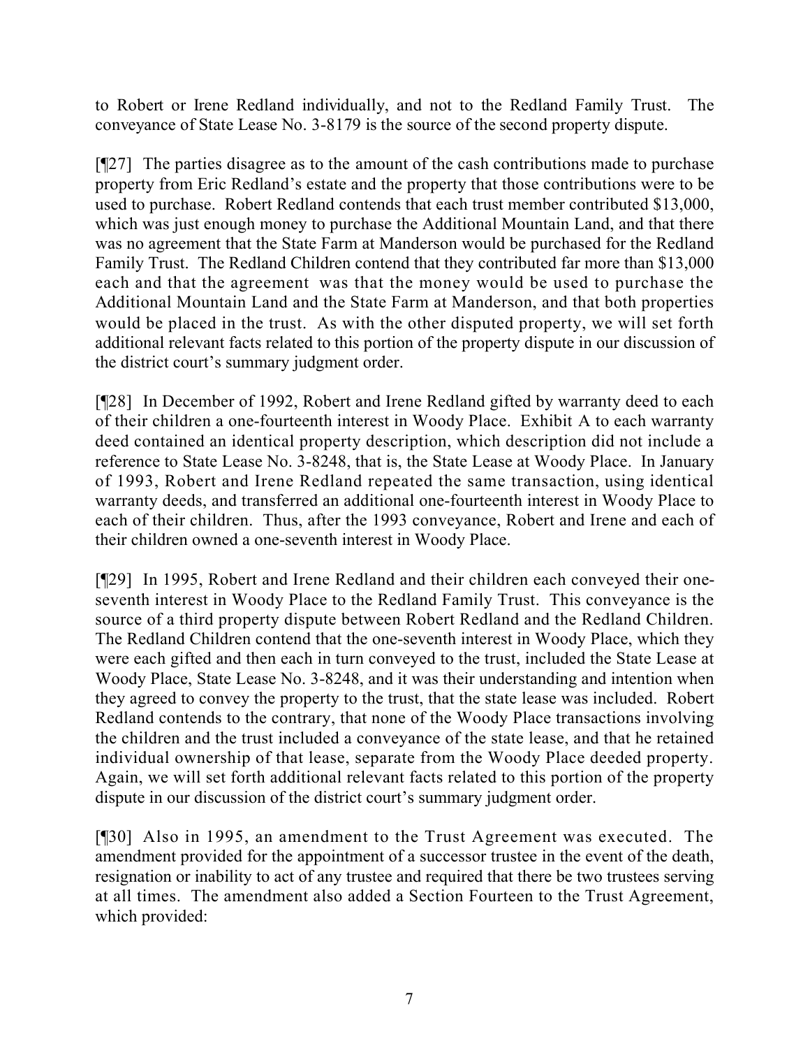to Robert or Irene Redland individually, and not to the Redland Family Trust. The conveyance of State Lease No. 3-8179 is the source of the second property dispute.

[¶27] The parties disagree as to the amount of the cash contributions made to purchase property from Eric Redland's estate and the property that those contributions were to be used to purchase. Robert Redland contends that each trust member contributed $13,000, which was just enough money to purchase the Additional Mountain Land, and that there was no agreement that the State Farm at Manderson would be purchased for the Redland Family Trust. The Redland Children contend that they contributed far more than $13,000 each and that the agreement was that the money would be used to purchase the Additional Mountain Land and the State Farm at Manderson, and that both properties would be placed in the trust. As with the other disputed property, we will set forth additional relevant facts related to this portion of the property dispute in our discussion of the district court's summary judgment order.

[¶28] In December of 1992, Robert and Irene Redland gifted by warranty deed to each of their children a one-fourteenth interest in Woody Place. Exhibit A to each warranty deed contained an identical property description, which description did not include a reference to State Lease No. 3-8248, that is, the State Lease at Woody Place. In January of 1993, Robert and Irene Redland repeated the same transaction, using identical warranty deeds, and transferred an additional one-fourteenth interest in Woody Place to each of their children. Thus, after the 1993 conveyance, Robert and Irene and each of their children owned a one-seventh interest in Woody Place.

[¶29] In 1995, Robert and Irene Redland and their children each conveyed their one-seventh interest in Woody Place to the Redland Family Trust. This conveyance is the source of a third property dispute between Robert Redland and the Redland Children. The Redland Children contend that the one-seventh interest in Woody Place, which they were each gifted and then each in turn conveyed to the trust, included the State Lease at Woody Place, State Lease No. 3-8248, and it was their understanding and intention when they agreed to convey the property to the trust, that the state lease was included. Robert Redland contends to the contrary, that none of the Woody Place transactions involving the children and the trust included a conveyance of the state lease, and that he retained individual ownership of that lease, separate from the Woody Place deeded property. Again, we will set forth additional relevant facts related to this portion of the property dispute in our discussion of the district court's summary judgment order.

[¶30] Also in 1995, an amendment to the Trust Agreement was executed. The amendment provided for the appointment of a successor trustee in the event of the death, resignation or inability to act of any trustee and required that there be two trustees serving at all times. The amendment also added a Section Fourteen to the Trust Agreement, which provided: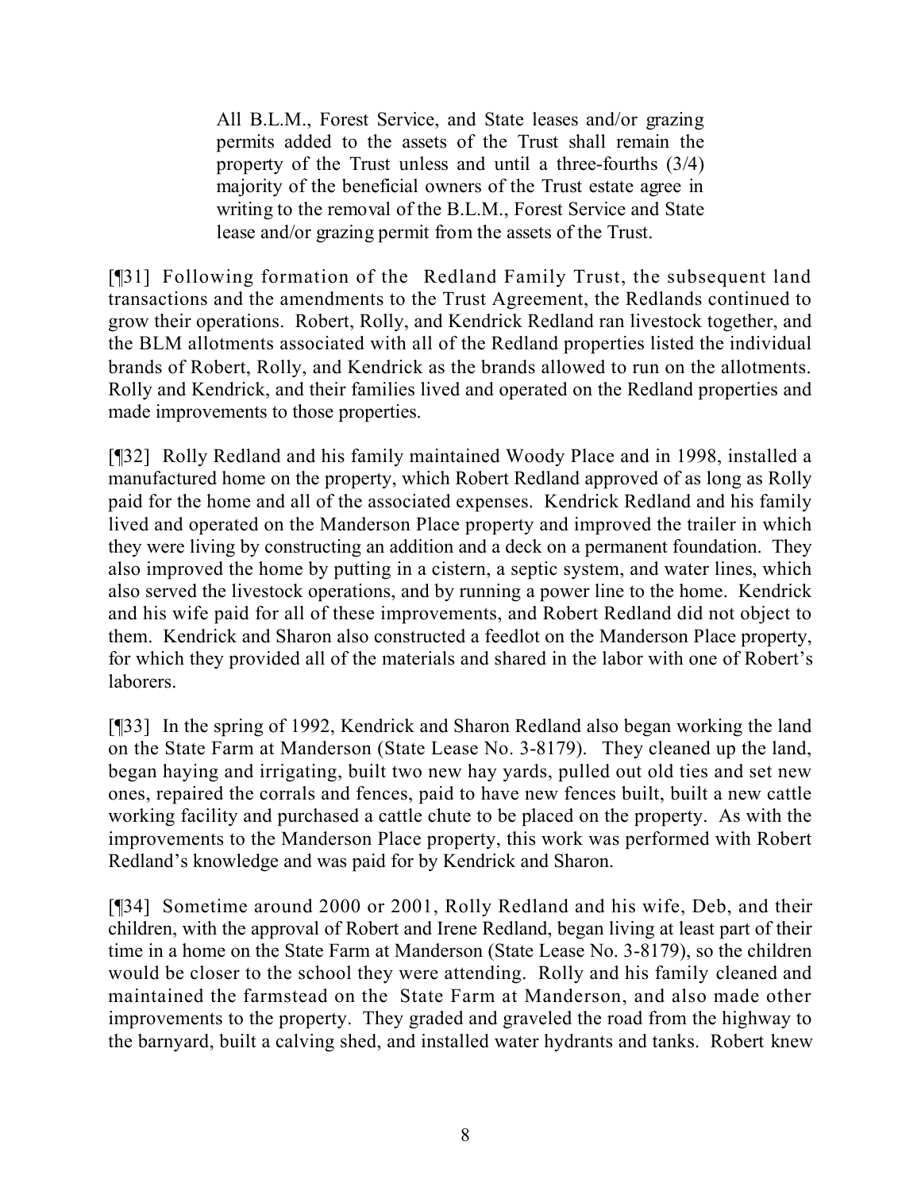> All B.L.M., Forest Service, and State leases and/or grazing permits added to the assets of the Trust shall remain the property of the Trust unless and until a three-fourths (3/4) majority of the beneficial owners of the Trust estate agree in writing to the removal of the B.L.M., Forest Service and State lease and/or grazing permit from the assets of the Trust.

[¶31] Following formation of the Redland Family Trust, the subsequent land transactions and the amendments to the Trust Agreement, the Redlands continued to grow their operations. Robert, Rolly, and Kendrick Redland ran livestock together, and the BLM allotments associated with all of the Redland properties listed the individual brands of Robert, Rolly, and Kendrick as the brands allowed to run on the allotments. Rolly and Kendrick, and their families lived and operated on the Redland properties and made improvements to those properties.

[¶32] Rolly Redland and his family maintained Woody Place and in 1998, installed a manufactured home on the property, which Robert Redland approved of as long as Rolly paid for the home and all of the associated expenses. Kendrick Redland and his family lived and operated on the Manderson Place property and improved the trailer in which they were living by constructing an addition and a deck on a permanent foundation. They also improved the home by putting in a cistern, a septic system, and water lines, which also served the livestock operations, and by running a power line to the home. Kendrick and his wife paid for all of these improvements, and Robert Redland did not object to them. Kendrick and Sharon also constructed a feedlot on the Manderson Place property, for which they provided all of the materials and shared in the labor with one of Robert's laborers.

[¶33] In the spring of 1992, Kendrick and Sharon Redland also began working the land on the State Farm at Manderson (State Lease No. 3-8179). They cleaned up the land, began haying and irrigating, built two new hay yards, pulled out old ties and set new ones, repaired the corrals and fences, paid to have new fences built, built a new cattle working facility and purchased a cattle chute to be placed on the property. As with the improvements to the Manderson Place property, this work was performed with Robert Redland's knowledge and was paid for by Kendrick and Sharon.

[¶34] Sometime around 2000 or 2001, Rolly Redland and his wife, Deb, and their children, with the approval of Robert and Irene Redland, began living at least part of their time in a home on the State Farm at Manderson (State Lease No. 3-8179), so the children would be closer to the school they were attending. Rolly and his family cleaned and maintained the farmstead on the State Farm at Manderson, and also made other improvements to the property. They graded and graveled the road from the highway to the barnyard, built a calving shed, and installed water hydrants and tanks. Robert knew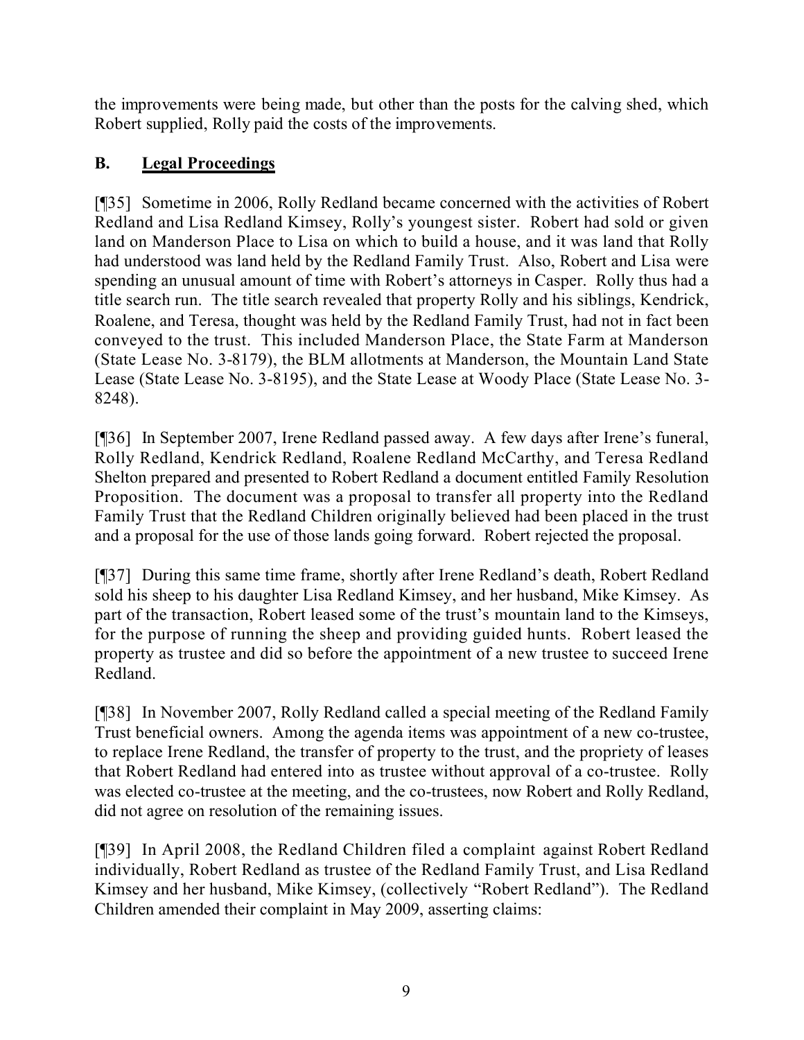the improvements were being made, but other than the posts for the calving shed, which Robert supplied, Rolly paid the costs of the improvements.

### B. Legal Proceedings

[¶35] Sometime in 2006, Rolly Redland became concerned with the activities of Robert Redland and Lisa Redland Kimsey, Rolly's youngest sister. Robert had sold or given land on Manderson Place to Lisa on which to build a house, and it was land that Rolly had understood was land held by the Redland Family Trust. Also, Robert and Lisa were spending an unusual amount of time with Robert's attorneys in Casper. Rolly thus had a title search run. The title search revealed that property Rolly and his siblings, Kendrick, Roalene, and Teresa, thought was held by the Redland Family Trust, had not in fact been conveyed to the trust. This included Manderson Place, the State Farm at Manderson (State Lease No. 3-8179), the BLM allotments at Manderson, the Mountain Land State Lease (State Lease No. 3-8195), and the State Lease at Woody Place (State Lease No. 3-8248).

[¶36] In September 2007, Irene Redland passed away. A few days after Irene's funeral, Rolly Redland, Kendrick Redland, Roalene Redland McCarthy, and Teresa Redland Shelton prepared and presented to Robert Redland a document entitled Family Resolution Proposition. The document was a proposal to transfer all property into the Redland Family Trust that the Redland Children originally believed had been placed in the trust and a proposal for the use of those lands going forward. Robert rejected the proposal.

[¶37] During this same time frame, shortly after Irene Redland's death, Robert Redland sold his sheep to his daughter Lisa Redland Kimsey, and her husband, Mike Kimsey. As part of the transaction, Robert leased some of the trust's mountain land to the Kimseys, for the purpose of running the sheep and providing guided hunts. Robert leased the property as trustee and did so before the appointment of a new trustee to succeed Irene Redland.

[¶38] In November 2007, Rolly Redland called a special meeting of the Redland Family Trust beneficial owners. Among the agenda items was appointment of a new co-trustee, to replace Irene Redland, the transfer of property to the trust, and the propriety of leases that Robert Redland had entered into as trustee without approval of a co-trustee. Rolly was elected co-trustee at the meeting, and the co-trustees, now Robert and Rolly Redland, did not agree on resolution of the remaining issues.

[¶39] In April 2008, the Redland Children filed a complaint against Robert Redland individually, Robert Redland as trustee of the Redland Family Trust, and Lisa Redland Kimsey and her husband, Mike Kimsey, (collectively "Robert Redland"). The Redland Children amended their complaint in May 2009, asserting claims: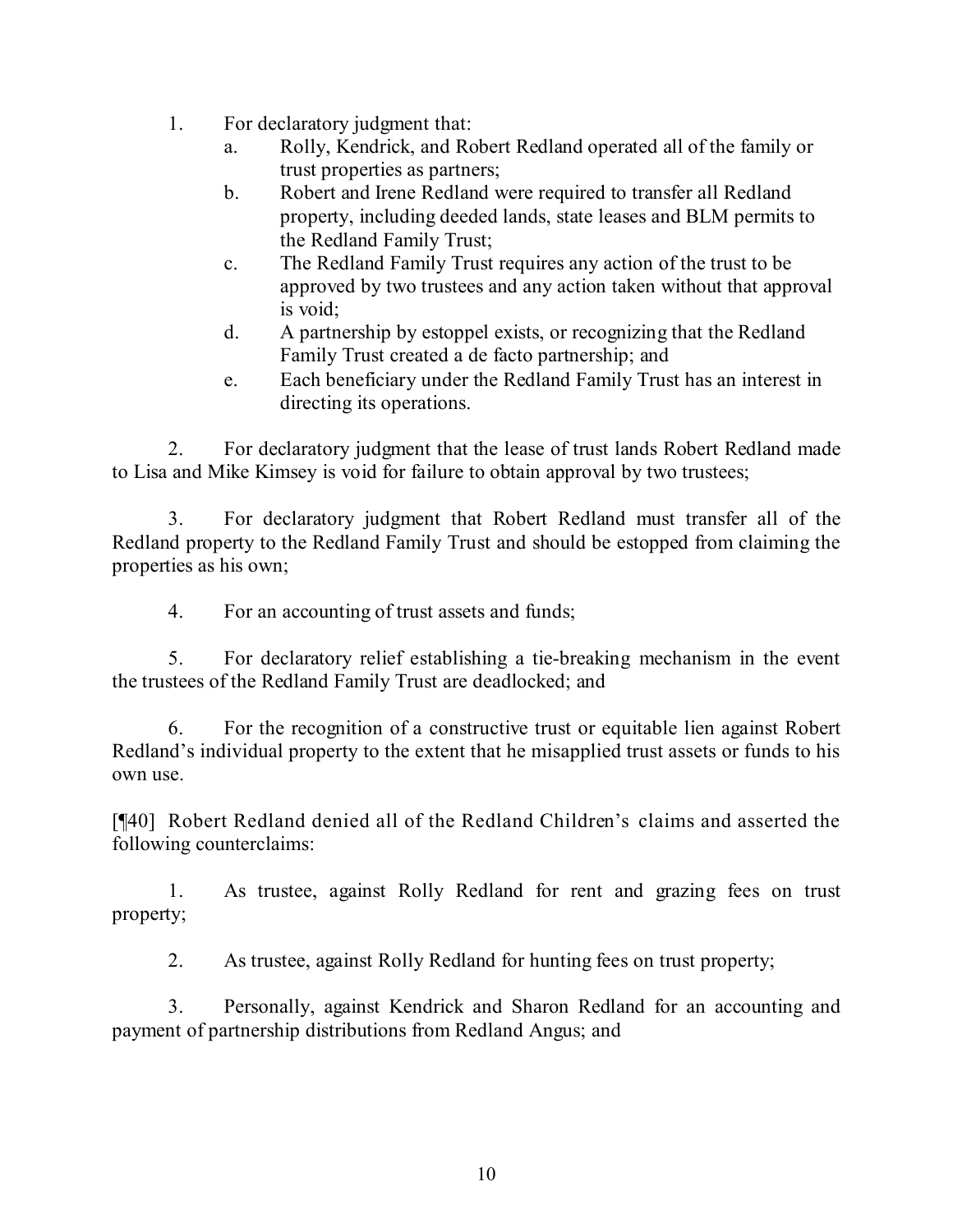1. For declaratory judgment that:
   a. Rolly, Kendrick, and Robert Redland operated all of the family or trust properties as partners;
   b. Robert and Irene Redland were required to transfer all Redland property, including deeded lands, state leases and BLM permits to the Redland Family Trust;
   c. The Redland Family Trust requires any action of the trust to be approved by two trustees and any action taken without that approval is void;
   d. A partnership by estoppel exists, or recognizing that the Redland Family Trust created a de facto partnership; and
   e. Each beneficiary under the Redland Family Trust has an interest in directing its operations.

2. For declaratory judgment that the lease of trust lands Robert Redland made to Lisa and Mike Kimsey is void for failure to obtain approval by two trustees;

3. For declaratory judgment that Robert Redland must transfer all of the Redland property to the Redland Family Trust and should be estopped from claiming the properties as his own;

4. For an accounting of trust assets and funds;

5. For declaratory relief establishing a tie-breaking mechanism in the event the trustees of the Redland Family Trust are deadlocked; and

6. For the recognition of a constructive trust or equitable lien against Robert Redland's individual property to the extent that he misapplied trust assets or funds to his own use.

[¶40] Robert Redland denied all of the Redland Children's claims and asserted the following counterclaims:

1. As trustee, against Rolly Redland for rent and grazing fees on trust property;

2. As trustee, against Rolly Redland for hunting fees on trust property;

3. Personally, against Kendrick and Sharon Redland for an accounting and payment of partnership distributions from Redland Angus; and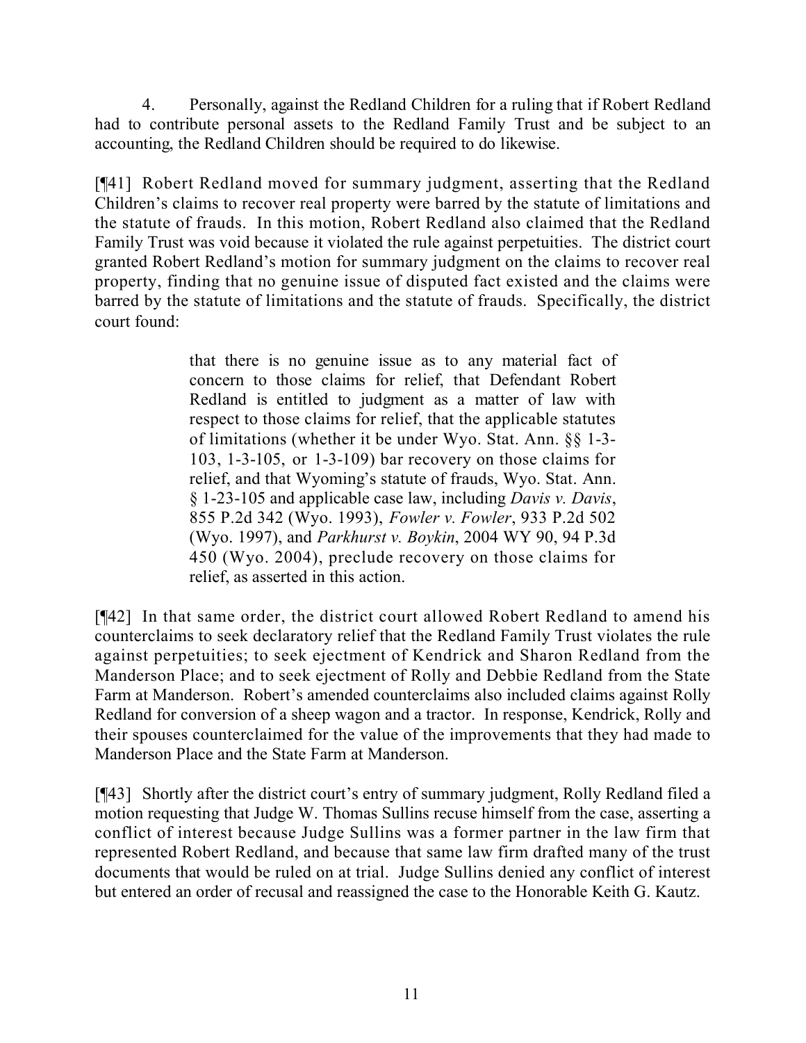4. Personally, against the Redland Children for a ruling that if Robert Redland had to contribute personal assets to the Redland Family Trust and be subject to an accounting, the Redland Children should be required to do likewise.

[¶41] Robert Redland moved for summary judgment, asserting that the Redland Children's claims to recover real property were barred by the statute of limitations and the statute of frauds. In this motion, Robert Redland also claimed that the Redland Family Trust was void because it violated the rule against perpetuities. The district court granted Robert Redland's motion for summary judgment on the claims to recover real property, finding that no genuine issue of disputed fact existed and the claims were barred by the statute of limitations and the statute of frauds. Specifically, the district court found:

> that there is no genuine issue as to any material fact of concern to those claims for relief, that Defendant Robert Redland is entitled to judgment as a matter of law with respect to those claims for relief, that the applicable statutes of limitations (whether it be under Wyo. Stat. Ann. §§ 1-3-103, 1-3-105, or 1-3-109) bar recovery on those claims for relief, and that Wyoming's statute of frauds, Wyo. Stat. Ann. § 1-23-105 and applicable case law, including *Davis v. Davis*, 855 P.2d 342 (Wyo. 1993), *Fowler v. Fowler*, 933 P.2d 502 (Wyo. 1997), and *Parkhurst v. Boykin*, 2004 WY 90, 94 P.3d 450 (Wyo. 2004), preclude recovery on those claims for relief, as asserted in this action.

[¶42] In that same order, the district court allowed Robert Redland to amend his counterclaims to seek declaratory relief that the Redland Family Trust violates the rule against perpetuities; to seek ejectment of Kendrick and Sharon Redland from the Manderson Place; and to seek ejectment of Rolly and Debbie Redland from the State Farm at Manderson. Robert's amended counterclaims also included claims against Rolly Redland for conversion of a sheep wagon and a tractor. In response, Kendrick, Rolly and their spouses counterclaimed for the value of the improvements that they had made to Manderson Place and the State Farm at Manderson.

[¶43] Shortly after the district court's entry of summary judgment, Rolly Redland filed a motion requesting that Judge W. Thomas Sullins recuse himself from the case, asserting a conflict of interest because Judge Sullins was a former partner in the law firm that represented Robert Redland, and because that same law firm drafted many of the trust documents that would be ruled on at trial. Judge Sullins denied any conflict of interest but entered an order of recusal and reassigned the case to the Honorable Keith G. Kautz.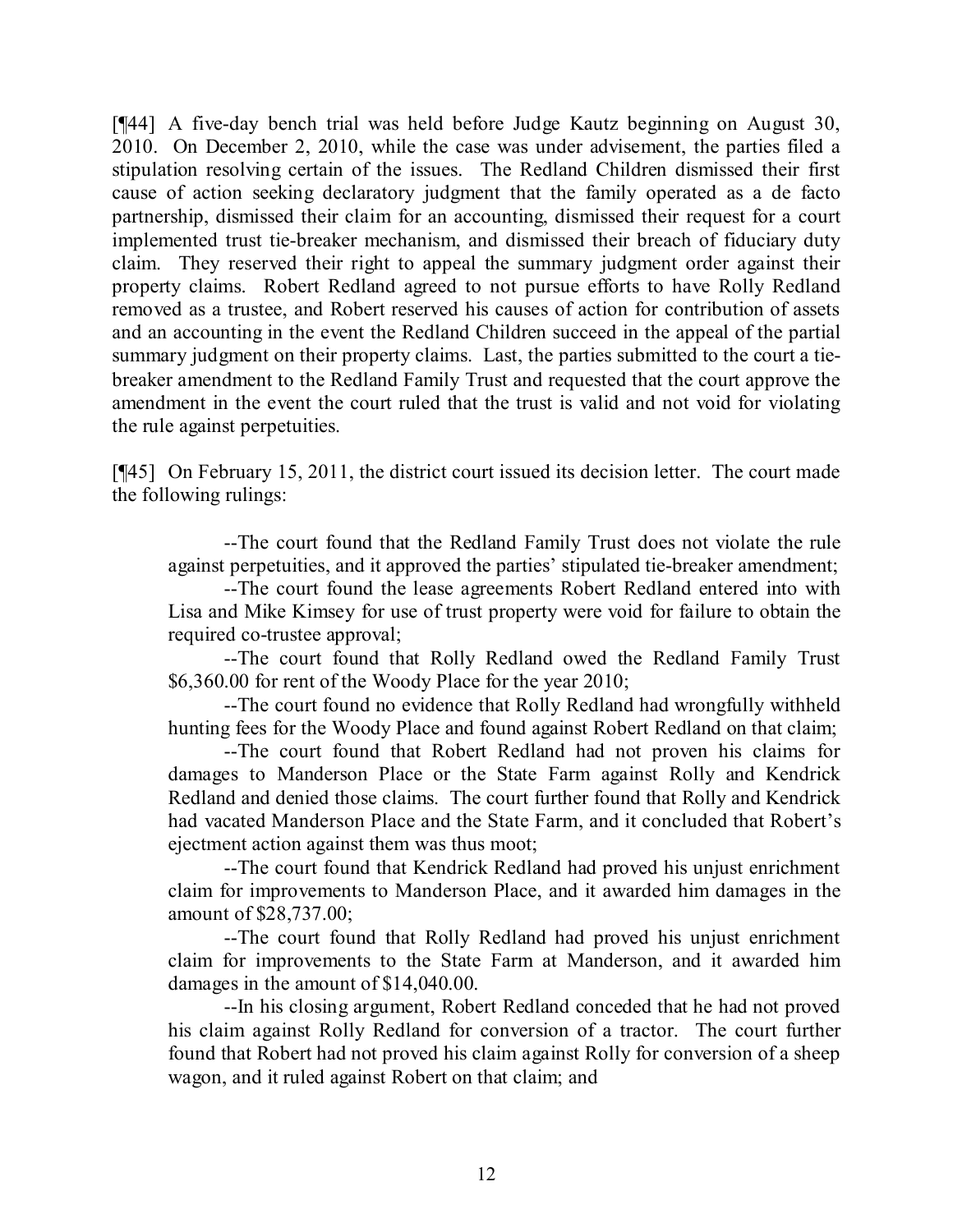[¶44] A five-day bench trial was held before Judge Kautz beginning on August 30, 2010. On December 2, 2010, while the case was under advisement, the parties filed a stipulation resolving certain of the issues. The Redland Children dismissed their first cause of action seeking declaratory judgment that the family operated as a de facto partnership, dismissed their claim for an accounting, dismissed their request for a court implemented trust tie-breaker mechanism, and dismissed their breach of fiduciary duty claim. They reserved their right to appeal the summary judgment order against their property claims. Robert Redland agreed to not pursue efforts to have Rolly Redland removed as a trustee, and Robert reserved his causes of action for contribution of assets and an accounting in the event the Redland Children succeed in the appeal of the partial summary judgment on their property claims. Last, the parties submitted to the court a tie-breaker amendment to the Redland Family Trust and requested that the court approve the amendment in the event the court ruled that the trust is valid and not void for violating the rule against perpetuities.

[¶45] On February 15, 2011, the district court issued its decision letter. The court made the following rulings:

> --The court found that the Redland Family Trust does not violate the rule against perpetuities, and it approved the parties' stipulated tie-breaker amendment;
>
> --The court found the lease agreements Robert Redland entered into with Lisa and Mike Kimsey for use of trust property were void for failure to obtain the required co-trustee approval;
>
> --The court found that Rolly Redland owed the Redland Family Trust $6,360.00 for rent of the Woody Place for the year 2010;
>
> --The court found no evidence that Rolly Redland had wrongfully withheld hunting fees for the Woody Place and found against Robert Redland on that claim;
>
> --The court found that Robert Redland had not proven his claims for damages to Manderson Place or the State Farm against Rolly and Kendrick Redland and denied those claims. The court further found that Rolly and Kendrick had vacated Manderson Place and the State Farm, and it concluded that Robert's ejectment action against them was thus moot;
>
> --The court found that Kendrick Redland had proved his unjust enrichment claim for improvements to Manderson Place, and it awarded him damages in the amount of $28,737.00;
>
> --The court found that Rolly Redland had proved his unjust enrichment claim for improvements to the State Farm at Manderson, and it awarded him damages in the amount of $14,040.00.
>
> --In his closing argument, Robert Redland conceded that he had not proved his claim against Rolly Redland for conversion of a tractor. The court further found that Robert had not proved his claim against Rolly for conversion of a sheep wagon, and it ruled against Robert on that claim; and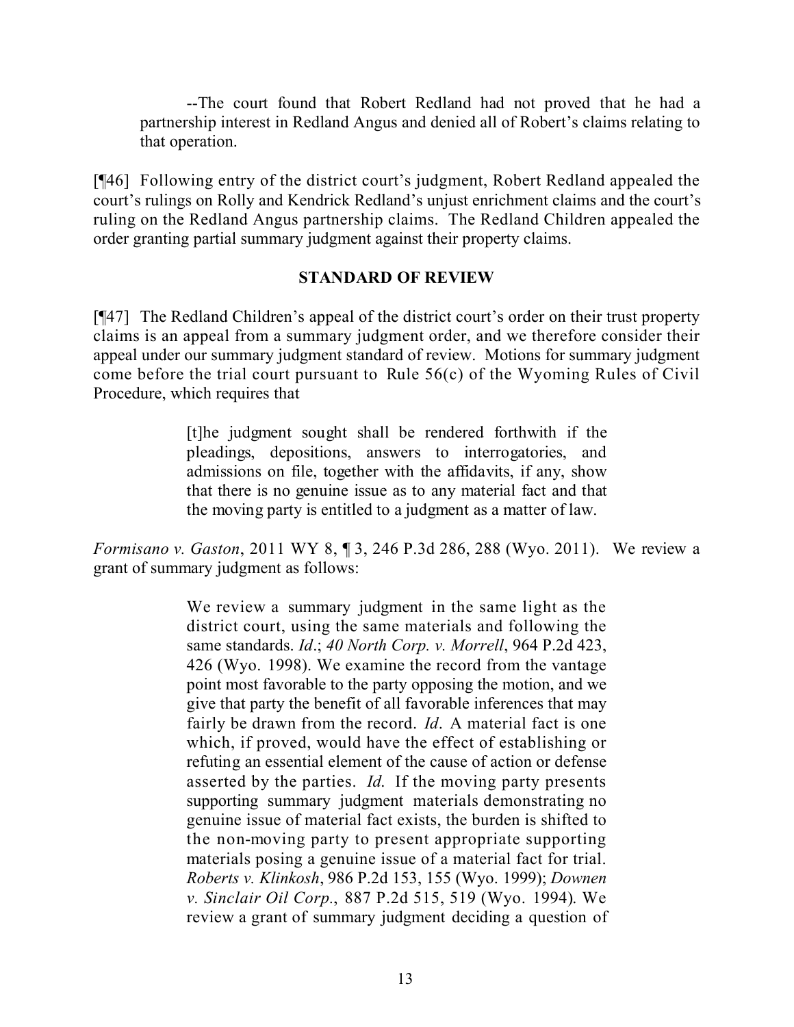--The court found that Robert Redland had not proved that he had a partnership interest in Redland Angus and denied all of Robert's claims relating to that operation.

[¶46] Following entry of the district court's judgment, Robert Redland appealed the court's rulings on Rolly and Kendrick Redland's unjust enrichment claims and the court's ruling on the Redland Angus partnership claims. The Redland Children appealed the order granting partial summary judgment against their property claims.

## STANDARD OF REVIEW

[¶47] The Redland Children's appeal of the district court's order on their trust property claims is an appeal from a summary judgment order, and we therefore consider their appeal under our summary judgment standard of review. Motions for summary judgment come before the trial court pursuant to Rule 56(c) of the Wyoming Rules of Civil Procedure, which requires that

> [t]he judgment sought shall be rendered forthwith if the pleadings, depositions, answers to interrogatories, and admissions on file, together with the affidavits, if any, show that there is no genuine issue as to any material fact and that the moving party is entitled to a judgment as a matter of law.

*Formisano v. Gaston*, 2011 WY 8, ¶ 3, 246 P.3d 286, 288 (Wyo. 2011). We review a grant of summary judgment as follows:

> We review a summary judgment in the same light as the district court, using the same materials and following the same standards. *Id*.; *40 North Corp. v. Morrell*, 964 P.2d 423, 426 (Wyo. 1998). We examine the record from the vantage point most favorable to the party opposing the motion, and we give that party the benefit of all favorable inferences that may fairly be drawn from the record. *Id*. A material fact is one which, if proved, would have the effect of establishing or refuting an essential element of the cause of action or defense asserted by the parties. *Id*. If the moving party presents supporting summary judgment materials demonstrating no genuine issue of material fact exists, the burden is shifted to the non-moving party to present appropriate supporting materials posing a genuine issue of a material fact for trial. *Roberts v. Klinkosh*, 986 P.2d 153, 155 (Wyo. 1999); *Downen v. Sinclair Oil Corp.*, 887 P.2d 515, 519 (Wyo. 1994). We review a grant of summary judgment deciding a question of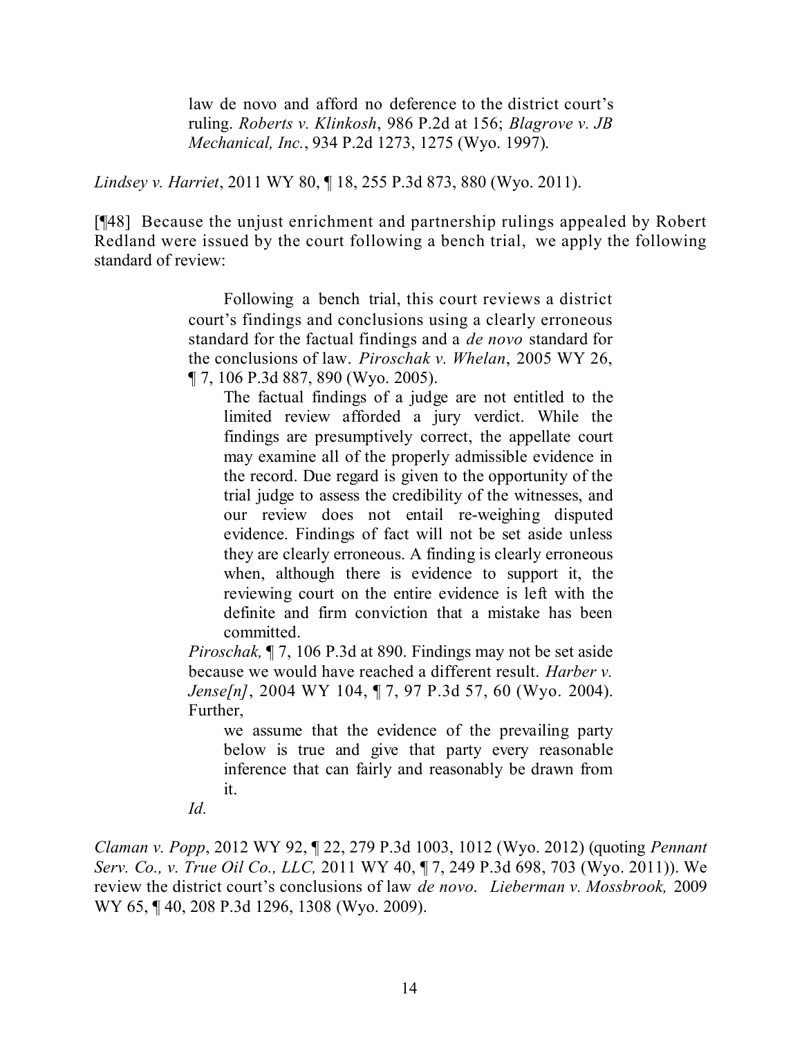> law de novo and afford no deference to the district court's ruling. *Roberts v. Klinkosh*, 986 P.2d at 156; *Blagrove v. JB Mechanical, Inc.*, 934 P.2d 1273, 1275 (Wyo. 1997).

*Lindsey v. Harriet*, 2011 WY 80, ¶ 18, 255 P.3d 873, 880 (Wyo. 2011).

[¶48] Because the unjust enrichment and partnership rulings appealed by Robert Redland were issued by the court following a bench trial, we apply the following standard of review:

> Following a bench trial, this court reviews a district court's findings and conclusions using a clearly erroneous standard for the factual findings and a *de novo* standard for the conclusions of law. *Piroschak v. Whelan*, 2005 WY 26, ¶ 7, 106 P.3d 887, 890 (Wyo. 2005).
>
> > The factual findings of a judge are not entitled to the limited review afforded a jury verdict. While the findings are presumptively correct, the appellate court may examine all of the properly admissible evidence in the record. Due regard is given to the opportunity of the trial judge to assess the credibility of the witnesses, and our review does not entail re-weighing disputed evidence. Findings of fact will not be set aside unless they are clearly erroneous. A finding is clearly erroneous when, although there is evidence to support it, the reviewing court on the entire evidence is left with the definite and firm conviction that a mistake has been committed.
>
> *Piroschak,* ¶ 7, 106 P.3d at 890. Findings may not be set aside because we would have reached a different result. *Harber v. Jense[n]*, 2004 WY 104, ¶ 7, 97 P.3d 57, 60 (Wyo. 2004). Further,
>
> > we assume that the evidence of the prevailing party below is true and give that party every reasonable inference that can fairly and reasonably be drawn from it.
>
> *Id.*

*Claman v. Popp*, 2012 WY 92, ¶ 22, 279 P.3d 1003, 1012 (Wyo. 2012) (quoting *Pennant Serv. Co., v. True Oil Co., LLC,* 2011 WY 40, ¶ 7, 249 P.3d 698, 703 (Wyo. 2011)). We review the district court's conclusions of law *de novo*. *Lieberman v. Mossbrook,* 2009 WY 65, ¶ 40, 208 P.3d 1296, 1308 (Wyo. 2009).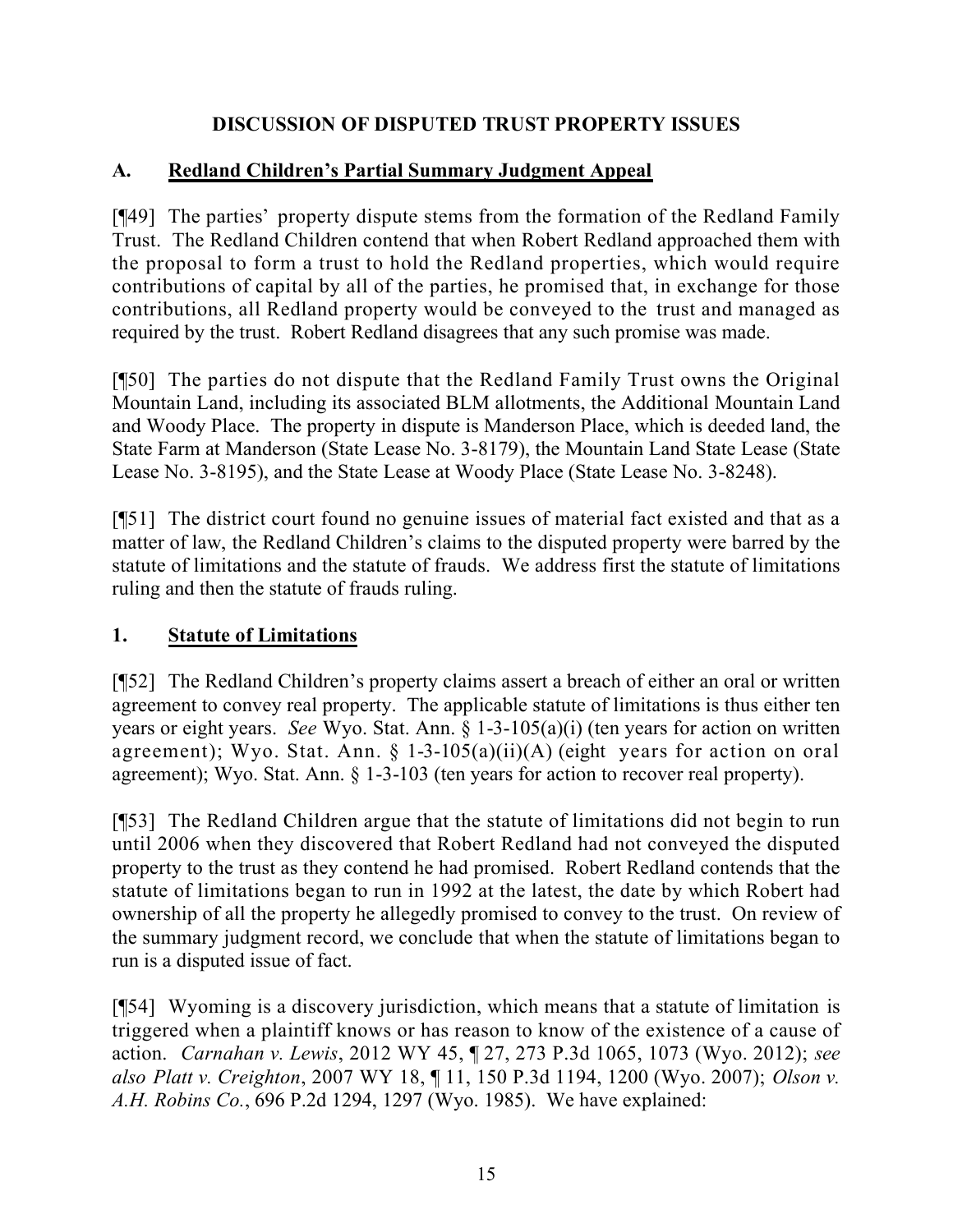## DISCUSSION OF DISPUTED TRUST PROPERTY ISSUES

### A. Redland Children's Partial Summary Judgment Appeal

[¶49] The parties' property dispute stems from the formation of the Redland Family Trust. The Redland Children contend that when Robert Redland approached them with the proposal to form a trust to hold the Redland properties, which would require contributions of capital by all of the parties, he promised that, in exchange for those contributions, all Redland property would be conveyed to the trust and managed as required by the trust. Robert Redland disagrees that any such promise was made.

[¶50] The parties do not dispute that the Redland Family Trust owns the Original Mountain Land, including its associated BLM allotments, the Additional Mountain Land and Woody Place. The property in dispute is Manderson Place, which is deeded land, the State Farm at Manderson (State Lease No. 3-8179), the Mountain Land State Lease (State Lease No. 3-8195), and the State Lease at Woody Place (State Lease No. 3-8248).

[¶51] The district court found no genuine issues of material fact existed and that as a matter of law, the Redland Children's claims to the disputed property were barred by the statute of limitations and the statute of frauds. We address first the statute of limitations ruling and then the statute of frauds ruling.

### 1. Statute of Limitations

[¶52] The Redland Children's property claims assert a breach of either an oral or written agreement to convey real property. The applicable statute of limitations is thus either ten years or eight years. *See* Wyo. Stat. Ann. § 1-3-105(a)(i) (ten years for action on written agreement); Wyo. Stat. Ann. § 1-3-105(a)(ii)(A) (eight years for action on oral agreement); Wyo. Stat. Ann. § 1-3-103 (ten years for action to recover real property).

[¶53] The Redland Children argue that the statute of limitations did not begin to run until 2006 when they discovered that Robert Redland had not conveyed the disputed property to the trust as they contend he had promised. Robert Redland contends that the statute of limitations began to run in 1992 at the latest, the date by which Robert had ownership of all the property he allegedly promised to convey to the trust. On review of the summary judgment record, we conclude that when the statute of limitations began to run is a disputed issue of fact.

[¶54] Wyoming is a discovery jurisdiction, which means that a statute of limitation is triggered when a plaintiff knows or has reason to know of the existence of a cause of action. *Carnahan v. Lewis*, 2012 WY 45, ¶ 27, 273 P.3d 1065, 1073 (Wyo. 2012); *see also Platt v. Creighton*, 2007 WY 18, ¶ 11, 150 P.3d 1194, 1200 (Wyo. 2007); *Olson v. A.H. Robins Co.*, 696 P.2d 1294, 1297 (Wyo. 1985). We have explained: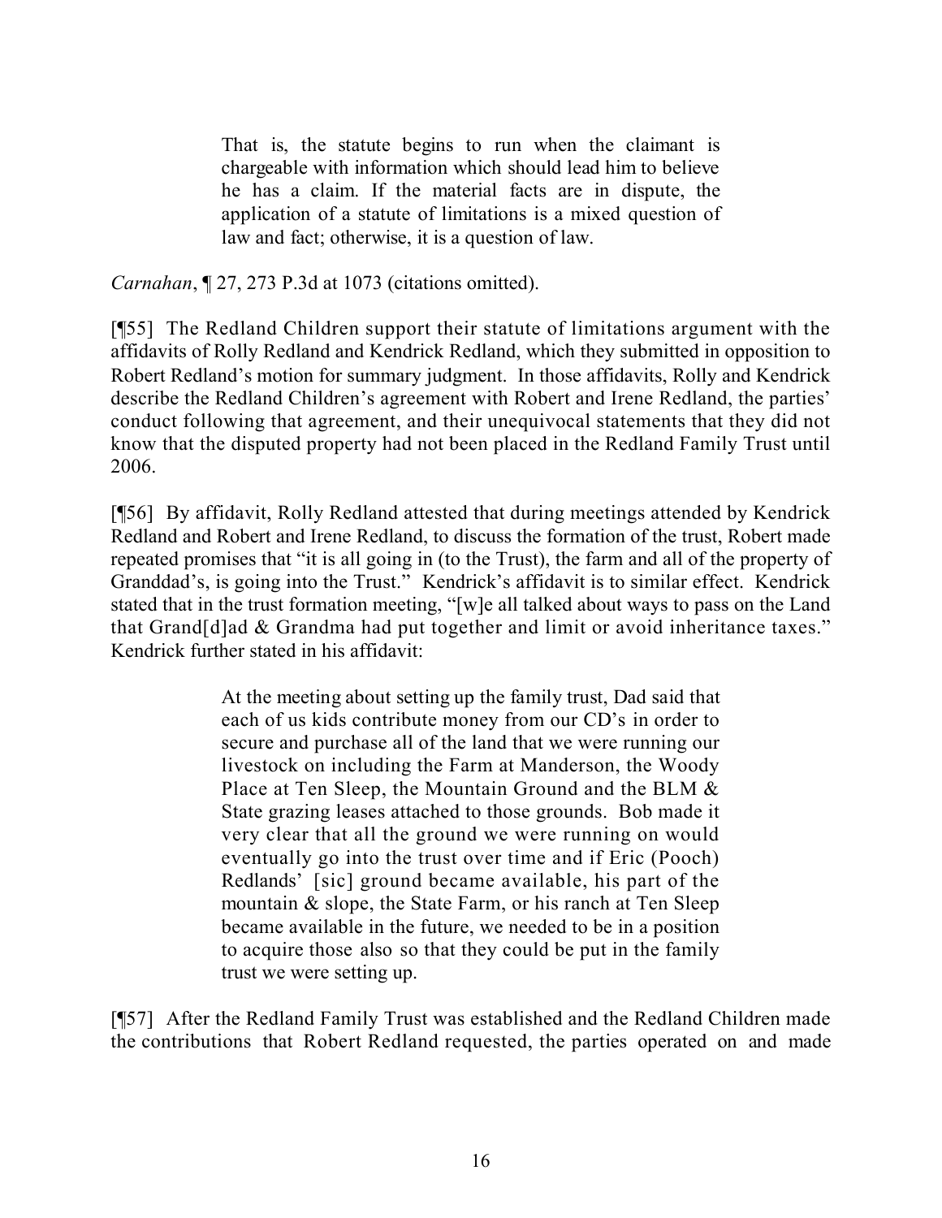> That is, the statute begins to run when the claimant is chargeable with information which should lead him to believe he has a claim. If the material facts are in dispute, the application of a statute of limitations is a mixed question of law and fact; otherwise, it is a question of law.

*Carnahan*, ¶ 27, 273 P.3d at 1073 (citations omitted).

[¶55] The Redland Children support their statute of limitations argument with the affidavits of Rolly Redland and Kendrick Redland, which they submitted in opposition to Robert Redland's motion for summary judgment. In those affidavits, Rolly and Kendrick describe the Redland Children's agreement with Robert and Irene Redland, the parties' conduct following that agreement, and their unequivocal statements that they did not know that the disputed property had not been placed in the Redland Family Trust until 2006.

[¶56] By affidavit, Rolly Redland attested that during meetings attended by Kendrick Redland and Robert and Irene Redland, to discuss the formation of the trust, Robert made repeated promises that "it is all going in (to the Trust), the farm and all of the property of Granddad's, is going into the Trust." Kendrick's affidavit is to similar effect. Kendrick stated that in the trust formation meeting, "[w]e all talked about ways to pass on the Land that Grand[d]ad & Grandma had put together and limit or avoid inheritance taxes." Kendrick further stated in his affidavit:

> At the meeting about setting up the family trust, Dad said that each of us kids contribute money from our CD's in order to secure and purchase all of the land that we were running our livestock on including the Farm at Manderson, the Woody Place at Ten Sleep, the Mountain Ground and the BLM & State grazing leases attached to those grounds. Bob made it very clear that all the ground we were running on would eventually go into the trust over time and if Eric (Pooch) Redlands' [sic] ground became available, his part of the mountain & slope, the State Farm, or his ranch at Ten Sleep became available in the future, we needed to be in a position to acquire those also so that they could be put in the family trust we were setting up.

[¶57] After the Redland Family Trust was established and the Redland Children made the contributions that Robert Redland requested, the parties operated on and made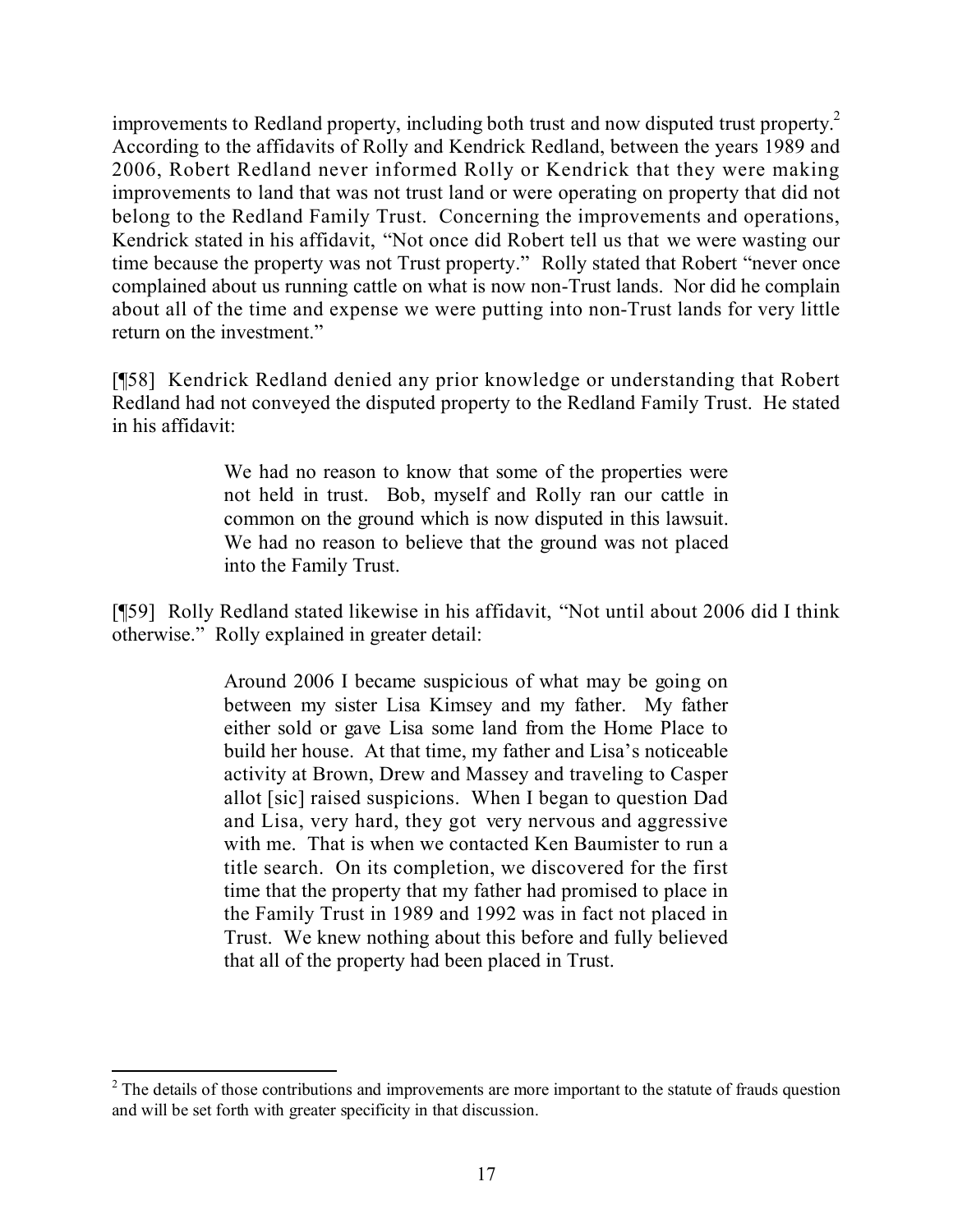improvements to Redland property, including both trust and now disputed trust property.[2] According to the affidavits of Rolly and Kendrick Redland, between the years 1989 and 2006, Robert Redland never informed Rolly or Kendrick that they were making improvements to land that was not trust land or were operating on property that did not belong to the Redland Family Trust. Concerning the improvements and operations, Kendrick stated in his affidavit, "Not once did Robert tell us that we were wasting our time because the property was not Trust property." Rolly stated that Robert "never once complained about us running cattle on what is now non-Trust lands. Nor did he complain about all of the time and expense we were putting into non-Trust lands for very little return on the investment."

[¶58] Kendrick Redland denied any prior knowledge or understanding that Robert Redland had not conveyed the disputed property to the Redland Family Trust. He stated in his affidavit:

> We had no reason to know that some of the properties were not held in trust. Bob, myself and Rolly ran our cattle in common on the ground which is now disputed in this lawsuit. We had no reason to believe that the ground was not placed into the Family Trust.

[¶59] Rolly Redland stated likewise in his affidavit, "Not until about 2006 did I think otherwise." Rolly explained in greater detail:

> Around 2006 I became suspicious of what may be going on between my sister Lisa Kimsey and my father. My father either sold or gave Lisa some land from the Home Place to build her house. At that time, my father and Lisa's noticeable activity at Brown, Drew and Massey and traveling to Casper allot [sic] raised suspicions. When I began to question Dad and Lisa, very hard, they got very nervous and aggressive with me. That is when we contacted Ken Baumister to run a title search. On its completion, we discovered for the first time that the property that my father had promised to place in the Family Trust in 1989 and 1992 was in fact not placed in Trust. We knew nothing about this before and fully believed that all of the property had been placed in Trust.

[2] The details of those contributions and improvements are more important to the statute of frauds question and will be set forth with greater specificity in that discussion.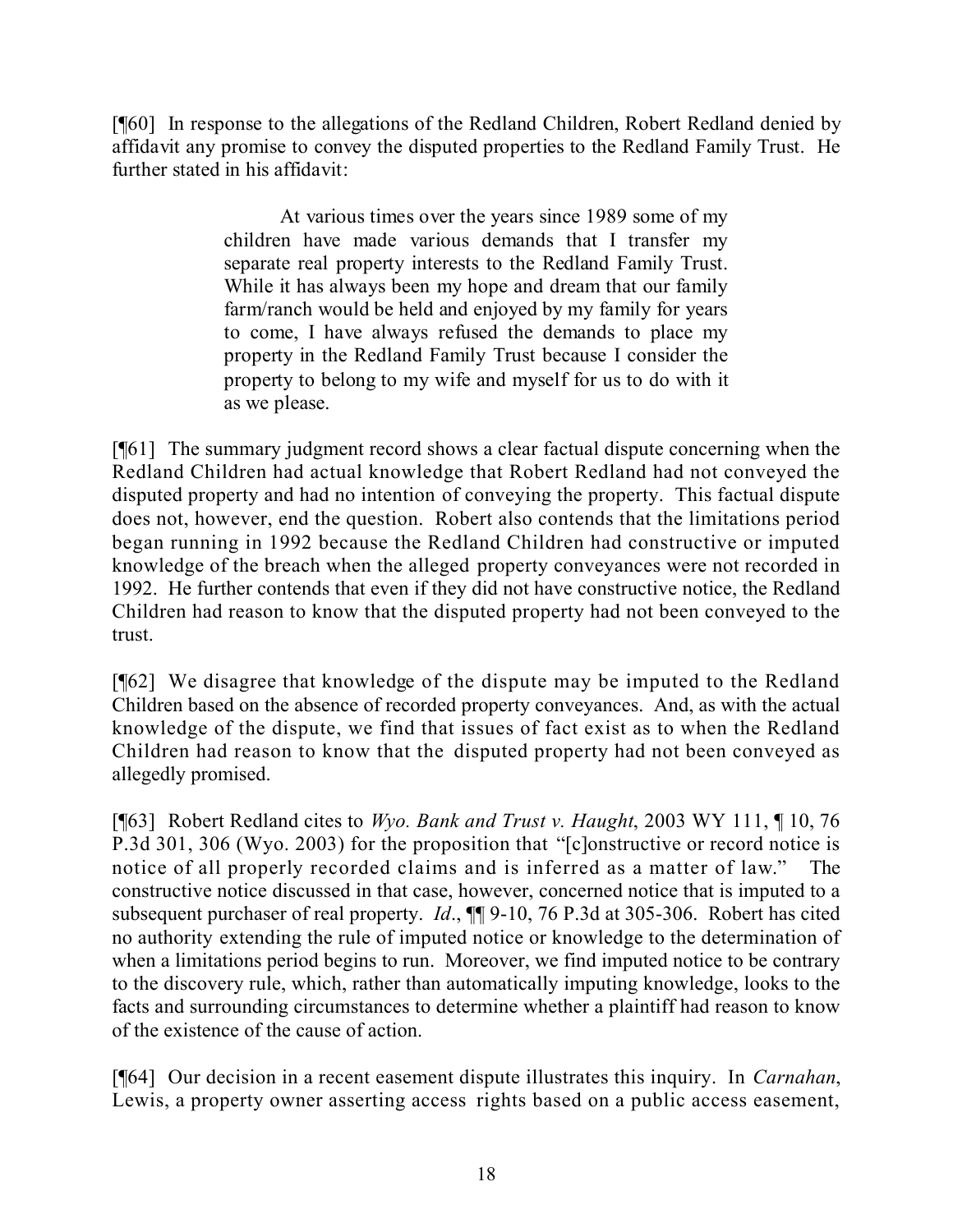[¶60] In response to the allegations of the Redland Children, Robert Redland denied by affidavit any promise to convey the disputed properties to the Redland Family Trust. He further stated in his affidavit:

> At various times over the years since 1989 some of my children have made various demands that I transfer my separate real property interests to the Redland Family Trust. While it has always been my hope and dream that our family farm/ranch would be held and enjoyed by my family for years to come, I have always refused the demands to place my property in the Redland Family Trust because I consider the property to belong to my wife and myself for us to do with it as we please.

[¶61] The summary judgment record shows a clear factual dispute concerning when the Redland Children had actual knowledge that Robert Redland had not conveyed the disputed property and had no intention of conveying the property. This factual dispute does not, however, end the question. Robert also contends that the limitations period began running in 1992 because the Redland Children had constructive or imputed knowledge of the breach when the alleged property conveyances were not recorded in 1992. He further contends that even if they did not have constructive notice, the Redland Children had reason to know that the disputed property had not been conveyed to the trust.

[¶62] We disagree that knowledge of the dispute may be imputed to the Redland Children based on the absence of recorded property conveyances. And, as with the actual knowledge of the dispute, we find that issues of fact exist as to when the Redland Children had reason to know that the disputed property had not been conveyed as allegedly promised.

[¶63] Robert Redland cites to *Wyo. Bank and Trust v. Haught*, 2003 WY 111, ¶ 10, 76 P.3d 301, 306 (Wyo. 2003) for the proposition that "[c]onstructive or record notice is notice of all properly recorded claims and is inferred as a matter of law." The constructive notice discussed in that case, however, concerned notice that is imputed to a subsequent purchaser of real property. *Id*., ¶¶ 9-10, 76 P.3d at 305-306. Robert has cited no authority extending the rule of imputed notice or knowledge to the determination of when a limitations period begins to run. Moreover, we find imputed notice to be contrary to the discovery rule, which, rather than automatically imputing knowledge, looks to the facts and surrounding circumstances to determine whether a plaintiff had reason to know of the existence of the cause of action.

[¶64] Our decision in a recent easement dispute illustrates this inquiry. In *Carnahan*, Lewis, a property owner asserting access rights based on a public access easement,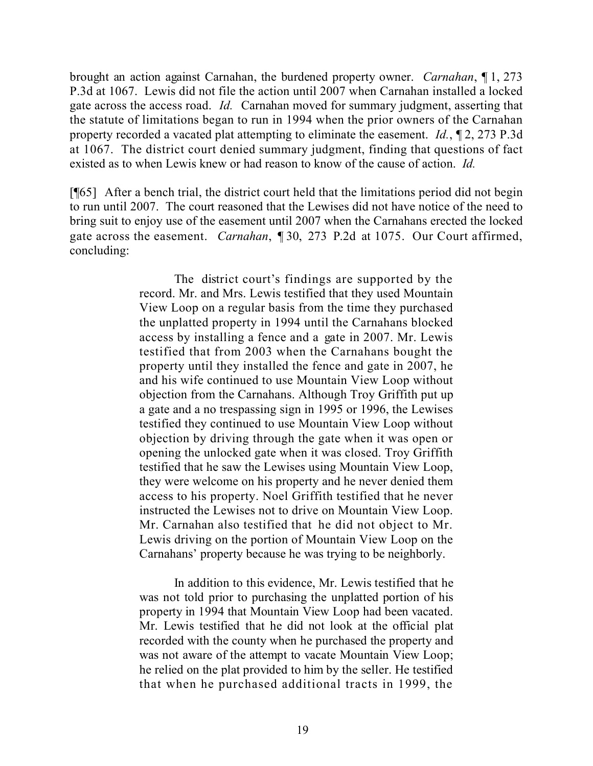brought an action against Carnahan, the burdened property owner. *Carnahan*, ¶ 1, 273 P.3d at 1067. Lewis did not file the action until 2007 when Carnahan installed a locked gate across the access road. *Id.* Carnahan moved for summary judgment, asserting that the statute of limitations began to run in 1994 when the prior owners of the Carnahan property recorded a vacated plat attempting to eliminate the easement. *Id.*, ¶ 2, 273 P.3d at 1067. The district court denied summary judgment, finding that questions of fact existed as to when Lewis knew or had reason to know of the cause of action. *Id.*

[¶65] After a bench trial, the district court held that the limitations period did not begin to run until 2007. The court reasoned that the Lewises did not have notice of the need to bring suit to enjoy use of the easement until 2007 when the Carnahans erected the locked gate across the easement. *Carnahan*, ¶ 30, 273 P.2d at 1075. Our Court affirmed, concluding:

> The district court's findings are supported by the record. Mr. and Mrs. Lewis testified that they used Mountain View Loop on a regular basis from the time they purchased the unplatted property in 1994 until the Carnahans blocked access by installing a fence and a gate in 2007. Mr. Lewis testified that from 2003 when the Carnahans bought the property until they installed the fence and gate in 2007, he and his wife continued to use Mountain View Loop without objection from the Carnahans. Although Troy Griffith put up a gate and a no trespassing sign in 1995 or 1996, the Lewises testified they continued to use Mountain View Loop without objection by driving through the gate when it was open or opening the unlocked gate when it was closed. Troy Griffith testified that he saw the Lewises using Mountain View Loop, they were welcome on his property and he never denied them access to his property. Noel Griffith testified that he never instructed the Lewises not to drive on Mountain View Loop. Mr. Carnahan also testified that he did not object to Mr. Lewis driving on the portion of Mountain View Loop on the Carnahans' property because he was trying to be neighborly.
>
> In addition to this evidence, Mr. Lewis testified that he was not told prior to purchasing the unplatted portion of his property in 1994 that Mountain View Loop had been vacated. Mr. Lewis testified that he did not look at the official plat recorded with the county when he purchased the property and was not aware of the attempt to vacate Mountain View Loop; he relied on the plat provided to him by the seller. He testified that when he purchased additional tracts in 1999, the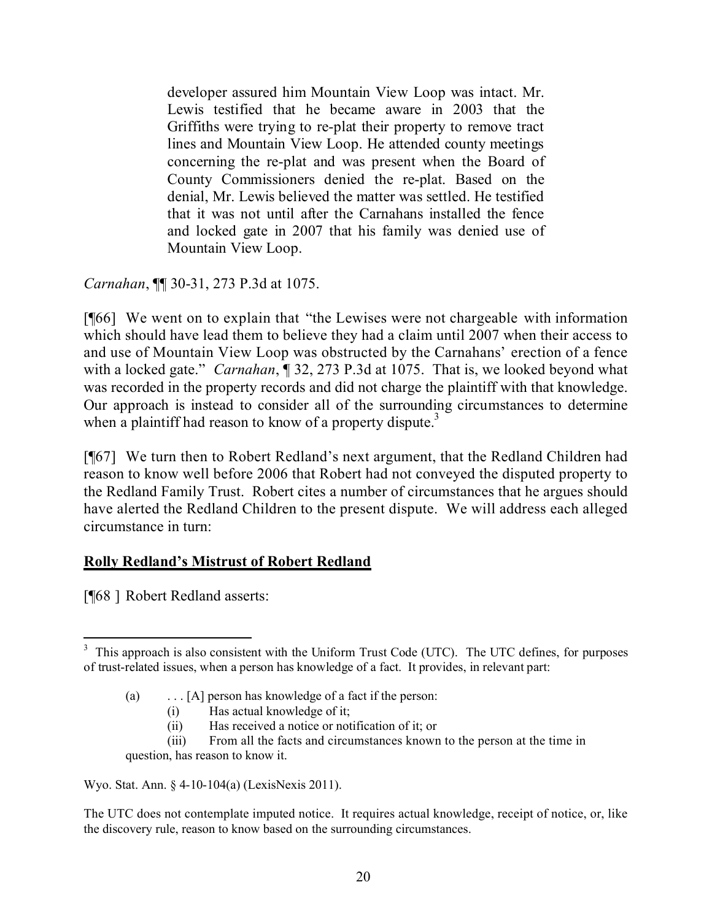> developer assured him Mountain View Loop was intact. Mr. Lewis testified that he became aware in 2003 that the Griffiths were trying to re-plat their property to remove tract lines and Mountain View Loop. He attended county meetings concerning the re-plat and was present when the Board of County Commissioners denied the re-plat. Based on the denial, Mr. Lewis believed the matter was settled. He testified that it was not until after the Carnahans installed the fence and locked gate in 2007 that his family was denied use of Mountain View Loop.

*Carnahan*, ¶¶ 30-31, 273 P.3d at 1075.

[¶66] We went on to explain that "the Lewises were not chargeable with information which should have lead them to believe they had a claim until 2007 when their access to and use of Mountain View Loop was obstructed by the Carnahans' erection of a fence with a locked gate." *Carnahan*, ¶ 32, 273 P.3d at 1075. That is, we looked beyond what was recorded in the property records and did not charge the plaintiff with that knowledge. Our approach is instead to consider all of the surrounding circumstances to determine when a plaintiff had reason to know of a property dispute.[3]

[¶67] We turn then to Robert Redland's next argument, that the Redland Children had reason to know well before 2006 that Robert had not conveyed the disputed property to the Redland Family Trust. Robert cites a number of circumstances that he argues should have alerted the Redland Children to the present dispute. We will address each alleged circumstance in turn:

**Rolly Redland's Mistrust of Robert Redland**

[¶68 ] Robert Redland asserts:

---

[3] This approach is also consistent with the Uniform Trust Code (UTC). The UTC defines, for purposes of trust-related issues, when a person has knowledge of a fact. It provides, in relevant part:

> (a) . . . [A] person has knowledge of a fact if the person:
>
> (i) Has actual knowledge of it;
>
> (ii) Has received a notice or notification of it; or
>
> (iii) From all the facts and circumstances known to the person at the time in question, has reason to know it.

Wyo. Stat. Ann. § 4-10-104(a) (LexisNexis 2011).

The UTC does not contemplate imputed notice. It requires actual knowledge, receipt of notice, or, like the discovery rule, reason to know based on the surrounding circumstances.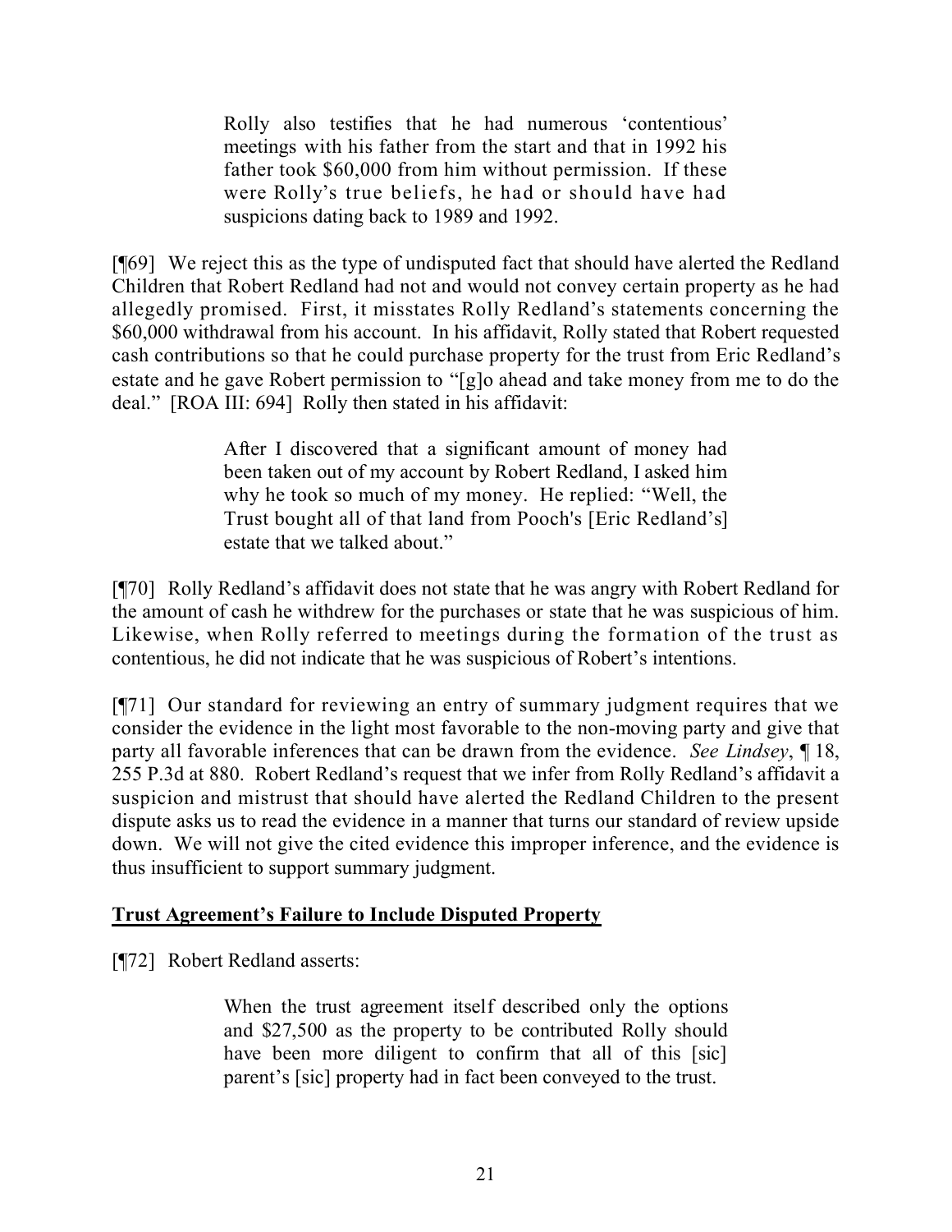> Rolly also testifies that he had numerous 'contentious' meetings with his father from the start and that in 1992 his father took $60,000 from him without permission. If these were Rolly's true beliefs, he had or should have had suspicions dating back to 1989 and 1992.

[¶69] We reject this as the type of undisputed fact that should have alerted the Redland Children that Robert Redland had not and would not convey certain property as he had allegedly promised. First, it misstates Rolly Redland's statements concerning the $60,000 withdrawal from his account. In his affidavit, Rolly stated that Robert requested cash contributions so that he could purchase property for the trust from Eric Redland's estate and he gave Robert permission to "[g]o ahead and take money from me to do the deal." [ROA III: 694] Rolly then stated in his affidavit:

> After I discovered that a significant amount of money had been taken out of my account by Robert Redland, I asked him why he took so much of my money. He replied: "Well, the Trust bought all of that land from Pooch's [Eric Redland's] estate that we talked about."

[¶70] Rolly Redland's affidavit does not state that he was angry with Robert Redland for the amount of cash he withdrew for the purchases or state that he was suspicious of him. Likewise, when Rolly referred to meetings during the formation of the trust as contentious, he did not indicate that he was suspicious of Robert's intentions.

[¶71] Our standard for reviewing an entry of summary judgment requires that we consider the evidence in the light most favorable to the non-moving party and give that party all favorable inferences that can be drawn from the evidence. *See Lindsey*, ¶ 18, 255 P.3d at 880. Robert Redland's request that we infer from Rolly Redland's affidavit a suspicion and mistrust that should have alerted the Redland Children to the present dispute asks us to read the evidence in a manner that turns our standard of review upside down. We will not give the cited evidence this improper inference, and the evidence is thus insufficient to support summary judgment.

**<u>Trust Agreement's Failure to Include Disputed Property</u>**

[¶72] Robert Redland asserts:

> When the trust agreement itself described only the options and $27,500 as the property to be contributed Rolly should have been more diligent to confirm that all of this [sic] parent's [sic] property had in fact been conveyed to the trust.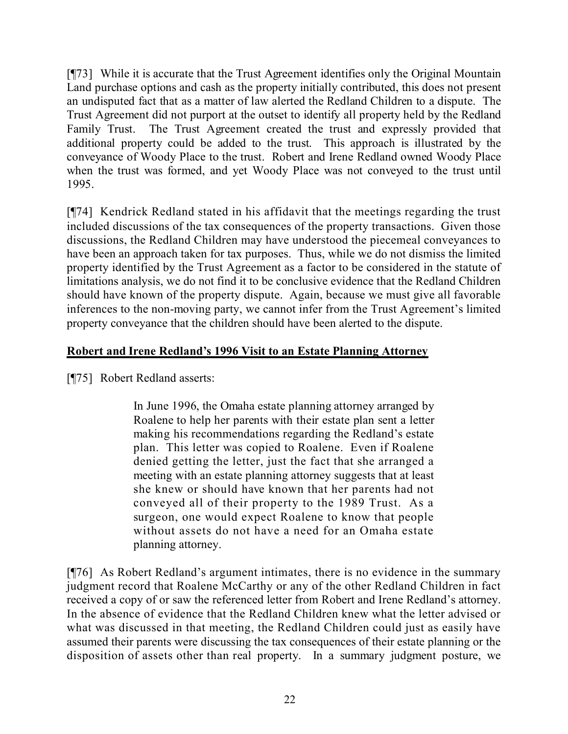[¶73] While it is accurate that the Trust Agreement identifies only the Original Mountain Land purchase options and cash as the property initially contributed, this does not present an undisputed fact that as a matter of law alerted the Redland Children to a dispute. The Trust Agreement did not purport at the outset to identify all property held by the Redland Family Trust. The Trust Agreement created the trust and expressly provided that additional property could be added to the trust. This approach is illustrated by the conveyance of Woody Place to the trust. Robert and Irene Redland owned Woody Place when the trust was formed, and yet Woody Place was not conveyed to the trust until 1995.

[¶74] Kendrick Redland stated in his affidavit that the meetings regarding the trust included discussions of the tax consequences of the property transactions. Given those discussions, the Redland Children may have understood the piecemeal conveyances to have been an approach taken for tax purposes. Thus, while we do not dismiss the limited property identified by the Trust Agreement as a factor to be considered in the statute of limitations analysis, we do not find it to be conclusive evidence that the Redland Children should have known of the property dispute. Again, because we must give all favorable inferences to the non-moving party, we cannot infer from the Trust Agreement's limited property conveyance that the children should have been alerted to the dispute.

**<u>Robert and Irene Redland's 1996 Visit to an Estate Planning Attorney</u>**

[¶75] Robert Redland asserts:

> In June 1996, the Omaha estate planning attorney arranged by Roalene to help her parents with their estate plan sent a letter making his recommendations regarding the Redland's estate plan. This letter was copied to Roalene. Even if Roalene denied getting the letter, just the fact that she arranged a meeting with an estate planning attorney suggests that at least she knew or should have known that her parents had not conveyed all of their property to the 1989 Trust. As a surgeon, one would expect Roalene to know that people without assets do not have a need for an Omaha estate planning attorney.

[¶76] As Robert Redland's argument intimates, there is no evidence in the summary judgment record that Roalene McCarthy or any of the other Redland Children in fact received a copy of or saw the referenced letter from Robert and Irene Redland's attorney. In the absence of evidence that the Redland Children knew what the letter advised or what was discussed in that meeting, the Redland Children could just as easily have assumed their parents were discussing the tax consequences of their estate planning or the disposition of assets other than real property. In a summary judgment posture, we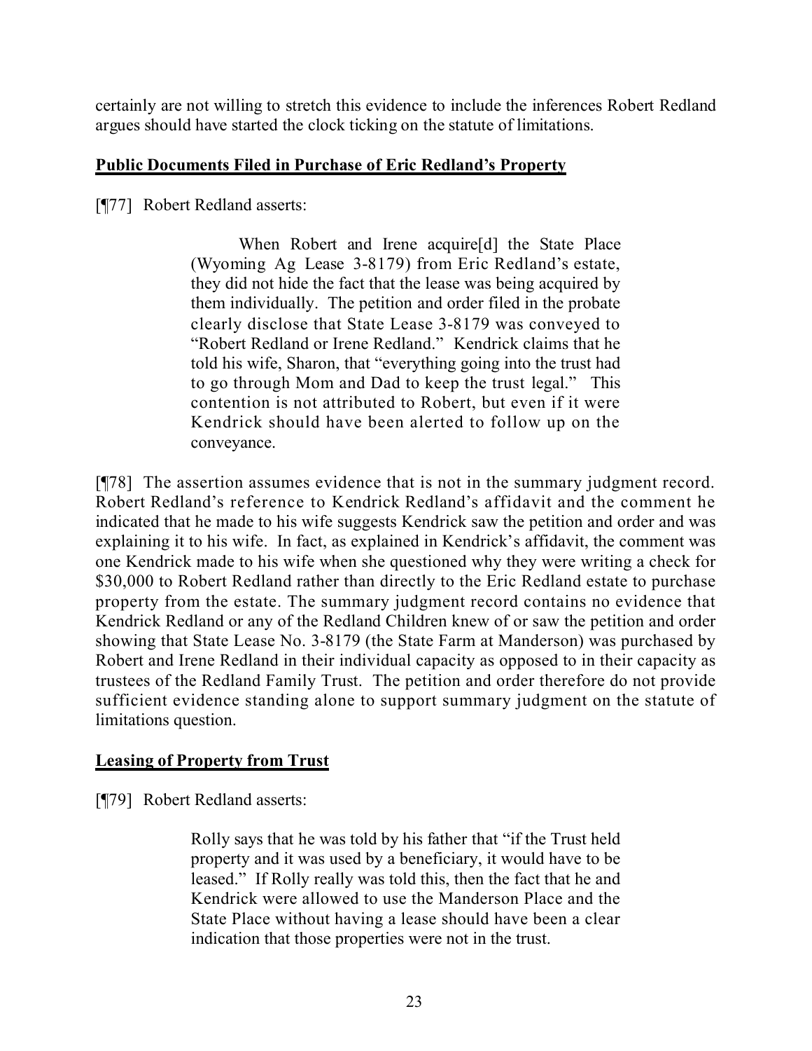certainly are not willing to stretch this evidence to include the inferences Robert Redland argues should have started the clock ticking on the statute of limitations.

**Public Documents Filed in Purchase of Eric Redland's Property**

[¶77] Robert Redland asserts:

> When Robert and Irene acquire[d] the State Place (Wyoming Ag Lease 3-8179) from Eric Redland's estate, they did not hide the fact that the lease was being acquired by them individually. The petition and order filed in the probate clearly disclose that State Lease 3-8179 was conveyed to "Robert Redland or Irene Redland." Kendrick claims that he told his wife, Sharon, that "everything going into the trust had to go through Mom and Dad to keep the trust legal." This contention is not attributed to Robert, but even if it were Kendrick should have been alerted to follow up on the conveyance.

[¶78] The assertion assumes evidence that is not in the summary judgment record. Robert Redland's reference to Kendrick Redland's affidavit and the comment he indicated that he made to his wife suggests Kendrick saw the petition and order and was explaining it to his wife. In fact, as explained in Kendrick's affidavit, the comment was one Kendrick made to his wife when she questioned why they were writing a check for \$30,000 to Robert Redland rather than directly to the Eric Redland estate to purchase property from the estate. The summary judgment record contains no evidence that Kendrick Redland or any of the Redland Children knew of or saw the petition and order showing that State Lease No. 3-8179 (the State Farm at Manderson) was purchased by Robert and Irene Redland in their individual capacity as opposed to in their capacity as trustees of the Redland Family Trust. The petition and order therefore do not provide sufficient evidence standing alone to support summary judgment on the statute of limitations question.

**Leasing of Property from Trust**

[¶79] Robert Redland asserts:

> Rolly says that he was told by his father that "if the Trust held property and it was used by a beneficiary, it would have to be leased." If Rolly really was told this, then the fact that he and Kendrick were allowed to use the Manderson Place and the State Place without having a lease should have been a clear indication that those properties were not in the trust.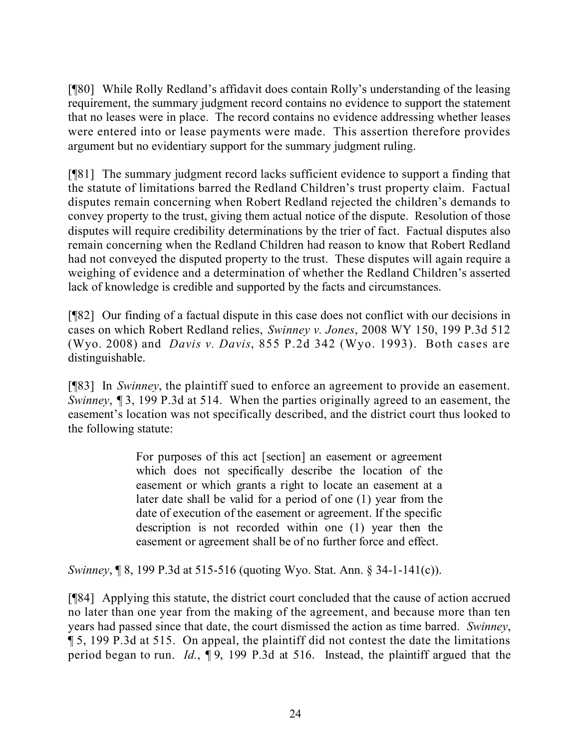[¶80] While Rolly Redland's affidavit does contain Rolly's understanding of the leasing requirement, the summary judgment record contains no evidence to support the statement that no leases were in place. The record contains no evidence addressing whether leases were entered into or lease payments were made. This assertion therefore provides argument but no evidentiary support for the summary judgment ruling.

[¶81] The summary judgment record lacks sufficient evidence to support a finding that the statute of limitations barred the Redland Children's trust property claim. Factual disputes remain concerning when Robert Redland rejected the children's demands to convey property to the trust, giving them actual notice of the dispute. Resolution of those disputes will require credibility determinations by the trier of fact. Factual disputes also remain concerning when the Redland Children had reason to know that Robert Redland had not conveyed the disputed property to the trust. These disputes will again require a weighing of evidence and a determination of whether the Redland Children's asserted lack of knowledge is credible and supported by the facts and circumstances.

[¶82] Our finding of a factual dispute in this case does not conflict with our decisions in cases on which Robert Redland relies, *Swinney v. Jones*, 2008 WY 150, 199 P.3d 512 (Wyo. 2008) and *Davis v. Davis*, 855 P.2d 342 (Wyo. 1993). Both cases are distinguishable.

[¶83] In *Swinney*, the plaintiff sued to enforce an agreement to provide an easement. *Swinney*, ¶ 3, 199 P.3d at 514. When the parties originally agreed to an easement, the easement's location was not specifically described, and the district court thus looked to the following statute:

> For purposes of this act [section] an easement or agreement which does not specifically describe the location of the easement or which grants a right to locate an easement at a later date shall be valid for a period of one (1) year from the date of execution of the easement or agreement. If the specific description is not recorded within one (1) year then the easement or agreement shall be of no further force and effect.

*Swinney*, ¶ 8, 199 P.3d at 515-516 (quoting Wyo. Stat. Ann. § 34-1-141(c)).

[¶84] Applying this statute, the district court concluded that the cause of action accrued no later than one year from the making of the agreement, and because more than ten years had passed since that date, the court dismissed the action as time barred. *Swinney*, ¶ 5, 199 P.3d at 515. On appeal, the plaintiff did not contest the date the limitations period began to run. *Id.*, ¶ 9, 199 P.3d at 516. Instead, the plaintiff argued that the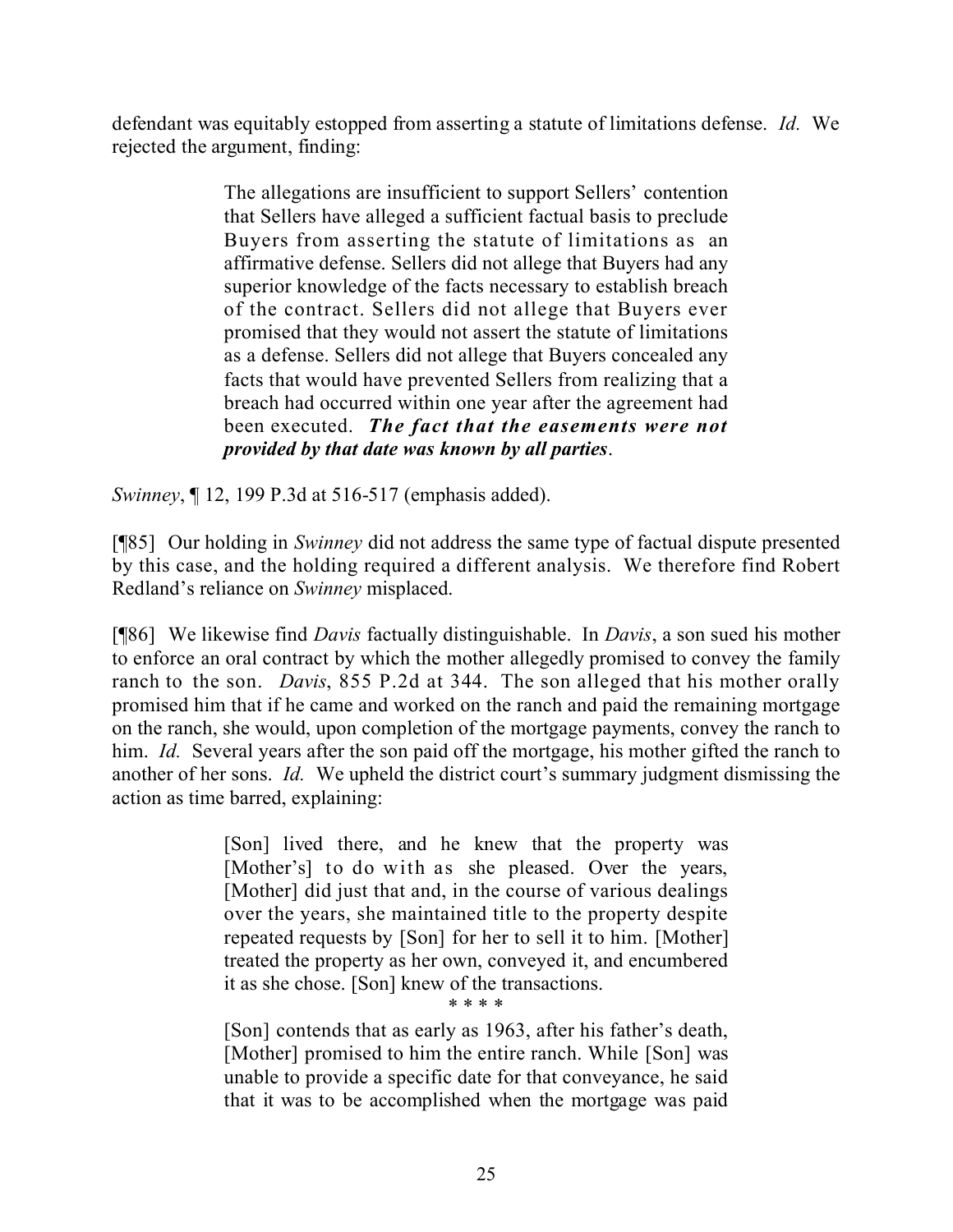defendant was equitably estopped from asserting a statute of limitations defense. *Id.* We rejected the argument, finding:

> The allegations are insufficient to support Sellers' contention that Sellers have alleged a sufficient factual basis to preclude Buyers from asserting the statute of limitations as an affirmative defense. Sellers did not allege that Buyers had any superior knowledge of the facts necessary to establish breach of the contract. Sellers did not allege that Buyers ever promised that they would not assert the statute of limitations as a defense. Sellers did not allege that Buyers concealed any facts that would have prevented Sellers from realizing that a breach had occurred within one year after the agreement had been executed. ***The fact that the easements were not provided by that date was known by all parties***.

*Swinney*, ¶ 12, 199 P.3d at 516-517 (emphasis added).

[¶85] Our holding in *Swinney* did not address the same type of factual dispute presented by this case, and the holding required a different analysis. We therefore find Robert Redland's reliance on *Swinney* misplaced.

[¶86] We likewise find *Davis* factually distinguishable. In *Davis*, a son sued his mother to enforce an oral contract by which the mother allegedly promised to convey the family ranch to the son. *Davis*, 855 P.2d at 344. The son alleged that his mother orally promised him that if he came and worked on the ranch and paid the remaining mortgage on the ranch, she would, upon completion of the mortgage payments, convey the ranch to him. *Id.* Several years after the son paid off the mortgage, his mother gifted the ranch to another of her sons. *Id.* We upheld the district court's summary judgment dismissing the action as time barred, explaining:

> [Son] lived there, and he knew that the property was [Mother's] to do with as she pleased. Over the years, [Mother] did just that and, in the course of various dealings over the years, she maintained title to the property despite repeated requests by [Son] for her to sell it to him. [Mother] treated the property as her own, conveyed it, and encumbered it as she chose. [Son] knew of the transactions.
>
> \* \* \* \*
>
> [Son] contends that as early as 1963, after his father's death, [Mother] promised to him the entire ranch. While [Son] was unable to provide a specific date for that conveyance, he said that it was to be accomplished when the mortgage was paid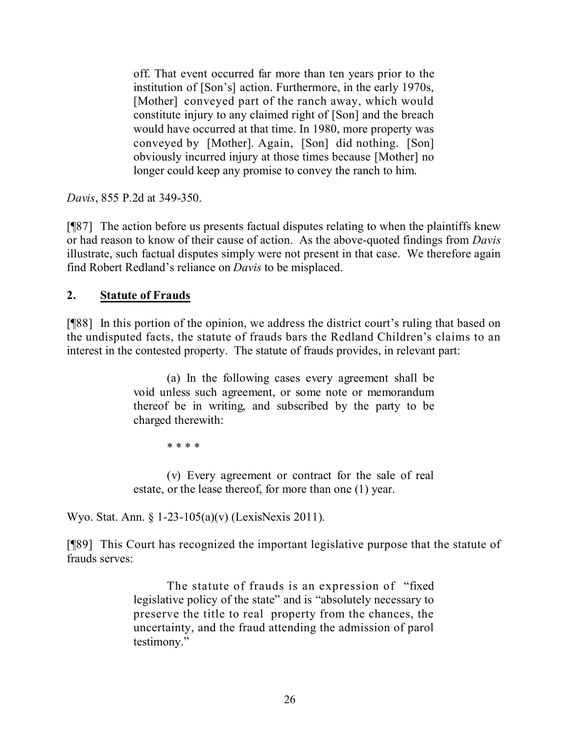> off. That event occurred far more than ten years prior to the institution of [Son's] action. Furthermore, in the early 1970s, [Mother] conveyed part of the ranch away, which would constitute injury to any claimed right of [Son] and the breach would have occurred at that time. In 1980, more property was conveyed by [Mother]. Again, [Son] did nothing. [Son] obviously incurred injury at those times because [Mother] no longer could keep any promise to convey the ranch to him.

*Davis*, 855 P.2d at 349-350.

[¶87] The action before us presents factual disputes relating to when the plaintiffs knew or had reason to know of their cause of action. As the above-quoted findings from *Davis* illustrate, such factual disputes simply were not present in that case. We therefore again find Robert Redland's reliance on *Davis* to be misplaced.

## 2. Statute of Frauds

[¶88] In this portion of the opinion, we address the district court's ruling that based on the undisputed facts, the statute of frauds bars the Redland Children's claims to an interest in the contested property. The statute of frauds provides, in relevant part:

> (a) In the following cases every agreement shall be void unless such agreement, or some note or memorandum thereof be in writing, and subscribed by the party to be charged therewith:
>
> * * * *
>
> (v) Every agreement or contract for the sale of real estate, or the lease thereof, for more than one (1) year.

Wyo. Stat. Ann. § 1-23-105(a)(v) (LexisNexis 2011).

[¶89] This Court has recognized the important legislative purpose that the statute of frauds serves:

> The statute of frauds is an expression of "fixed legislative policy of the state" and is "absolutely necessary to preserve the title to real property from the chances, the uncertainty, and the fraud attending the admission of parol testimony."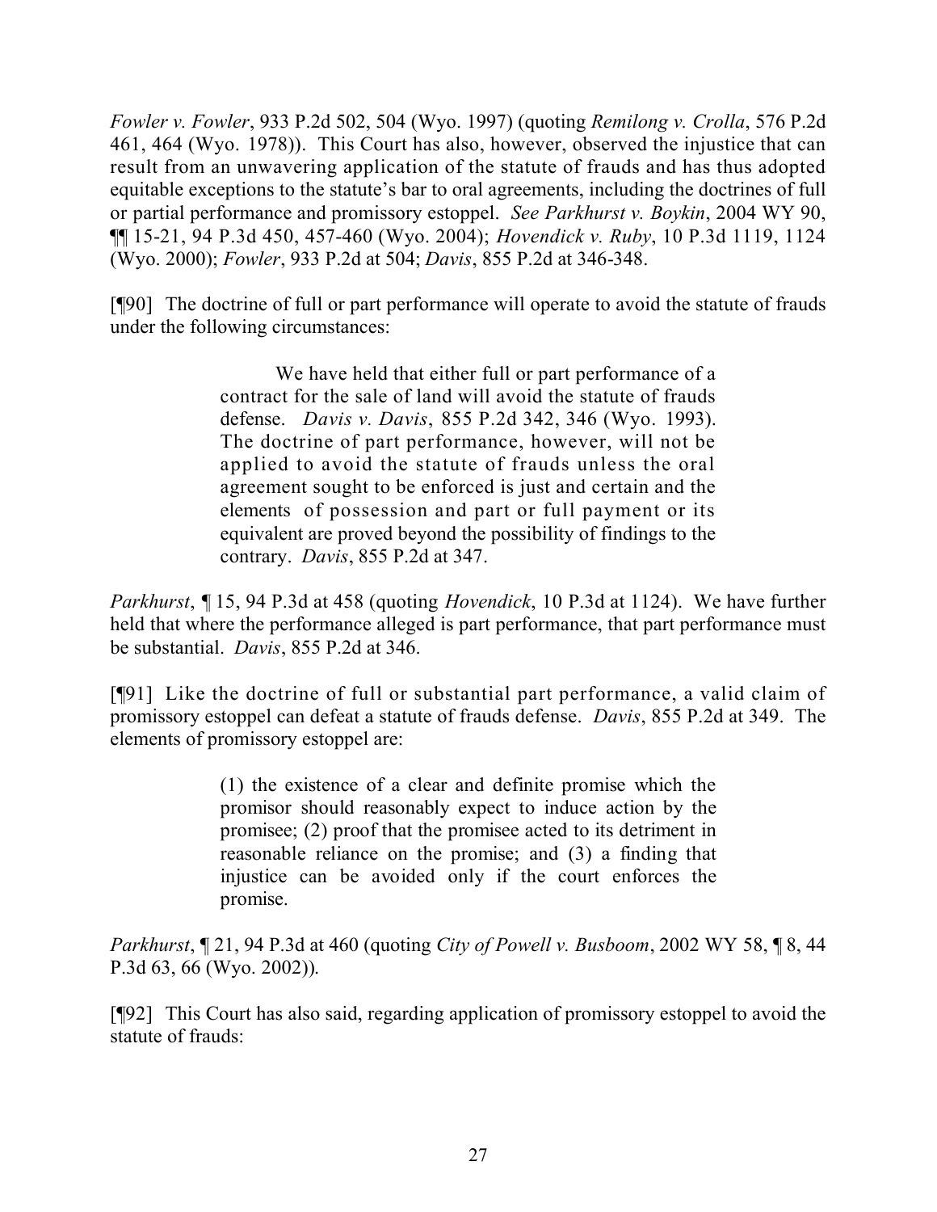*Fowler v. Fowler*, 933 P.2d 502, 504 (Wyo. 1997) (quoting *Remilong v. Crolla*, 576 P.2d 461, 464 (Wyo. 1978)). This Court has also, however, observed the injustice that can result from an unwavering application of the statute of frauds and has thus adopted equitable exceptions to the statute's bar to oral agreements, including the doctrines of full or partial performance and promissory estoppel. *See Parkhurst v. Boykin*, 2004 WY 90, ¶¶ 15-21, 94 P.3d 450, 457-460 (Wyo. 2004); *Hovendick v. Ruby*, 10 P.3d 1119, 1124 (Wyo. 2000); *Fowler*, 933 P.2d at 504; *Davis*, 855 P.2d at 346-348.

[¶90] The doctrine of full or part performance will operate to avoid the statute of frauds under the following circumstances:

> We have held that either full or part performance of a contract for the sale of land will avoid the statute of frauds defense. *Davis v. Davis*, 855 P.2d 342, 346 (Wyo. 1993). The doctrine of part performance, however, will not be applied to avoid the statute of frauds unless the oral agreement sought to be enforced is just and certain and the elements of possession and part or full payment or its equivalent are proved beyond the possibility of findings to the contrary. *Davis*, 855 P.2d at 347.

*Parkhurst*, ¶ 15, 94 P.3d at 458 (quoting *Hovendick*, 10 P.3d at 1124). We have further held that where the performance alleged is part performance, that part performance must be substantial. *Davis*, 855 P.2d at 346.

[¶91] Like the doctrine of full or substantial part performance, a valid claim of promissory estoppel can defeat a statute of frauds defense. *Davis*, 855 P.2d at 349. The elements of promissory estoppel are:

> (1) the existence of a clear and definite promise which the promisor should reasonably expect to induce action by the promisee; (2) proof that the promisee acted to its detriment in reasonable reliance on the promise; and (3) a finding that injustice can be avoided only if the court enforces the promise.

*Parkhurst*, ¶ 21, 94 P.3d at 460 (quoting *City of Powell v. Busboom*, 2002 WY 58, ¶ 8, 44 P.3d 63, 66 (Wyo. 2002)).

[¶92] This Court has also said, regarding application of promissory estoppel to avoid the statute of frauds: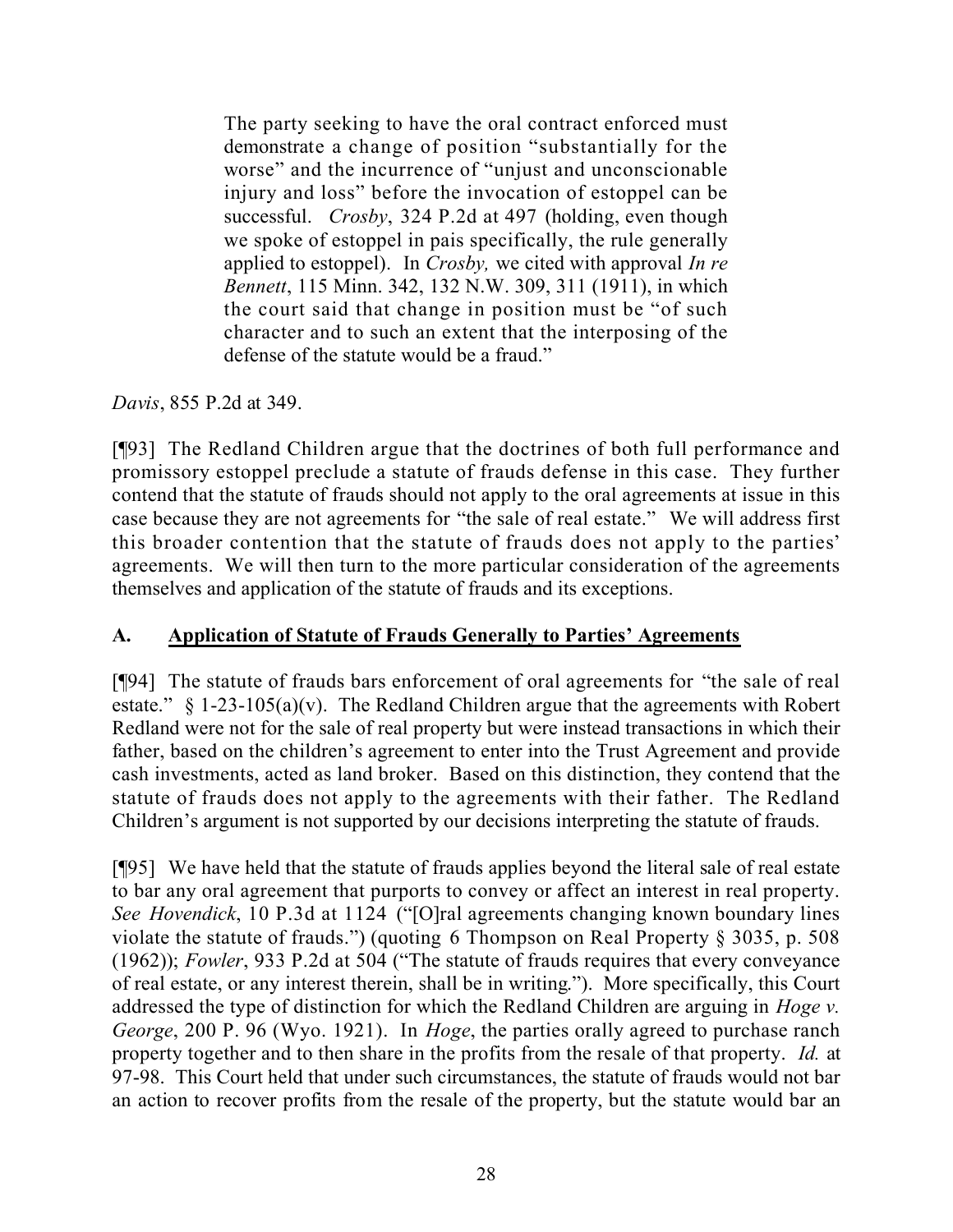> The party seeking to have the oral contract enforced must demonstrate a change of position "substantially for the worse" and the incurrence of "unjust and unconscionable injury and loss" before the invocation of estoppel can be successful. *Crosby*, 324 P.2d at 497 (holding, even though we spoke of estoppel in pais specifically, the rule generally applied to estoppel). In *Crosby,* we cited with approval *In re Bennett*, 115 Minn. 342, 132 N.W. 309, 311 (1911), in which the court said that change in position must be "of such character and to such an extent that the interposing of the defense of the statute would be a fraud."

*Davis*, 855 P.2d at 349.

[¶93] The Redland Children argue that the doctrines of both full performance and promissory estoppel preclude a statute of frauds defense in this case. They further contend that the statute of frauds should not apply to the oral agreements at issue in this case because they are not agreements for "the sale of real estate." We will address first this broader contention that the statute of frauds does not apply to the parties' agreements. We will then turn to the more particular consideration of the agreements themselves and application of the statute of frauds and its exceptions.

## A. Application of Statute of Frauds Generally to Parties' Agreements

[¶94] The statute of frauds bars enforcement of oral agreements for "the sale of real estate." § 1-23-105(a)(v). The Redland Children argue that the agreements with Robert Redland were not for the sale of real property but were instead transactions in which their father, based on the children's agreement to enter into the Trust Agreement and provide cash investments, acted as land broker. Based on this distinction, they contend that the statute of frauds does not apply to the agreements with their father. The Redland Children's argument is not supported by our decisions interpreting the statute of frauds.

[¶95] We have held that the statute of frauds applies beyond the literal sale of real estate to bar any oral agreement that purports to convey or affect an interest in real property. *See Hovendick*, 10 P.3d at 1124 ("[O]ral agreements changing known boundary lines violate the statute of frauds.") (quoting 6 Thompson on Real Property § 3035, p. 508 (1962)); *Fowler*, 933 P.2d at 504 ("The statute of frauds requires that every conveyance of real estate, or any interest therein, shall be in writing."). More specifically, this Court addressed the type of distinction for which the Redland Children are arguing in *Hoge v. George*, 200 P. 96 (Wyo. 1921). In *Hoge*, the parties orally agreed to purchase ranch property together and to then share in the profits from the resale of that property. *Id.* at 97-98. This Court held that under such circumstances, the statute of frauds would not bar an action to recover profits from the resale of the property, but the statute would bar an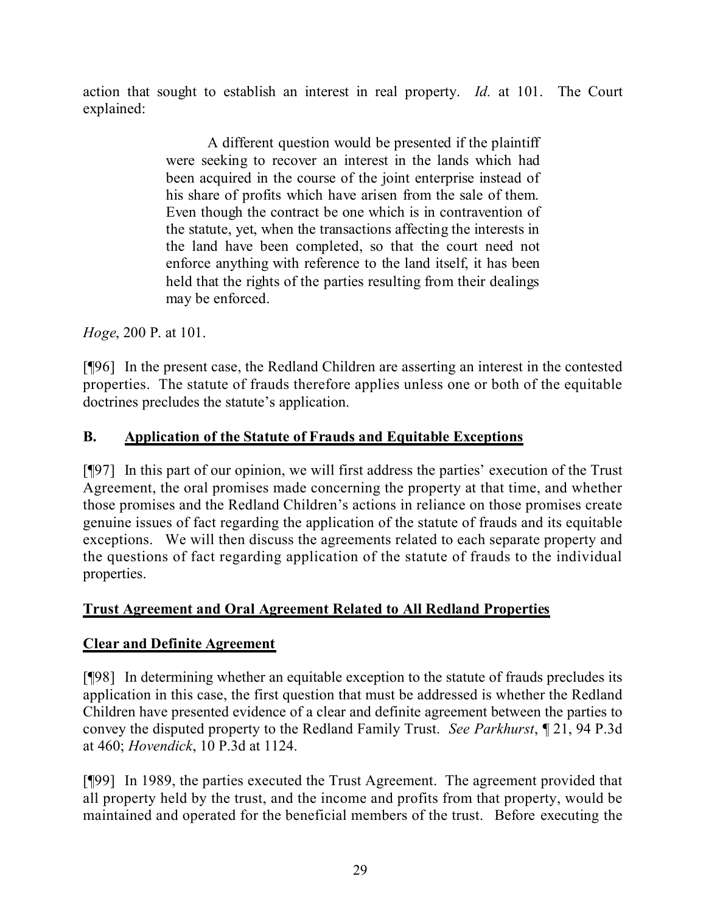action that sought to establish an interest in real property. *Id.* at 101. The Court explained:

> A different question would be presented if the plaintiff were seeking to recover an interest in the lands which had been acquired in the course of the joint enterprise instead of his share of profits which have arisen from the sale of them. Even though the contract be one which is in contravention of the statute, yet, when the transactions affecting the interests in the land have been completed, so that the court need not enforce anything with reference to the land itself, it has been held that the rights of the parties resulting from their dealings may be enforced.

*Hoge*, 200 P. at 101.

[¶96] In the present case, the Redland Children are asserting an interest in the contested properties. The statute of frauds therefore applies unless one or both of the equitable doctrines precludes the statute's application.

## B. <u>Application of the Statute of Frauds and Equitable Exceptions</u>

[¶97] In this part of our opinion, we will first address the parties' execution of the Trust Agreement, the oral promises made concerning the property at that time, and whether those promises and the Redland Children's actions in reliance on those promises create genuine issues of fact regarding the application of the statute of frauds and its equitable exceptions. We will then discuss the agreements related to each separate property and the questions of fact regarding application of the statute of frauds to the individual properties.

### <u>Trust Agreement and Oral Agreement Related to All Redland Properties</u>

#### <u>Clear and Definite Agreement</u>

[¶98] In determining whether an equitable exception to the statute of frauds precludes its application in this case, the first question that must be addressed is whether the Redland Children have presented evidence of a clear and definite agreement between the parties to convey the disputed property to the Redland Family Trust. *See Parkhurst*, ¶ 21, 94 P.3d at 460; *Hovendick*, 10 P.3d at 1124.

[¶99] In 1989, the parties executed the Trust Agreement. The agreement provided that all property held by the trust, and the income and profits from that property, would be maintained and operated for the beneficial members of the trust. Before executing the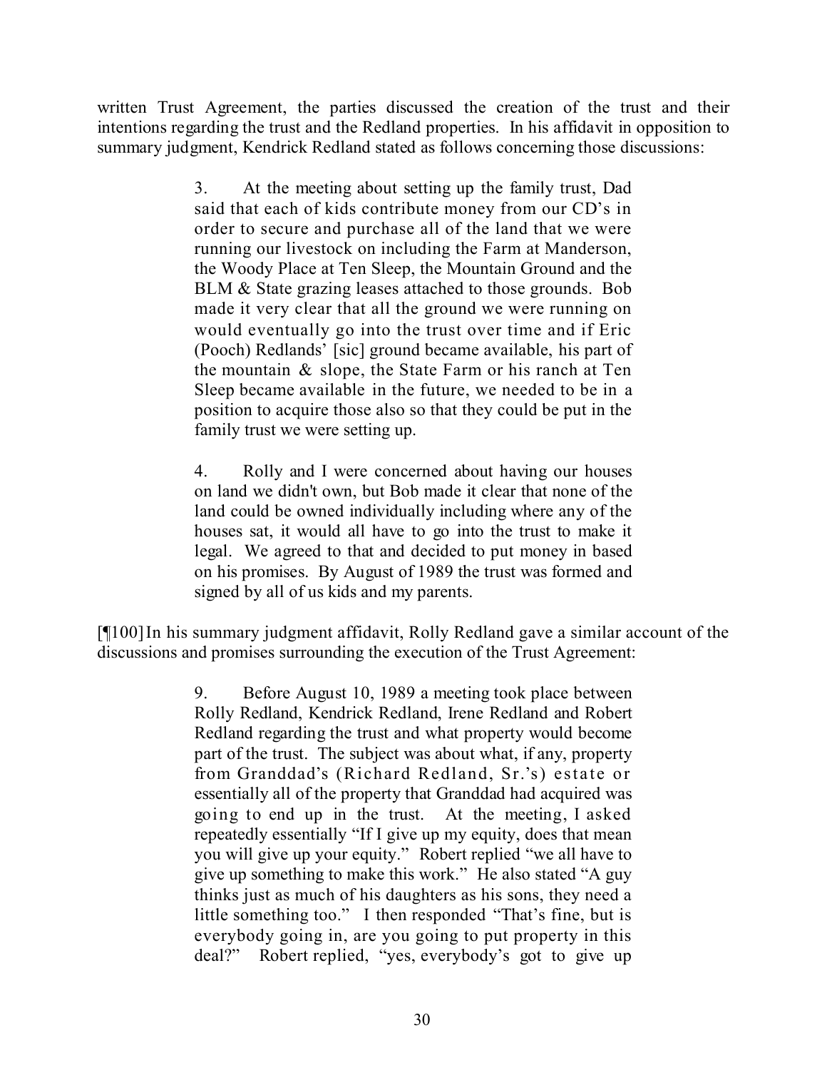written Trust Agreement, the parties discussed the creation of the trust and their intentions regarding the trust and the Redland properties. In his affidavit in opposition to summary judgment, Kendrick Redland stated as follows concerning those discussions:

> 3. At the meeting about setting up the family trust, Dad said that each of kids contribute money from our CD's in order to secure and purchase all of the land that we were running our livestock on including the Farm at Manderson, the Woody Place at Ten Sleep, the Mountain Ground and the BLM & State grazing leases attached to those grounds. Bob made it very clear that all the ground we were running on would eventually go into the trust over time and if Eric (Pooch) Redlands' [sic] ground became available, his part of the mountain & slope, the State Farm or his ranch at Ten Sleep became available in the future, we needed to be in a position to acquire those also so that they could be put in the family trust we were setting up.
>
> 4. Rolly and I were concerned about having our houses on land we didn't own, but Bob made it clear that none of the land could be owned individually including where any of the houses sat, it would all have to go into the trust to make it legal. We agreed to that and decided to put money in based on his promises. By August of 1989 the trust was formed and signed by all of us kids and my parents.

[¶100] In his summary judgment affidavit, Rolly Redland gave a similar account of the discussions and promises surrounding the execution of the Trust Agreement:

> 9. Before August 10, 1989 a meeting took place between Rolly Redland, Kendrick Redland, Irene Redland and Robert Redland regarding the trust and what property would become part of the trust. The subject was about what, if any, property from Granddad's (Richard Redland, Sr.'s) estate or essentially all of the property that Granddad had acquired was going to end up in the trust. At the meeting, I asked repeatedly essentially "If I give up my equity, does that mean you will give up your equity." Robert replied "we all have to give up something to make this work." He also stated "A guy thinks just as much of his daughters as his sons, they need a little something too." I then responded "That's fine, but is everybody going in, are you going to put property in this deal?" Robert replied, "yes, everybody's got to give up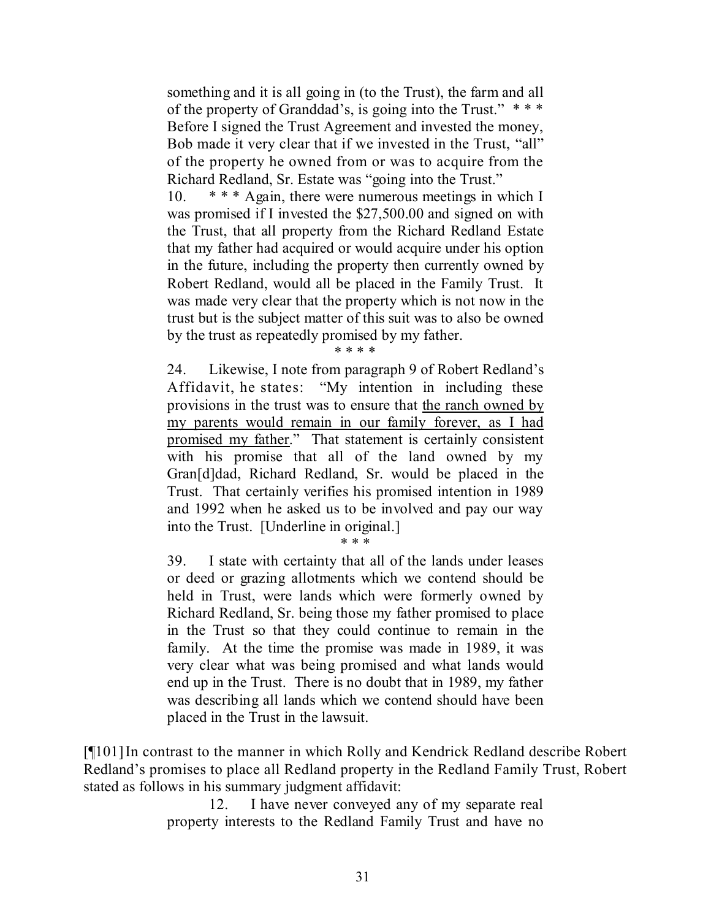> something and it is all going in (to the Trust), the farm and all of the property of Granddad's, is going into the Trust." * * * Before I signed the Trust Agreement and invested the money, Bob made it very clear that if we invested in the Trust, "all" of the property he owned from or was to acquire from the Richard Redland, Sr. Estate was "going into the Trust."
>
> 10. * * * Again, there were numerous meetings in which I was promised if I invested the $27,500.00 and signed on with the Trust, that all property from the Richard Redland Estate that my father had acquired or would acquire under his option in the future, including the property then currently owned by Robert Redland, would all be placed in the Family Trust. It was made very clear that the property which is not now in the trust but is the subject matter of this suit was to also be owned by the trust as repeatedly promised by my father.
>
> * * * *
>
> 24. Likewise, I note from paragraph 9 of Robert Redland's Affidavit, he states: "My intention in including these provisions in the trust was to ensure that <u>the ranch owned by my parents would remain in our family forever, as I had promised my father</u>." That statement is certainly consistent with his promise that all of the land owned by my Gran[d]dad, Richard Redland, Sr. would be placed in the Trust. That certainly verifies his promised intention in 1989 and 1992 when he asked us to be involved and pay our way into the Trust. [Underline in original.]
>
> * * *
>
> 39. I state with certainty that all of the lands under leases or deed or grazing allotments which we contend should be held in Trust, were lands which were formerly owned by Richard Redland, Sr. being those my father promised to place in the Trust so that they could continue to remain in the family. At the time the promise was made in 1989, it was very clear what was being promised and what lands would end up in the Trust. There is no doubt that in 1989, my father was describing all lands which we contend should have been placed in the Trust in the lawsuit.

[¶101] In contrast to the manner in which Rolly and Kendrick Redland describe Robert Redland's promises to place all Redland property in the Redland Family Trust, Robert stated as follows in his summary judgment affidavit:

> 12. I have never conveyed any of my separate real property interests to the Redland Family Trust and have no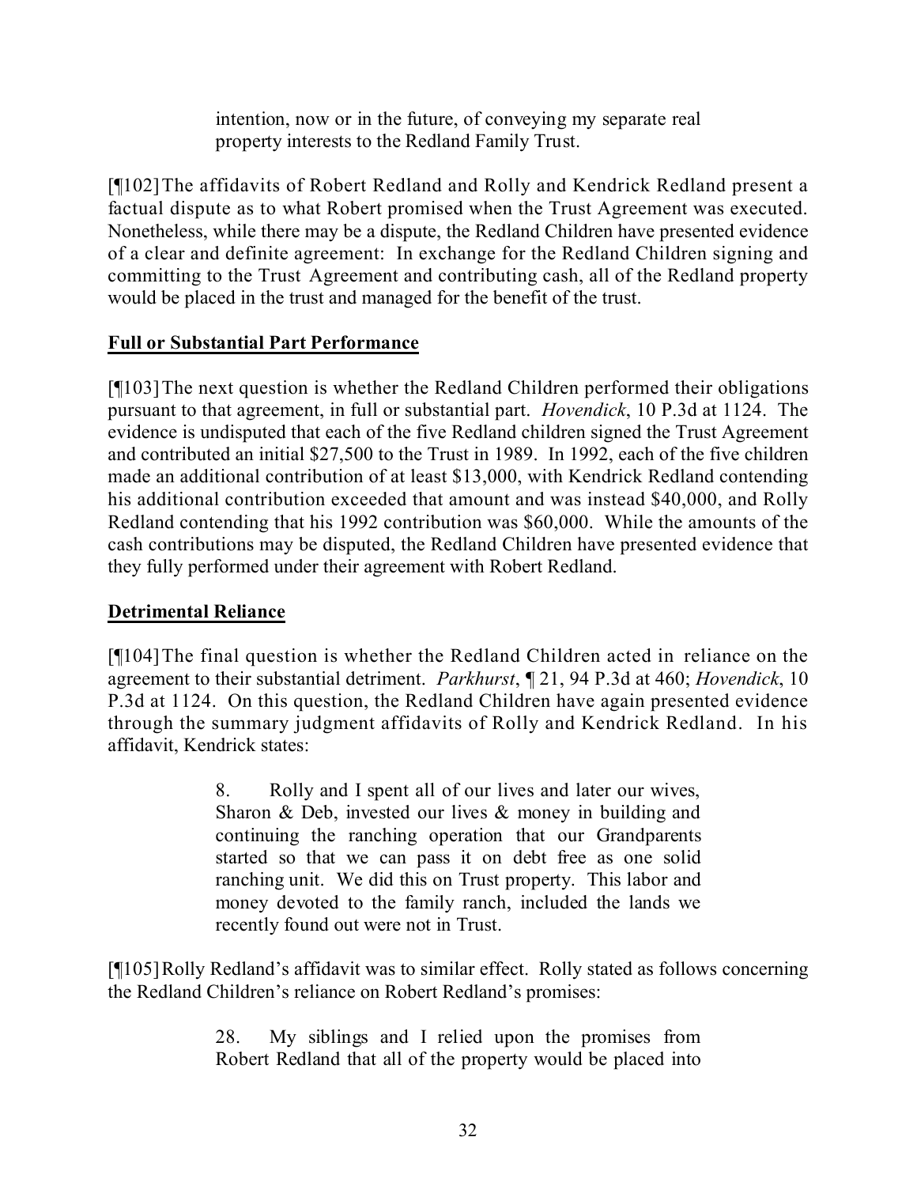> intention, now or in the future, of conveying my separate real property interests to the Redland Family Trust.

[¶102] The affidavits of Robert Redland and Rolly and Kendrick Redland present a factual dispute as to what Robert promised when the Trust Agreement was executed. Nonetheless, while there may be a dispute, the Redland Children have presented evidence of a clear and definite agreement: In exchange for the Redland Children signing and committing to the Trust Agreement and contributing cash, all of the Redland property would be placed in the trust and managed for the benefit of the trust.

**<u>Full or Substantial Part Performance</u>**

[¶103] The next question is whether the Redland Children performed their obligations pursuant to that agreement, in full or substantial part. *Hovendick*, 10 P.3d at 1124. The evidence is undisputed that each of the five Redland children signed the Trust Agreement and contributed an initial $27,500 to the Trust in 1989. In 1992, each of the five children made an additional contribution of at least $13,000, with Kendrick Redland contending his additional contribution exceeded that amount and was instead $40,000, and Rolly Redland contending that his 1992 contribution was $60,000. While the amounts of the cash contributions may be disputed, the Redland Children have presented evidence that they fully performed under their agreement with Robert Redland.

**<u>Detrimental Reliance</u>**

[¶104] The final question is whether the Redland Children acted in reliance on the agreement to their substantial detriment. *Parkhurst*, ¶ 21, 94 P.3d at 460; *Hovendick*, 10 P.3d at 1124. On this question, the Redland Children have again presented evidence through the summary judgment affidavits of Rolly and Kendrick Redland. In his affidavit, Kendrick states:

> 8. Rolly and I spent all of our lives and later our wives, Sharon & Deb, invested our lives & money in building and continuing the ranching operation that our Grandparents started so that we can pass it on debt free as one solid ranching unit. We did this on Trust property. This labor and money devoted to the family ranch, included the lands we recently found out were not in Trust.

[¶105] Rolly Redland's affidavit was to similar effect. Rolly stated as follows concerning the Redland Children's reliance on Robert Redland's promises:

> 28. My siblings and I relied upon the promises from Robert Redland that all of the property would be placed into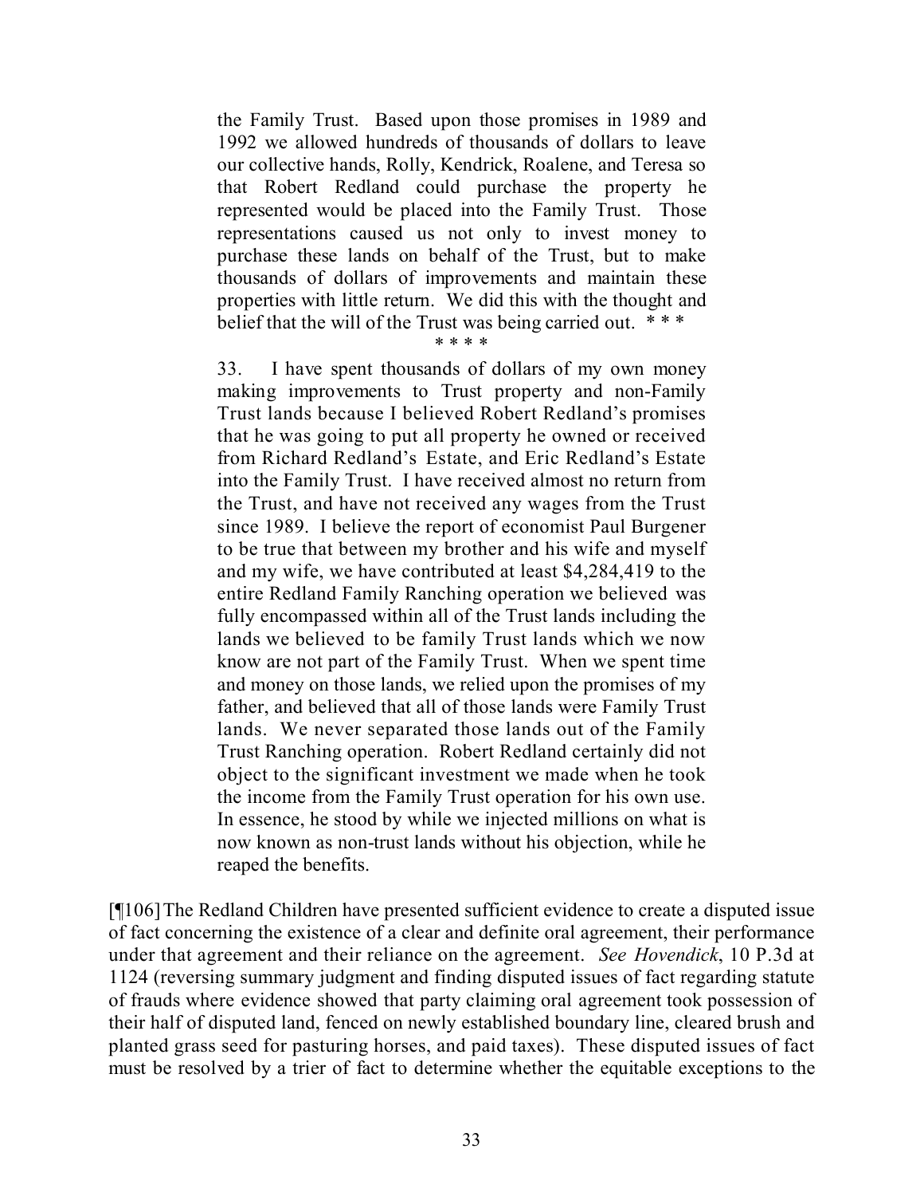> the Family Trust. Based upon those promises in 1989 and 1992 we allowed hundreds of thousands of dollars to leave our collective hands, Rolly, Kendrick, Roalene, and Teresa so that Robert Redland could purchase the property he represented would be placed into the Family Trust. Those representations caused us not only to invest money to purchase these lands on behalf of the Trust, but to make thousands of dollars of improvements and maintain these properties with little return. We did this with the thought and belief that the will of the Trust was being carried out. * * *
>
> \* \* \* \*
>
> 33. I have spent thousands of dollars of my own money making improvements to Trust property and non-Family Trust lands because I believed Robert Redland's promises that he was going to put all property he owned or received from Richard Redland's Estate, and Eric Redland's Estate into the Family Trust. I have received almost no return from the Trust, and have not received any wages from the Trust since 1989. I believe the report of economist Paul Burgener to be true that between my brother and his wife and myself and my wife, we have contributed at least $4,284,419 to the entire Redland Family Ranching operation we believed was fully encompassed within all of the Trust lands including the lands we believed to be family Trust lands which we now know are not part of the Family Trust. When we spent time and money on those lands, we relied upon the promises of my father, and believed that all of those lands were Family Trust lands. We never separated those lands out of the Family Trust Ranching operation. Robert Redland certainly did not object to the significant investment we made when he took the income from the Family Trust operation for his own use. In essence, he stood by while we injected millions on what is now known as non-trust lands without his objection, while he reaped the benefits.

[¶106] The Redland Children have presented sufficient evidence to create a disputed issue of fact concerning the existence of a clear and definite oral agreement, their performance under that agreement and their reliance on the agreement. *See Hovendick*, 10 P.3d at 1124 (reversing summary judgment and finding disputed issues of fact regarding statute of frauds where evidence showed that party claiming oral agreement took possession of their half of disputed land, fenced on newly established boundary line, cleared brush and planted grass seed for pasturing horses, and paid taxes). These disputed issues of fact must be resolved by a trier of fact to determine whether the equitable exceptions to the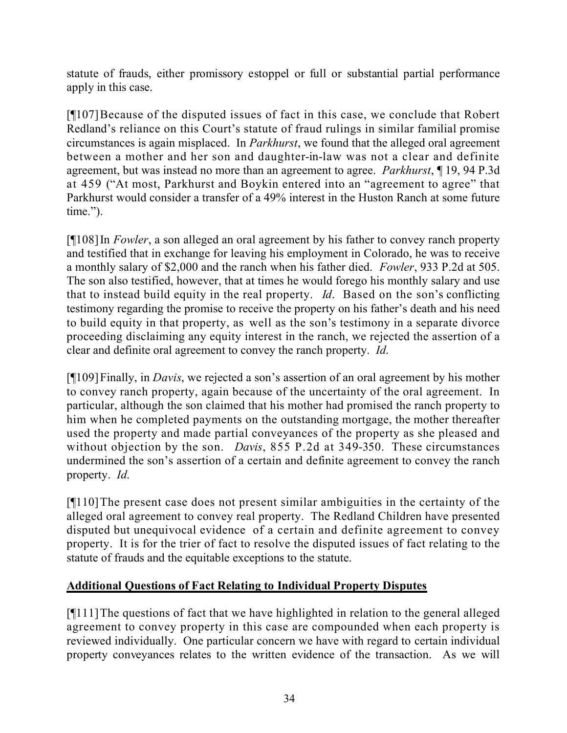statute of frauds, either promissory estoppel or full or substantial partial performance apply in this case.

[¶107] Because of the disputed issues of fact in this case, we conclude that Robert Redland's reliance on this Court's statute of fraud rulings in similar familial promise circumstances is again misplaced. In *Parkhurst*, we found that the alleged oral agreement between a mother and her son and daughter-in-law was not a clear and definite agreement, but was instead no more than an agreement to agree. *Parkhurst*, ¶ 19, 94 P.3d at 459 ("At most, Parkhurst and Boykin entered into an "agreement to agree" that Parkhurst would consider a transfer of a 49% interest in the Huston Ranch at some future time.").

[¶108] In *Fowler*, a son alleged an oral agreement by his father to convey ranch property and testified that in exchange for leaving his employment in Colorado, he was to receive a monthly salary of $2,000 and the ranch when his father died. *Fowler*, 933 P.2d at 505. The son also testified, however, that at times he would forego his monthly salary and use that to instead build equity in the real property. *Id*. Based on the son's conflicting testimony regarding the promise to receive the property on his father's death and his need to build equity in that property, as well as the son's testimony in a separate divorce proceeding disclaiming any equity interest in the ranch, we rejected the assertion of a clear and definite oral agreement to convey the ranch property. *Id*.

[¶109] Finally, in *Davis*, we rejected a son's assertion of an oral agreement by his mother to convey ranch property, again because of the uncertainty of the oral agreement. In particular, although the son claimed that his mother had promised the ranch property to him when he completed payments on the outstanding mortgage, the mother thereafter used the property and made partial conveyances of the property as she pleased and without objection by the son. *Davis*, 855 P.2d at 349-350. These circumstances undermined the son's assertion of a certain and definite agreement to convey the ranch property. *Id*.

[¶110] The present case does not present similar ambiguities in the certainty of the alleged oral agreement to convey real property. The Redland Children have presented disputed but unequivocal evidence of a certain and definite agreement to convey property. It is for the trier of fact to resolve the disputed issues of fact relating to the statute of frauds and the equitable exceptions to the statute.

**Additional Questions of Fact Relating to Individual Property Disputes**

[¶111] The questions of fact that we have highlighted in relation to the general alleged agreement to convey property in this case are compounded when each property is reviewed individually. One particular concern we have with regard to certain individual property conveyances relates to the written evidence of the transaction. As we will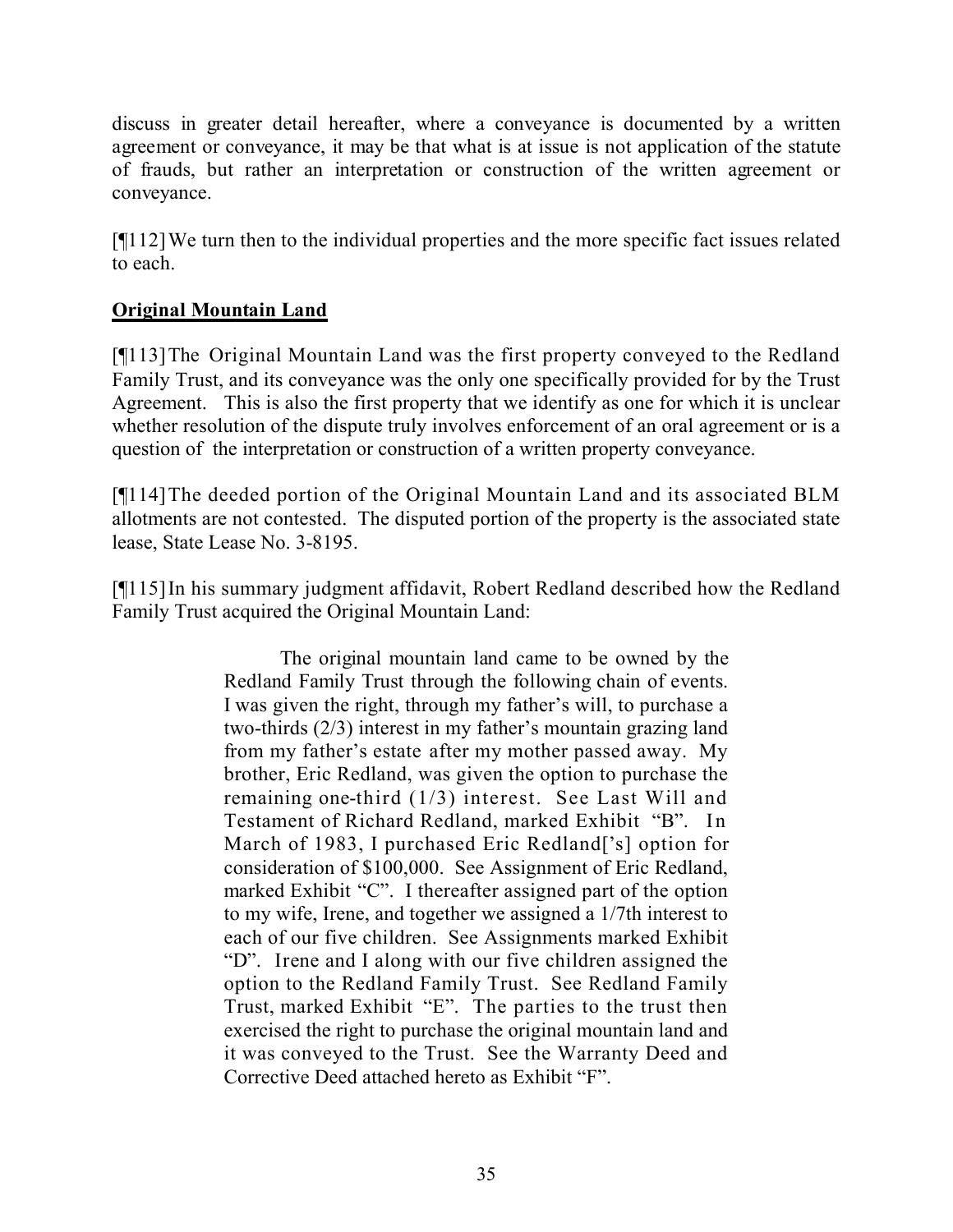discuss in greater detail hereafter, where a conveyance is documented by a written agreement or conveyance, it may be that what is at issue is not application of the statute of frauds, but rather an interpretation or construction of the written agreement or conveyance.

[¶112] We turn then to the individual properties and the more specific fact issues related to each.

**Original Mountain Land**

[¶113] The Original Mountain Land was the first property conveyed to the Redland Family Trust, and its conveyance was the only one specifically provided for by the Trust Agreement. This is also the first property that we identify as one for which it is unclear whether resolution of the dispute truly involves enforcement of an oral agreement or is a question of the interpretation or construction of a written property conveyance.

[¶114] The deeded portion of the Original Mountain Land and its associated BLM allotments are not contested. The disputed portion of the property is the associated state lease, State Lease No. 3-8195.

[¶115] In his summary judgment affidavit, Robert Redland described how the Redland Family Trust acquired the Original Mountain Land:

> The original mountain land came to be owned by the Redland Family Trust through the following chain of events. I was given the right, through my father's will, to purchase a two-thirds (2/3) interest in my father's mountain grazing land from my father's estate after my mother passed away. My brother, Eric Redland, was given the option to purchase the remaining one-third (1/3) interest. See Last Will and Testament of Richard Redland, marked Exhibit "B". In March of 1983, I purchased Eric Redland['s] option for consideration of $100,000. See Assignment of Eric Redland, marked Exhibit "C". I thereafter assigned part of the option to my wife, Irene, and together we assigned a 1/7th interest to each of our five children. See Assignments marked Exhibit "D". Irene and I along with our five children assigned the option to the Redland Family Trust. See Redland Family Trust, marked Exhibit "E". The parties to the trust then exercised the right to purchase the original mountain land and it was conveyed to the Trust. See the Warranty Deed and Corrective Deed attached hereto as Exhibit "F".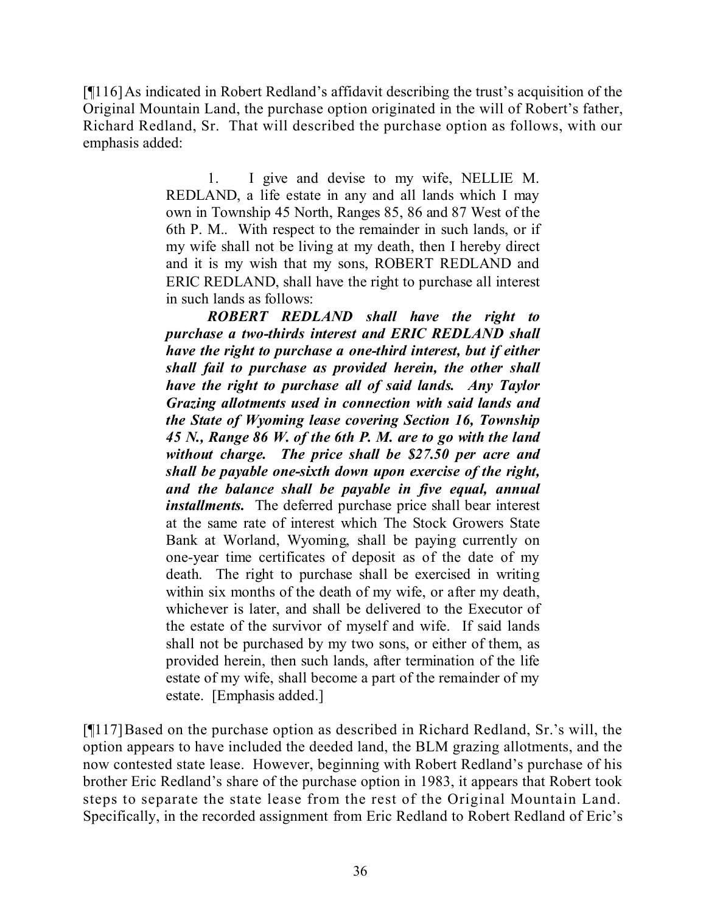[¶116] As indicated in Robert Redland's affidavit describing the trust's acquisition of the Original Mountain Land, the purchase option originated in the will of Robert's father, Richard Redland, Sr. That will described the purchase option as follows, with our emphasis added:

> 1. I give and devise to my wife, NELLIE M. REDLAND, a life estate in any and all lands which I may own in Township 45 North, Ranges 85, 86 and 87 West of the 6th P. M.. With respect to the remainder in such lands, or if my wife shall not be living at my death, then I hereby direct and it is my wish that my sons, ROBERT REDLAND and ERIC REDLAND, shall have the right to purchase all interest in such lands as follows:
>
> ***ROBERT REDLAND shall have the right to purchase a two-thirds interest and ERIC REDLAND shall have the right to purchase a one-third interest, but if either shall fail to purchase as provided herein, the other shall have the right to purchase all of said lands. Any Taylor Grazing allotments used in connection with said lands and the State of Wyoming lease covering Section 16, Township 45 N., Range 86 W. of the 6th P. M. are to go with the land without charge. The price shall be $27.50 per acre and shall be payable one-sixth down upon exercise of the right, and the balance shall be payable in five equal, annual installments.*** The deferred purchase price shall bear interest at the same rate of interest which The Stock Growers State Bank at Worland, Wyoming, shall be paying currently on one-year time certificates of deposit as of the date of my death. The right to purchase shall be exercised in writing within six months of the death of my wife, or after my death, whichever is later, and shall be delivered to the Executor of the estate of the survivor of myself and wife. If said lands shall not be purchased by my two sons, or either of them, as provided herein, then such lands, after termination of the life estate of my wife, shall become a part of the remainder of my estate. [Emphasis added.]

[¶117] Based on the purchase option as described in Richard Redland, Sr.'s will, the option appears to have included the deeded land, the BLM grazing allotments, and the now contested state lease. However, beginning with Robert Redland's purchase of his brother Eric Redland's share of the purchase option in 1983, it appears that Robert took steps to separate the state lease from the rest of the Original Mountain Land. Specifically, in the recorded assignment from Eric Redland to Robert Redland of Eric's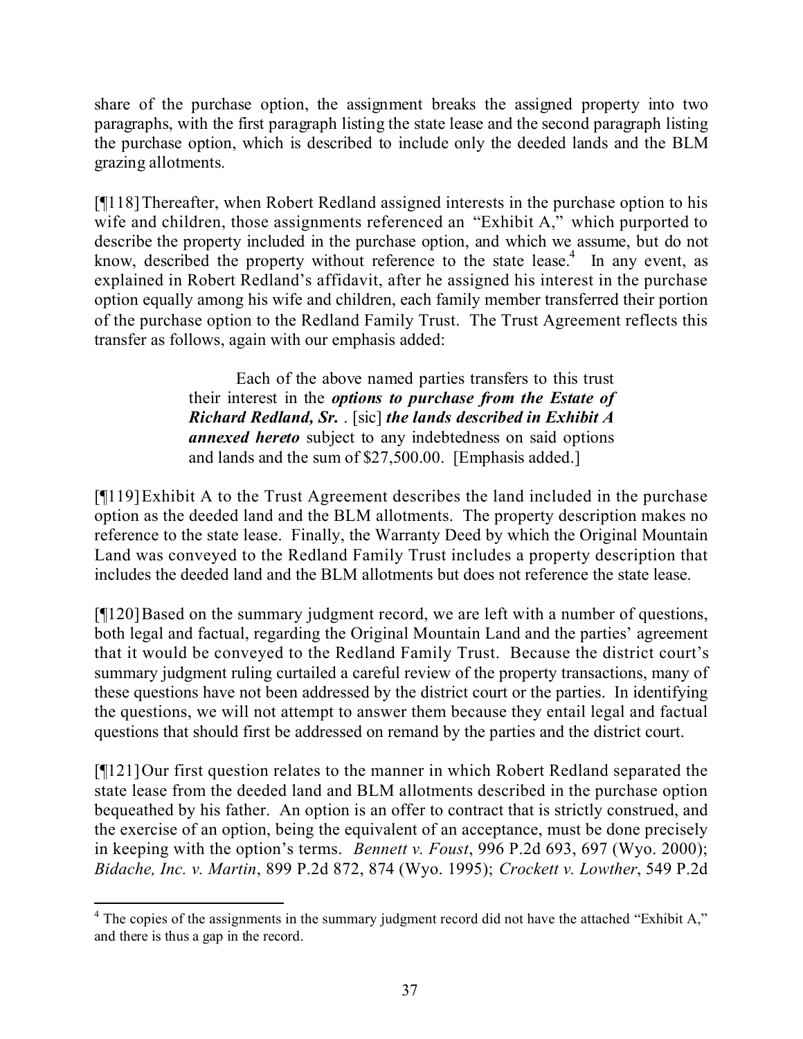share of the purchase option, the assignment breaks the assigned property into two paragraphs, with the first paragraph listing the state lease and the second paragraph listing the purchase option, which is described to include only the deeded lands and the BLM grazing allotments.

[¶118] Thereafter, when Robert Redland assigned interests in the purchase option to his wife and children, those assignments referenced an "Exhibit A," which purported to describe the property included in the purchase option, and which we assume, but do not know, described the property without reference to the state lease.[4] In any event, as explained in Robert Redland's affidavit, after he assigned his interest in the purchase option equally among his wife and children, each family member transferred their portion of the purchase option to the Redland Family Trust. The Trust Agreement reflects this transfer as follows, again with our emphasis added:

> Each of the above named parties transfers to this trust their interest in the ***options to purchase from the Estate of Richard Redland, Sr.*** . [sic] ***the lands described in Exhibit A annexed hereto*** subject to any indebtedness on said options and lands and the sum of $27,500.00. [Emphasis added.]

[¶119] Exhibit A to the Trust Agreement describes the land included in the purchase option as the deeded land and the BLM allotments. The property description makes no reference to the state lease. Finally, the Warranty Deed by which the Original Mountain Land was conveyed to the Redland Family Trust includes a property description that includes the deeded land and the BLM allotments but does not reference the state lease.

[¶120] Based on the summary judgment record, we are left with a number of questions, both legal and factual, regarding the Original Mountain Land and the parties' agreement that it would be conveyed to the Redland Family Trust. Because the district court's summary judgment ruling curtailed a careful review of the property transactions, many of these questions have not been addressed by the district court or the parties. In identifying the questions, we will not attempt to answer them because they entail legal and factual questions that should first be addressed on remand by the parties and the district court.

[¶121] Our first question relates to the manner in which Robert Redland separated the state lease from the deeded land and BLM allotments described in the purchase option bequeathed by his father. An option is an offer to contract that is strictly construed, and the exercise of an option, being the equivalent of an acceptance, must be done precisely in keeping with the option's terms. *Bennett v. Foust*, 996 P.2d 693, 697 (Wyo. 2000); *Bidache, Inc. v. Martin*, 899 P.2d 872, 874 (Wyo. 1995); *Crockett v. Lowther*, 549 P.2d

---

[4] The copies of the assignments in the summary judgment record did not have the attached "Exhibit A," and there is thus a gap in the record.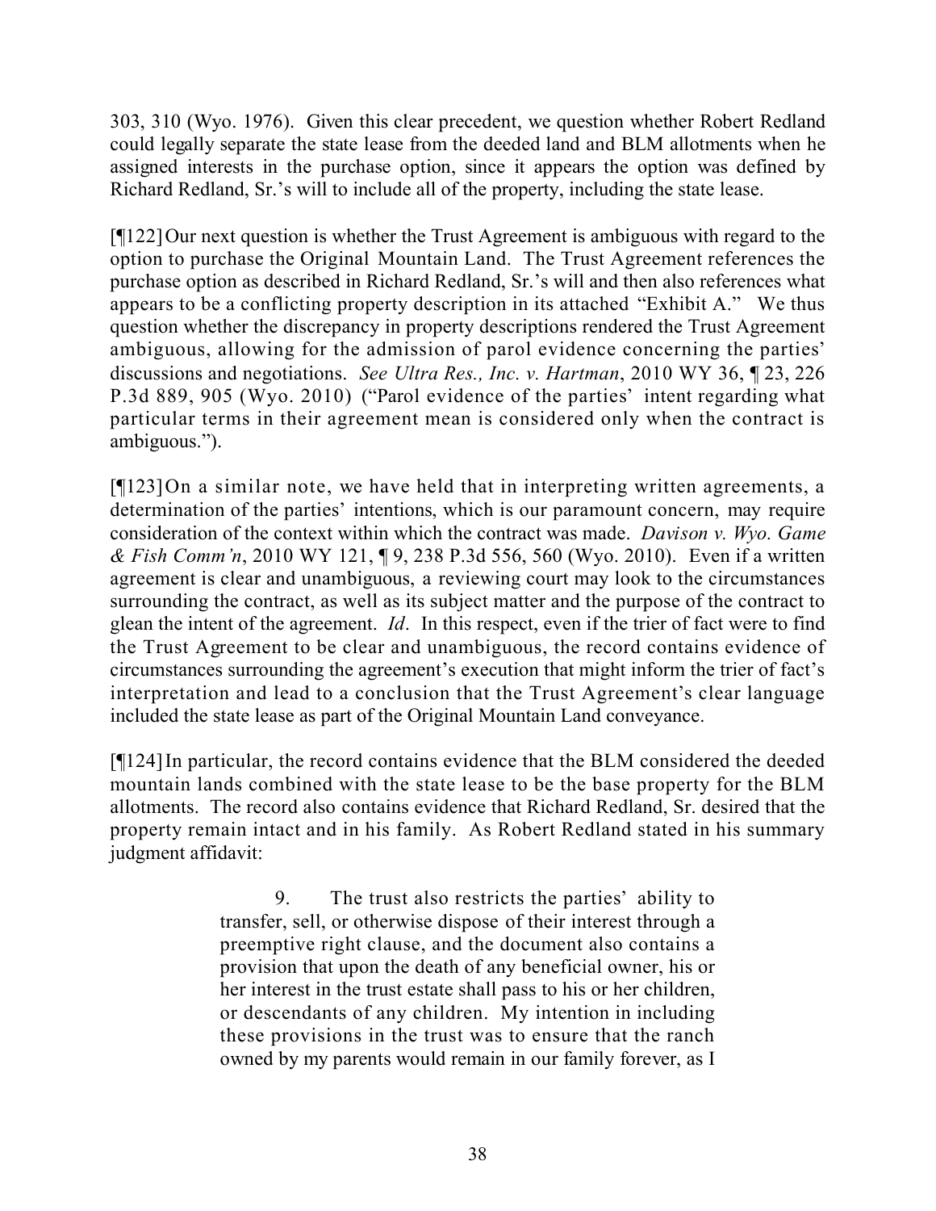303, 310 (Wyo. 1976). Given this clear precedent, we question whether Robert Redland could legally separate the state lease from the deeded land and BLM allotments when he assigned interests in the purchase option, since it appears the option was defined by Richard Redland, Sr.'s will to include all of the property, including the state lease.

[¶122] Our next question is whether the Trust Agreement is ambiguous with regard to the option to purchase the Original Mountain Land. The Trust Agreement references the purchase option as described in Richard Redland, Sr.'s will and then also references what appears to be a conflicting property description in its attached "Exhibit A." We thus question whether the discrepancy in property descriptions rendered the Trust Agreement ambiguous, allowing for the admission of parol evidence concerning the parties' discussions and negotiations. *See Ultra Res., Inc. v. Hartman*, 2010 WY 36, ¶ 23, 226 P.3d 889, 905 (Wyo. 2010) ("Parol evidence of the parties' intent regarding what particular terms in their agreement mean is considered only when the contract is ambiguous.").

[¶123] On a similar note, we have held that in interpreting written agreements, a determination of the parties' intentions, which is our paramount concern, may require consideration of the context within which the contract was made. *Davison v. Wyo. Game & Fish Comm'n*, 2010 WY 121, ¶ 9, 238 P.3d 556, 560 (Wyo. 2010). Even if a written agreement is clear and unambiguous, a reviewing court may look to the circumstances surrounding the contract, as well as its subject matter and the purpose of the contract to glean the intent of the agreement. *Id*. In this respect, even if the trier of fact were to find the Trust Agreement to be clear and unambiguous, the record contains evidence of circumstances surrounding the agreement's execution that might inform the trier of fact's interpretation and lead to a conclusion that the Trust Agreement's clear language included the state lease as part of the Original Mountain Land conveyance.

[¶124] In particular, the record contains evidence that the BLM considered the deeded mountain lands combined with the state lease to be the base property for the BLM allotments. The record also contains evidence that Richard Redland, Sr. desired that the property remain intact and in his family. As Robert Redland stated in his summary judgment affidavit:

> 9. The trust also restricts the parties' ability to transfer, sell, or otherwise dispose of their interest through a preemptive right clause, and the document also contains a provision that upon the death of any beneficial owner, his or her interest in the trust estate shall pass to his or her children, or descendants of any children. My intention in including these provisions in the trust was to ensure that the ranch owned by my parents would remain in our family forever, as I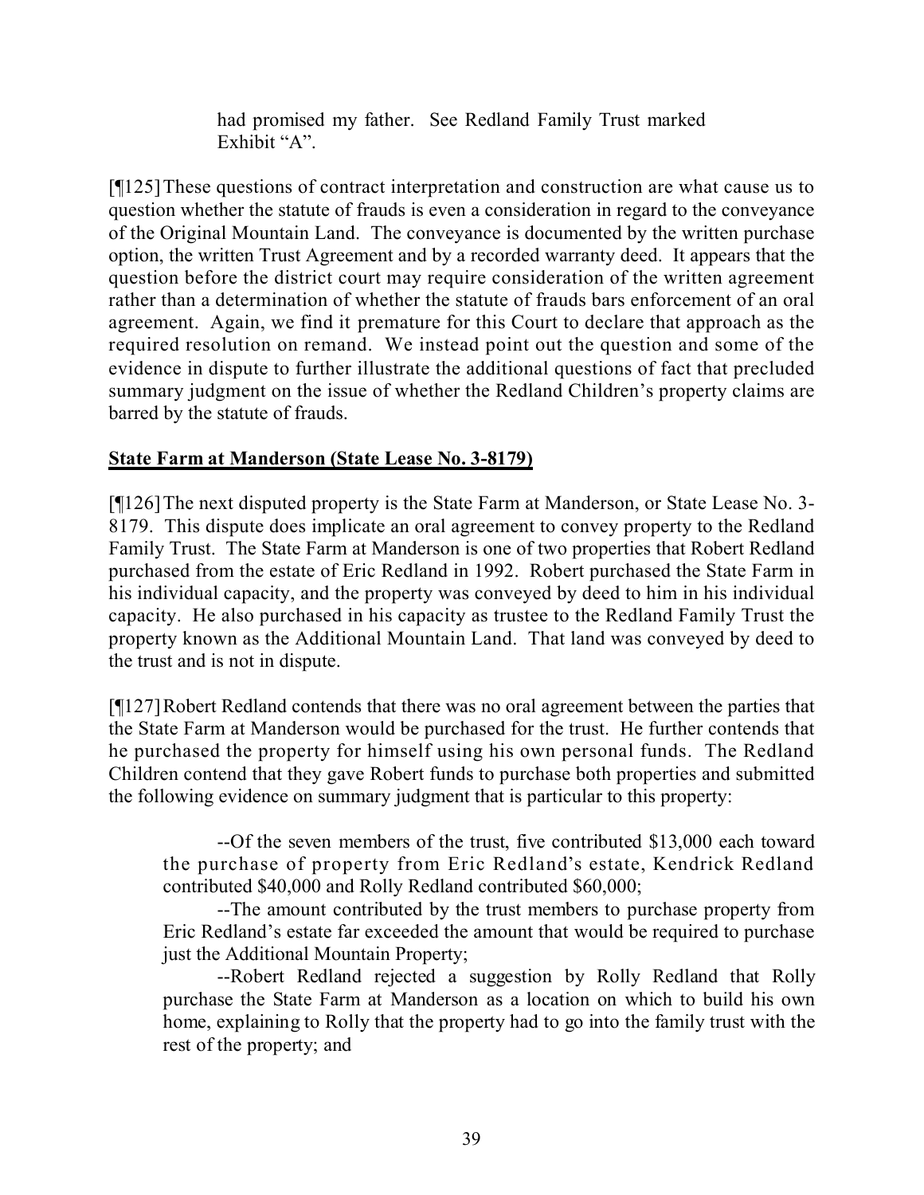> had promised my father. See Redland Family Trust marked Exhibit "A".

[¶125] These questions of contract interpretation and construction are what cause us to question whether the statute of frauds is even a consideration in regard to the conveyance of the Original Mountain Land. The conveyance is documented by the written purchase option, the written Trust Agreement and by a recorded warranty deed. It appears that the question before the district court may require consideration of the written agreement rather than a determination of whether the statute of frauds bars enforcement of an oral agreement. Again, we find it premature for this Court to declare that approach as the required resolution on remand. We instead point out the question and some of the evidence in dispute to further illustrate the additional questions of fact that precluded summary judgment on the issue of whether the Redland Children's property claims are barred by the statute of frauds.

**State Farm at Manderson (State Lease No. 3-8179)**

[¶126] The next disputed property is the State Farm at Manderson, or State Lease No. 3-8179. This dispute does implicate an oral agreement to convey property to the Redland Family Trust. The State Farm at Manderson is one of two properties that Robert Redland purchased from the estate of Eric Redland in 1992. Robert purchased the State Farm in his individual capacity, and the property was conveyed by deed to him in his individual capacity. He also purchased in his capacity as trustee to the Redland Family Trust the property known as the Additional Mountain Land. That land was conveyed by deed to the trust and is not in dispute.

[¶127] Robert Redland contends that there was no oral agreement between the parties that the State Farm at Manderson would be purchased for the trust. He further contends that he purchased the property for himself using his own personal funds. The Redland Children contend that they gave Robert funds to purchase both properties and submitted the following evidence on summary judgment that is particular to this property:

> --Of the seven members of the trust, five contributed $13,000 each toward the purchase of property from Eric Redland's estate, Kendrick Redland contributed $40,000 and Rolly Redland contributed $60,000;
>
> --The amount contributed by the trust members to purchase property from Eric Redland's estate far exceeded the amount that would be required to purchase just the Additional Mountain Property;
>
> --Robert Redland rejected a suggestion by Rolly Redland that Rolly purchase the State Farm at Manderson as a location on which to build his own home, explaining to Rolly that the property had to go into the family trust with the rest of the property; and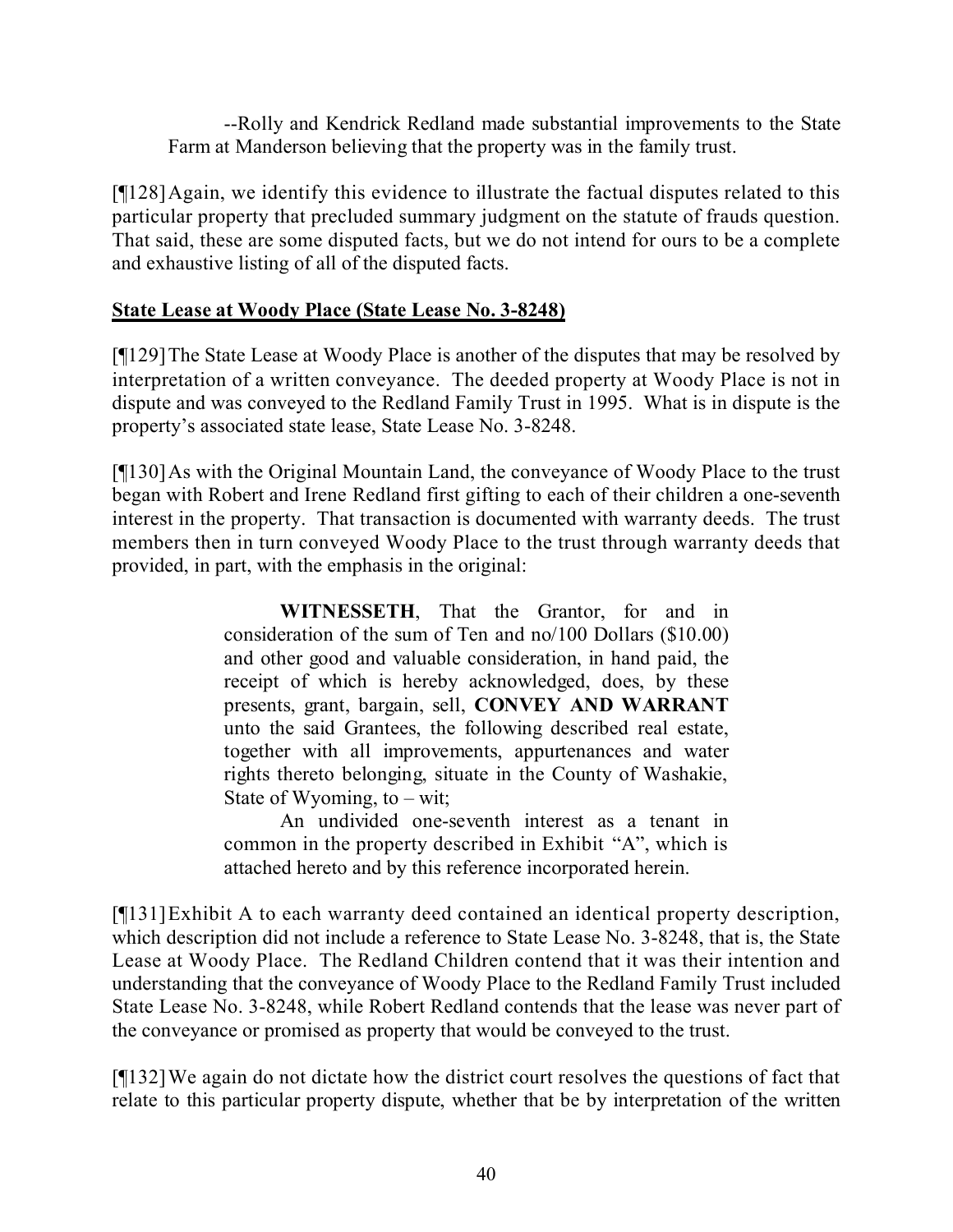--Rolly and Kendrick Redland made substantial improvements to the State Farm at Manderson believing that the property was in the family trust.

[¶128] Again, we identify this evidence to illustrate the factual disputes related to this particular property that precluded summary judgment on the statute of frauds question. That said, these are some disputed facts, but we do not intend for ours to be a complete and exhaustive listing of all of the disputed facts.

**State Lease at Woody Place (State Lease No. 3-8248)**

[¶129] The State Lease at Woody Place is another of the disputes that may be resolved by interpretation of a written conveyance. The deeded property at Woody Place is not in dispute and was conveyed to the Redland Family Trust in 1995. What is in dispute is the property's associated state lease, State Lease No. 3-8248.

[¶130] As with the Original Mountain Land, the conveyance of Woody Place to the trust began with Robert and Irene Redland first gifting to each of their children a one-seventh interest in the property. That transaction is documented with warranty deeds. The trust members then in turn conveyed Woody Place to the trust through warranty deeds that provided, in part, with the emphasis in the original:

> **WITNESSETH**, That the Grantor, for and in consideration of the sum of Ten and no/100 Dollars ($10.00) and other good and valuable consideration, in hand paid, the receipt of which is hereby acknowledged, does, by these presents, grant, bargain, sell, **CONVEY AND WARRANT** unto the said Grantees, the following described real estate, together with all improvements, appurtenances and water rights thereto belonging, situate in the County of Washakie, State of Wyoming, to – wit;
>
> An undivided one-seventh interest as a tenant in common in the property described in Exhibit "A", which is attached hereto and by this reference incorporated herein.

[¶131] Exhibit A to each warranty deed contained an identical property description, which description did not include a reference to State Lease No. 3-8248, that is, the State Lease at Woody Place. The Redland Children contend that it was their intention and understanding that the conveyance of Woody Place to the Redland Family Trust included State Lease No. 3-8248, while Robert Redland contends that the lease was never part of the conveyance or promised as property that would be conveyed to the trust.

[¶132] We again do not dictate how the district court resolves the questions of fact that relate to this particular property dispute, whether that be by interpretation of the written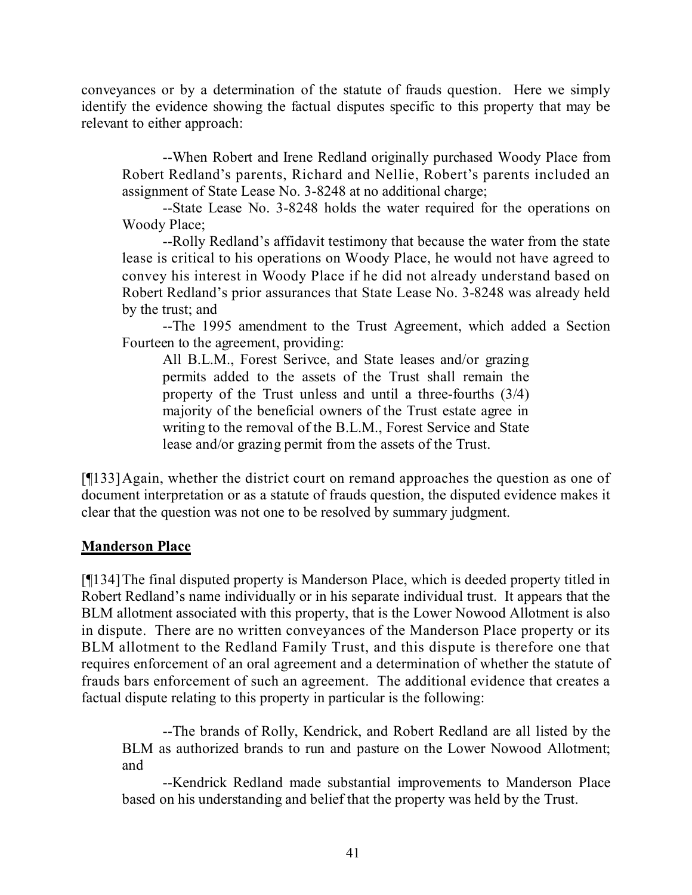conveyances or by a determination of the statute of frauds question. Here we simply identify the evidence showing the factual disputes specific to this property that may be relevant to either approach:

> --When Robert and Irene Redland originally purchased Woody Place from Robert Redland's parents, Richard and Nellie, Robert's parents included an assignment of State Lease No. 3-8248 at no additional charge;
>
> --State Lease No. 3-8248 holds the water required for the operations on Woody Place;
>
> --Rolly Redland's affidavit testimony that because the water from the state lease is critical to his operations on Woody Place, he would not have agreed to convey his interest in Woody Place if he did not already understand based on Robert Redland's prior assurances that State Lease No. 3-8248 was already held by the trust; and
>
> --The 1995 amendment to the Trust Agreement, which added a Section Fourteen to the agreement, providing:
>
> > All B.L.M., Forest Serivce, and State leases and/or grazing permits added to the assets of the Trust shall remain the property of the Trust unless and until a three-fourths (3/4) majority of the beneficial owners of the Trust estate agree in writing to the removal of the B.L.M., Forest Service and State lease and/or grazing permit from the assets of the Trust.

[¶133] Again, whether the district court on remand approaches the question as one of document interpretation or as a statute of frauds question, the disputed evidence makes it clear that the question was not one to be resolved by summary judgment.

**Manderson Place**

[¶134] The final disputed property is Manderson Place, which is deeded property titled in Robert Redland's name individually or in his separate individual trust. It appears that the BLM allotment associated with this property, that is the Lower Nowood Allotment is also in dispute. There are no written conveyances of the Manderson Place property or its BLM allotment to the Redland Family Trust, and this dispute is therefore one that requires enforcement of an oral agreement and a determination of whether the statute of frauds bars enforcement of such an agreement. The additional evidence that creates a factual dispute relating to this property in particular is the following:

> --The brands of Rolly, Kendrick, and Robert Redland are all listed by the BLM as authorized brands to run and pasture on the Lower Nowood Allotment; and
>
> --Kendrick Redland made substantial improvements to Manderson Place based on his understanding and belief that the property was held by the Trust.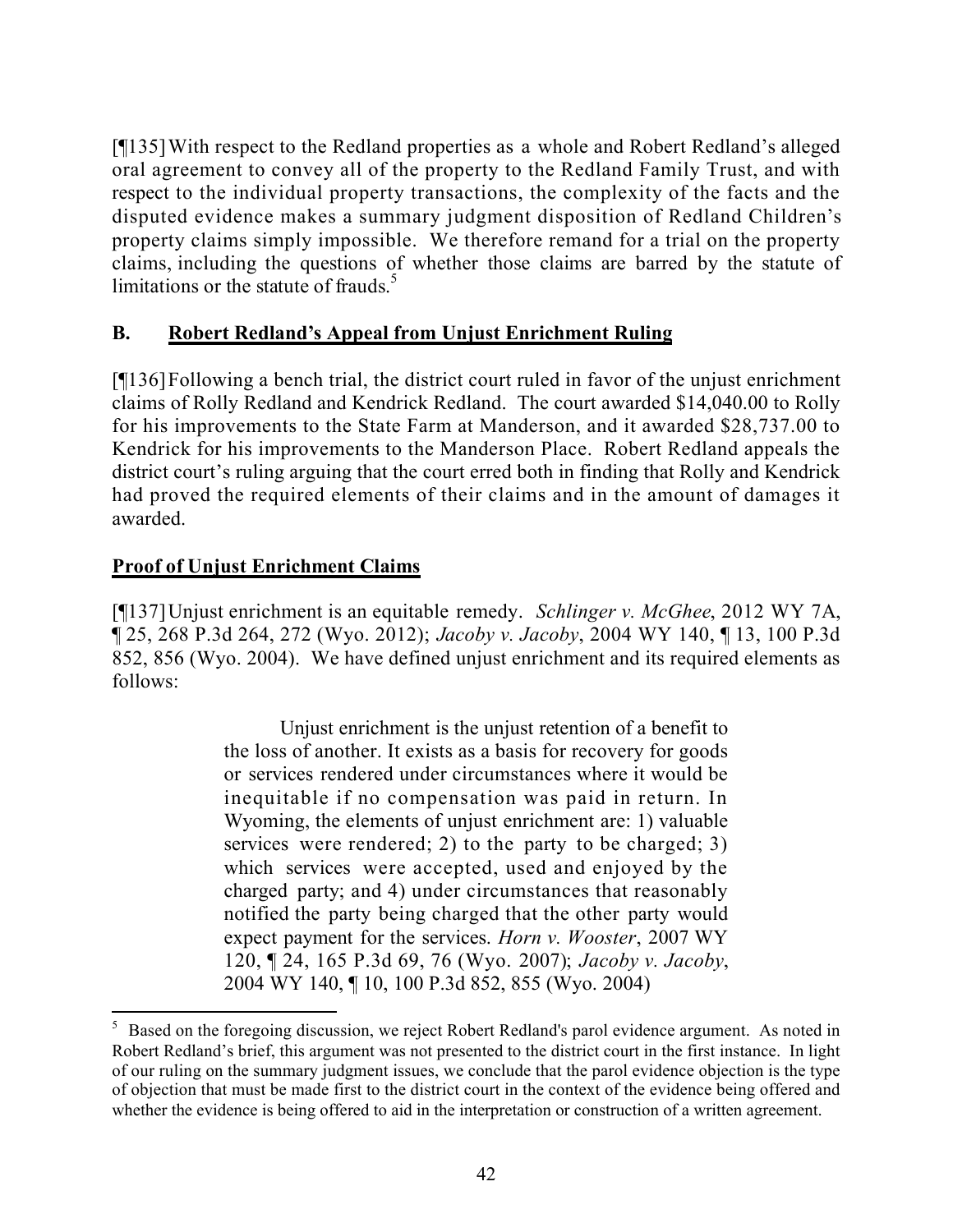[¶135] With respect to the Redland properties as a whole and Robert Redland's alleged oral agreement to convey all of the property to the Redland Family Trust, and with respect to the individual property transactions, the complexity of the facts and the disputed evidence makes a summary judgment disposition of Redland Children's property claims simply impossible. We therefore remand for a trial on the property claims, including the questions of whether those claims are barred by the statute of limitations or the statute of frauds.[5]

## B. Robert Redland's Appeal from Unjust Enrichment Ruling

[¶136] Following a bench trial, the district court ruled in favor of the unjust enrichment claims of Rolly Redland and Kendrick Redland. The court awarded $14,040.00 to Rolly for his improvements to the State Farm at Manderson, and it awarded $28,737.00 to Kendrick for his improvements to the Manderson Place. Robert Redland appeals the district court's ruling arguing that the court erred both in finding that Rolly and Kendrick had proved the required elements of their claims and in the amount of damages it awarded.

### Proof of Unjust Enrichment Claims

[¶137] Unjust enrichment is an equitable remedy. *Schlinger v. McGhee*, 2012 WY 7A, ¶ 25, 268 P.3d 264, 272 (Wyo. 2012); *Jacoby v. Jacoby*, 2004 WY 140, ¶ 13, 100 P.3d 852, 856 (Wyo. 2004). We have defined unjust enrichment and its required elements as follows:

> Unjust enrichment is the unjust retention of a benefit to the loss of another. It exists as a basis for recovery for goods or services rendered under circumstances where it would be inequitable if no compensation was paid in return. In Wyoming, the elements of unjust enrichment are: 1) valuable services were rendered; 2) to the party to be charged; 3) which services were accepted, used and enjoyed by the charged party; and 4) under circumstances that reasonably notified the party being charged that the other party would expect payment for the services. *Horn v. Wooster*, 2007 WY 120, ¶ 24, 165 P.3d 69, 76 (Wyo. 2007); *Jacoby v. Jacoby*, 2004 WY 140, ¶ 10, 100 P.3d 852, 855 (Wyo. 2004)

---

[5] Based on the foregoing discussion, we reject Robert Redland's parol evidence argument. As noted in Robert Redland's brief, this argument was not presented to the district court in the first instance. In light of our ruling on the summary judgment issues, we conclude that the parol evidence objection is the type of objection that must be made first to the district court in the context of the evidence being offered and whether the evidence is being offered to aid in the interpretation or construction of a written agreement.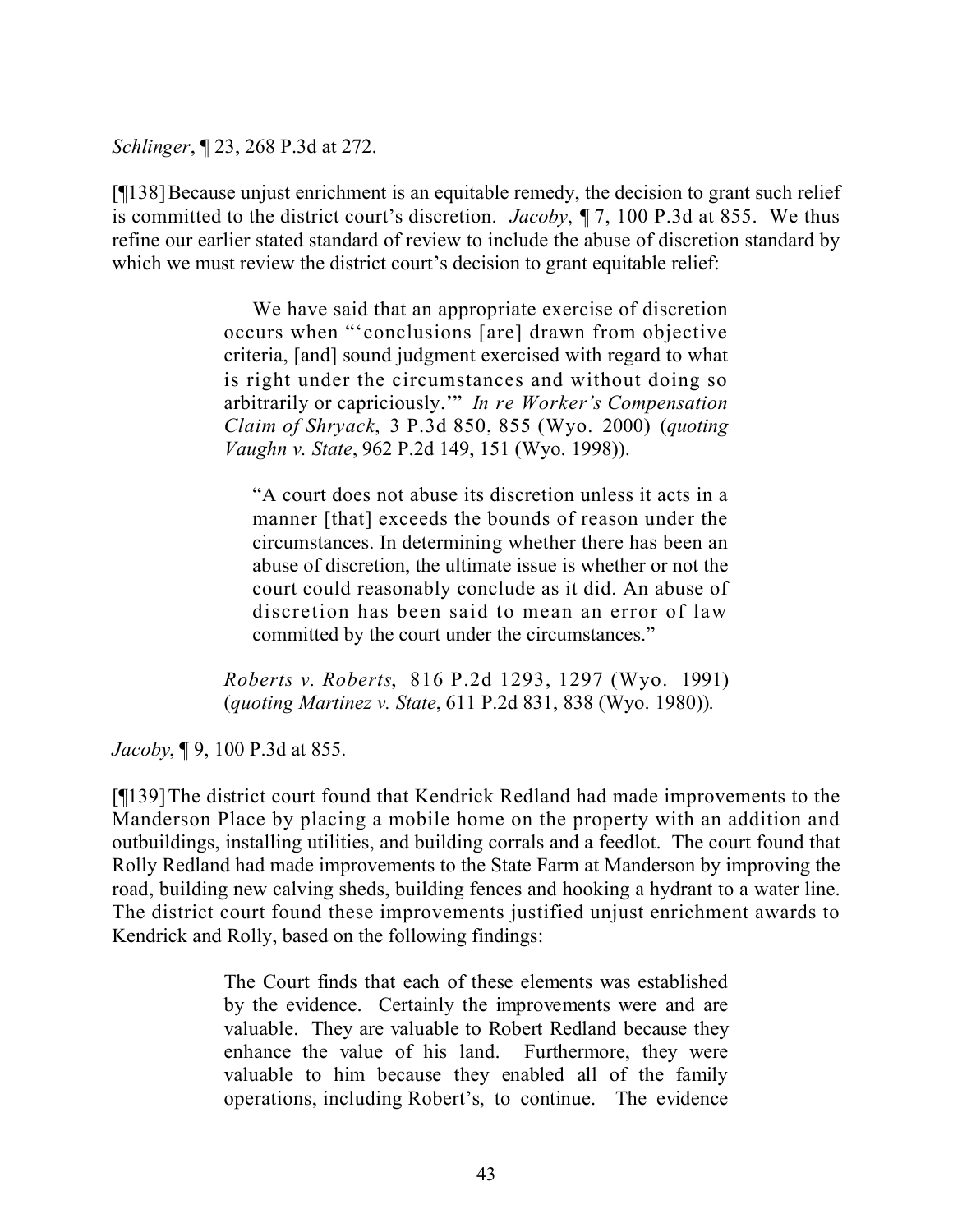*Schlinger*, ¶ 23, 268 P.3d at 272.

[¶138] Because unjust enrichment is an equitable remedy, the decision to grant such relief is committed to the district court's discretion. *Jacoby*, ¶ 7, 100 P.3d at 855. We thus refine our earlier stated standard of review to include the abuse of discretion standard by which we must review the district court's decision to grant equitable relief:

> We have said that an appropriate exercise of discretion occurs when "'conclusions [are] drawn from objective criteria, [and] sound judgment exercised with regard to what is right under the circumstances and without doing so arbitrarily or capriciously.'" *In re Worker's Compensation Claim of Shryack*, 3 P.3d 850, 855 (Wyo. 2000) (*quoting Vaughn v. State*, 962 P.2d 149, 151 (Wyo. 1998)).
>
> "A court does not abuse its discretion unless it acts in a manner [that] exceeds the bounds of reason under the circumstances. In determining whether there has been an abuse of discretion, the ultimate issue is whether or not the court could reasonably conclude as it did. An abuse of discretion has been said to mean an error of law committed by the court under the circumstances."
>
> *Roberts v. Roberts*, 816 P.2d 1293, 1297 (Wyo. 1991) (*quoting Martinez v. State*, 611 P.2d 831, 838 (Wyo. 1980)).

*Jacoby*, ¶ 9, 100 P.3d at 855.

[¶139] The district court found that Kendrick Redland had made improvements to the Manderson Place by placing a mobile home on the property with an addition and outbuildings, installing utilities, and building corrals and a feedlot. The court found that Rolly Redland had made improvements to the State Farm at Manderson by improving the road, building new calving sheds, building fences and hooking a hydrant to a water line. The district court found these improvements justified unjust enrichment awards to Kendrick and Rolly, based on the following findings:

> The Court finds that each of these elements was established by the evidence. Certainly the improvements were and are valuable. They are valuable to Robert Redland because they enhance the value of his land. Furthermore, they were valuable to him because they enabled all of the family operations, including Robert's, to continue. The evidence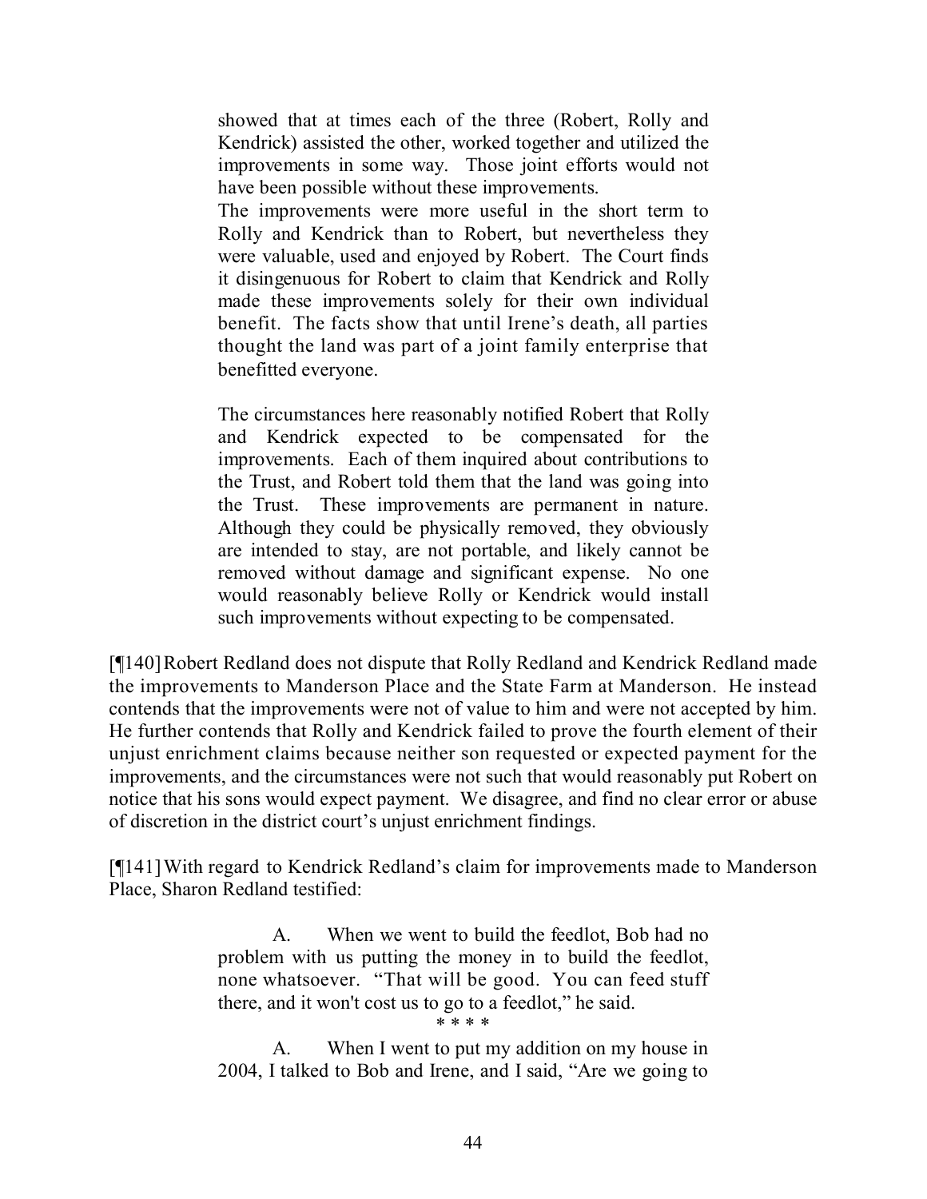> showed that at times each of the three (Robert, Rolly and Kendrick) assisted the other, worked together and utilized the improvements in some way. Those joint efforts would not have been possible without these improvements.
>
> The improvements were more useful in the short term to Rolly and Kendrick than to Robert, but nevertheless they were valuable, used and enjoyed by Robert. The Court finds it disingenuous for Robert to claim that Kendrick and Rolly made these improvements solely for their own individual benefit. The facts show that until Irene's death, all parties thought the land was part of a joint family enterprise that benefitted everyone.
>
> The circumstances here reasonably notified Robert that Rolly and Kendrick expected to be compensated for the improvements. Each of them inquired about contributions to the Trust, and Robert told them that the land was going into the Trust. These improvements are permanent in nature. Although they could be physically removed, they obviously are intended to stay, are not portable, and likely cannot be removed without damage and significant expense. No one would reasonably believe Rolly or Kendrick would install such improvements without expecting to be compensated.

[¶140] Robert Redland does not dispute that Rolly Redland and Kendrick Redland made the improvements to Manderson Place and the State Farm at Manderson. He instead contends that the improvements were not of value to him and were not accepted by him. He further contends that Rolly and Kendrick failed to prove the fourth element of their unjust enrichment claims because neither son requested or expected payment for the improvements, and the circumstances were not such that would reasonably put Robert on notice that his sons would expect payment. We disagree, and find no clear error or abuse of discretion in the district court's unjust enrichment findings.

[¶141] With regard to Kendrick Redland's claim for improvements made to Manderson Place, Sharon Redland testified:

> A. When we went to build the feedlot, Bob had no problem with us putting the money in to build the feedlot, none whatsoever. "That will be good. You can feed stuff there, and it won't cost us to go to a feedlot," he said.
>
> \* \* \* \*
>
> A. When I went to put my addition on my house in 2004, I talked to Bob and Irene, and I said, "Are we going to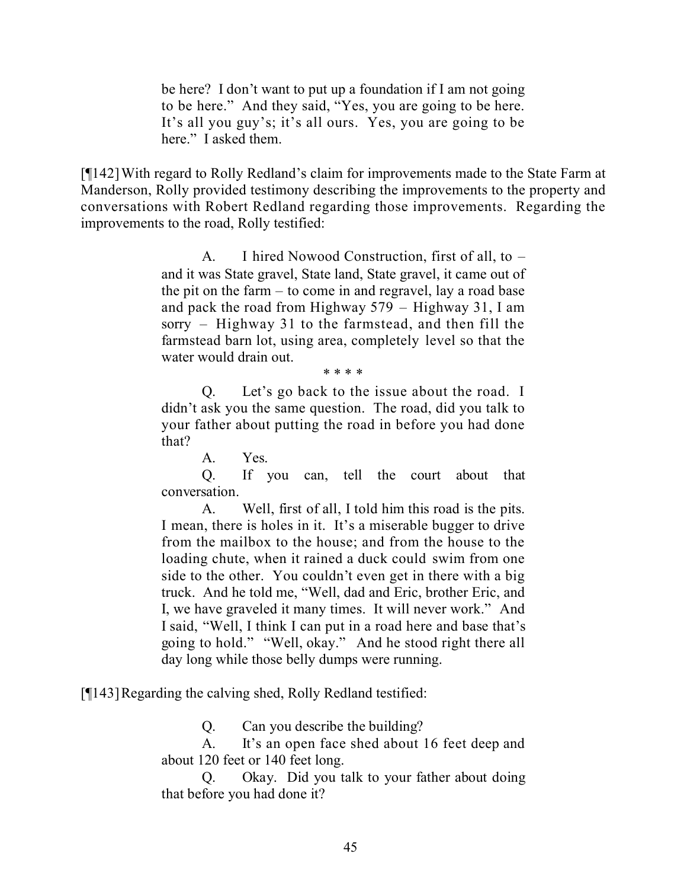> be here? I don't want to put up a foundation if I am not going to be here." And they said, "Yes, you are going to be here. It's all you guy's; it's all ours. Yes, you are going to be here." I asked them.

[¶142] With regard to Rolly Redland's claim for improvements made to the State Farm at Manderson, Rolly provided testimony describing the improvements to the property and conversations with Robert Redland regarding those improvements. Regarding the improvements to the road, Rolly testified:

> A. I hired Nowood Construction, first of all, to – and it was State gravel, State land, State gravel, it came out of the pit on the farm – to come in and regravel, lay a road base and pack the road from Highway 579 – Highway 31, I am sorry – Highway 31 to the farmstead, and then fill the farmstead barn lot, using area, completely level so that the water would drain out.
>
> \* \* \* \*
>
> Q. Let's go back to the issue about the road. I didn't ask you the same question. The road, did you talk to your father about putting the road in before you had done that?
>
> A. Yes.
>
> Q. If you can, tell the court about that conversation.
>
> A. Well, first of all, I told him this road is the pits. I mean, there is holes in it. It's a miserable bugger to drive from the mailbox to the house; and from the house to the loading chute, when it rained a duck could swim from one side to the other. You couldn't even get in there with a big truck. And he told me, "Well, dad and Eric, brother Eric, and I, we have graveled it many times. It will never work." And I said, "Well, I think I can put in a road here and base that's going to hold." "Well, okay." And he stood right there all day long while those belly dumps were running.

[¶143] Regarding the calving shed, Rolly Redland testified:

> Q. Can you describe the building?
>
> A. It's an open face shed about 16 feet deep and about 120 feet or 140 feet long.
>
> Q. Okay. Did you talk to your father about doing that before you had done it?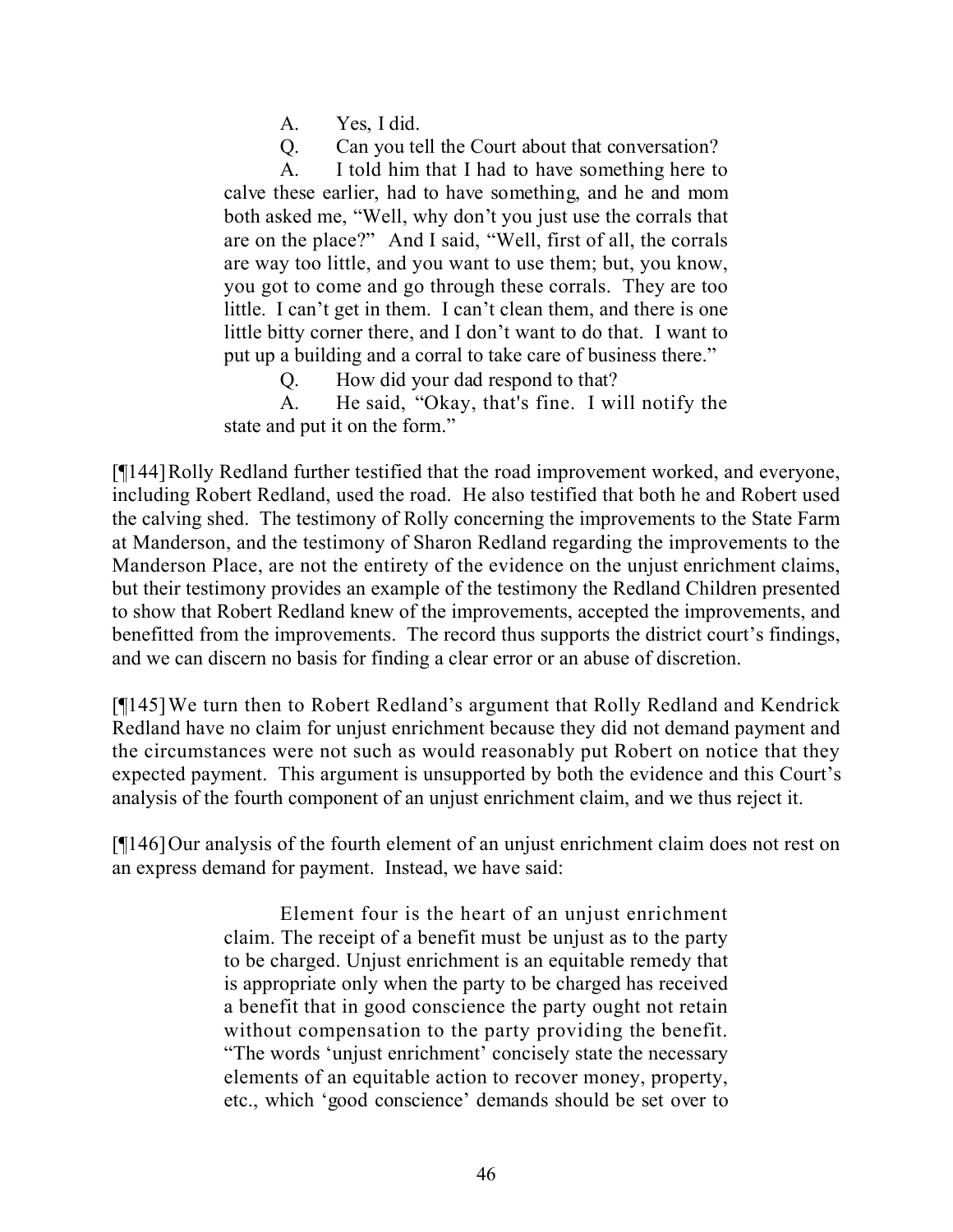> A. Yes, I did.
>
> Q. Can you tell the Court about that conversation?
>
> A. I told him that I had to have something here to calve these earlier, had to have something, and he and mom both asked me, "Well, why don't you just use the corrals that are on the place?" And I said, "Well, first of all, the corrals are way too little, and you want to use them; but, you know, you got to come and go through these corrals. They are too little. I can't get in them. I can't clean them, and there is one little bitty corner there, and I don't want to do that. I want to put up a building and a corral to take care of business there."
>
> Q. How did your dad respond to that?
>
> A. He said, "Okay, that's fine. I will notify the state and put it on the form."

[¶144] Rolly Redland further testified that the road improvement worked, and everyone, including Robert Redland, used the road. He also testified that both he and Robert used the calving shed. The testimony of Rolly concerning the improvements to the State Farm at Manderson, and the testimony of Sharon Redland regarding the improvements to the Manderson Place, are not the entirety of the evidence on the unjust enrichment claims, but their testimony provides an example of the testimony the Redland Children presented to show that Robert Redland knew of the improvements, accepted the improvements, and benefitted from the improvements. The record thus supports the district court's findings, and we can discern no basis for finding a clear error or an abuse of discretion.

[¶145] We turn then to Robert Redland's argument that Rolly Redland and Kendrick Redland have no claim for unjust enrichment because they did not demand payment and the circumstances were not such as would reasonably put Robert on notice that they expected payment. This argument is unsupported by both the evidence and this Court's analysis of the fourth component of an unjust enrichment claim, and we thus reject it.

[¶146] Our analysis of the fourth element of an unjust enrichment claim does not rest on an express demand for payment. Instead, we have said:

> Element four is the heart of an unjust enrichment claim. The receipt of a benefit must be unjust as to the party to be charged. Unjust enrichment is an equitable remedy that is appropriate only when the party to be charged has received a benefit that in good conscience the party ought not retain without compensation to the party providing the benefit. "The words 'unjust enrichment' concisely state the necessary elements of an equitable action to recover money, property, etc., which 'good conscience' demands should be set over to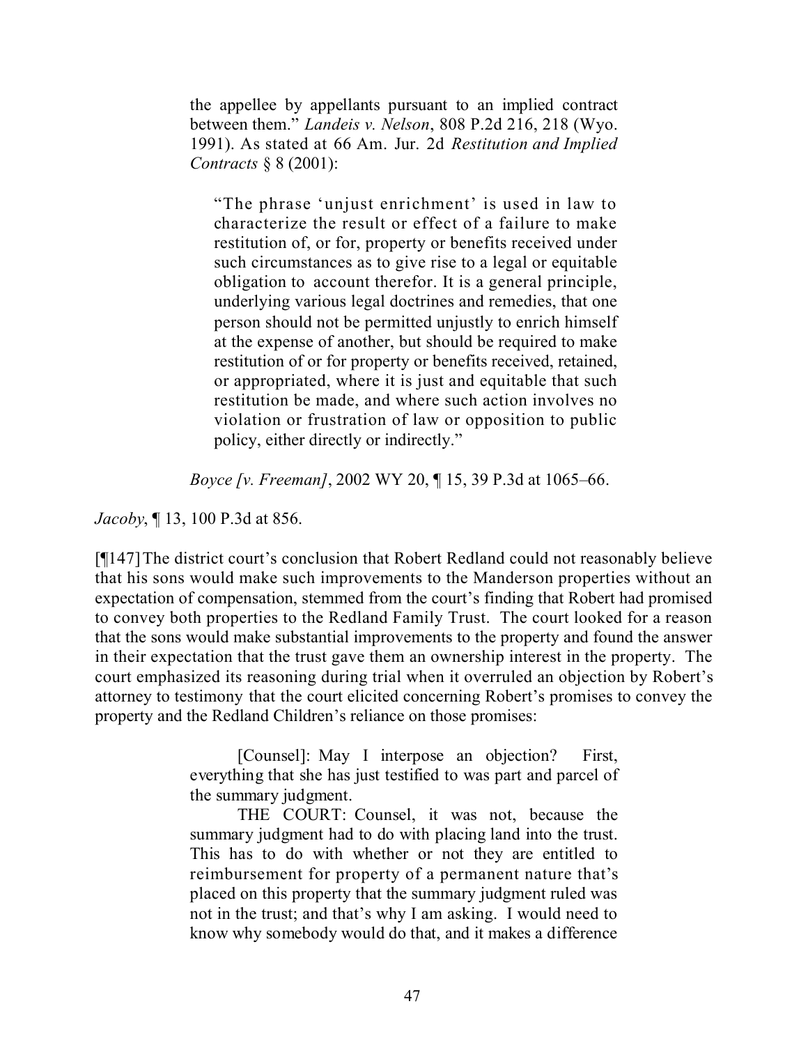the appellee by appellants pursuant to an implied contract between them." *Landeis v. Nelson*, 808 P.2d 216, 218 (Wyo. 1991). As stated at 66 Am. Jur. 2d *Restitution and Implied Contracts* § 8 (2001):

> "The phrase 'unjust enrichment' is used in law to characterize the result or effect of a failure to make restitution of, or for, property or benefits received under such circumstances as to give rise to a legal or equitable obligation to account therefor. It is a general principle, underlying various legal doctrines and remedies, that one person should not be permitted unjustly to enrich himself at the expense of another, but should be required to make restitution of or for property or benefits received, retained, or appropriated, where it is just and equitable that such restitution be made, and where such action involves no violation or frustration of law or opposition to public policy, either directly or indirectly."

*Boyce [v. Freeman]*, 2002 WY 20, ¶ 15, 39 P.3d at 1065–66.

*Jacoby*, ¶ 13, 100 P.3d at 856.

[¶147] The district court's conclusion that Robert Redland could not reasonably believe that his sons would make such improvements to the Manderson properties without an expectation of compensation, stemmed from the court's finding that Robert had promised to convey both properties to the Redland Family Trust. The court looked for a reason that the sons would make substantial improvements to the property and found the answer in their expectation that the trust gave them an ownership interest in the property. The court emphasized its reasoning during trial when it overruled an objection by Robert's attorney to testimony that the court elicited concerning Robert's promises to convey the property and the Redland Children's reliance on those promises:

> [Counsel]: May I interpose an objection? First, everything that she has just testified to was part and parcel of the summary judgment.
>
> THE COURT: Counsel, it was not, because the summary judgment had to do with placing land into the trust. This has to do with whether or not they are entitled to reimbursement for property of a permanent nature that's placed on this property that the summary judgment ruled was not in the trust; and that's why I am asking. I would need to know why somebody would do that, and it makes a difference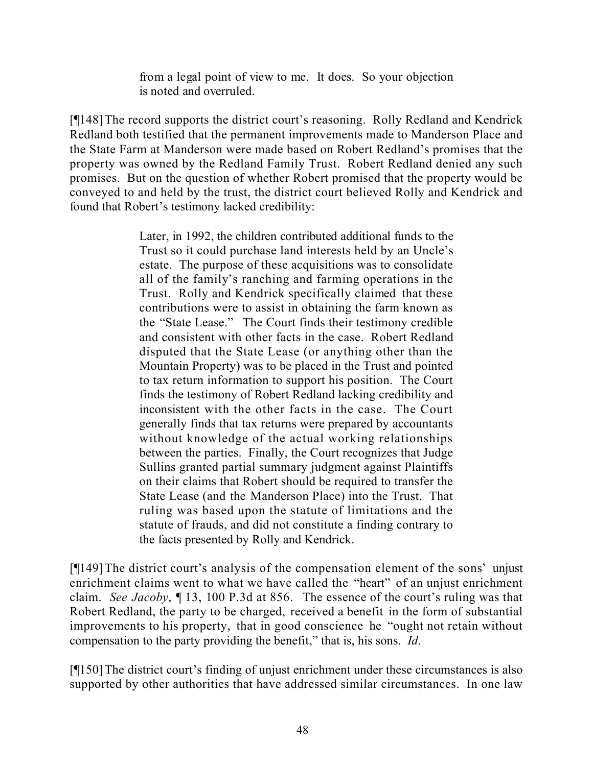> from a legal point of view to me. It does. So your objection is noted and overruled.

[¶148] The record supports the district court's reasoning. Rolly Redland and Kendrick Redland both testified that the permanent improvements made to Manderson Place and the State Farm at Manderson were made based on Robert Redland's promises that the property was owned by the Redland Family Trust. Robert Redland denied any such promises. But on the question of whether Robert promised that the property would be conveyed to and held by the trust, the district court believed Rolly and Kendrick and found that Robert's testimony lacked credibility:

> Later, in 1992, the children contributed additional funds to the Trust so it could purchase land interests held by an Uncle's estate. The purpose of these acquisitions was to consolidate all of the family's ranching and farming operations in the Trust. Rolly and Kendrick specifically claimed that these contributions were to assist in obtaining the farm known as the "State Lease." The Court finds their testimony credible and consistent with other facts in the case. Robert Redland disputed that the State Lease (or anything other than the Mountain Property) was to be placed in the Trust and pointed to tax return information to support his position. The Court finds the testimony of Robert Redland lacking credibility and inconsistent with the other facts in the case. The Court generally finds that tax returns were prepared by accountants without knowledge of the actual working relationships between the parties. Finally, the Court recognizes that Judge Sullins granted partial summary judgment against Plaintiffs on their claims that Robert should be required to transfer the State Lease (and the Manderson Place) into the Trust. That ruling was based upon the statute of limitations and the statute of frauds, and did not constitute a finding contrary to the facts presented by Rolly and Kendrick.

[¶149] The district court's analysis of the compensation element of the sons' unjust enrichment claims went to what we have called the "heart" of an unjust enrichment claim. *See Jacoby*, ¶ 13, 100 P.3d at 856. The essence of the court's ruling was that Robert Redland, the party to be charged, received a benefit in the form of substantial improvements to his property, that in good conscience he "ought not retain without compensation to the party providing the benefit," that is, his sons. *Id.*

[¶150] The district court's finding of unjust enrichment under these circumstances is also supported by other authorities that have addressed similar circumstances. In one law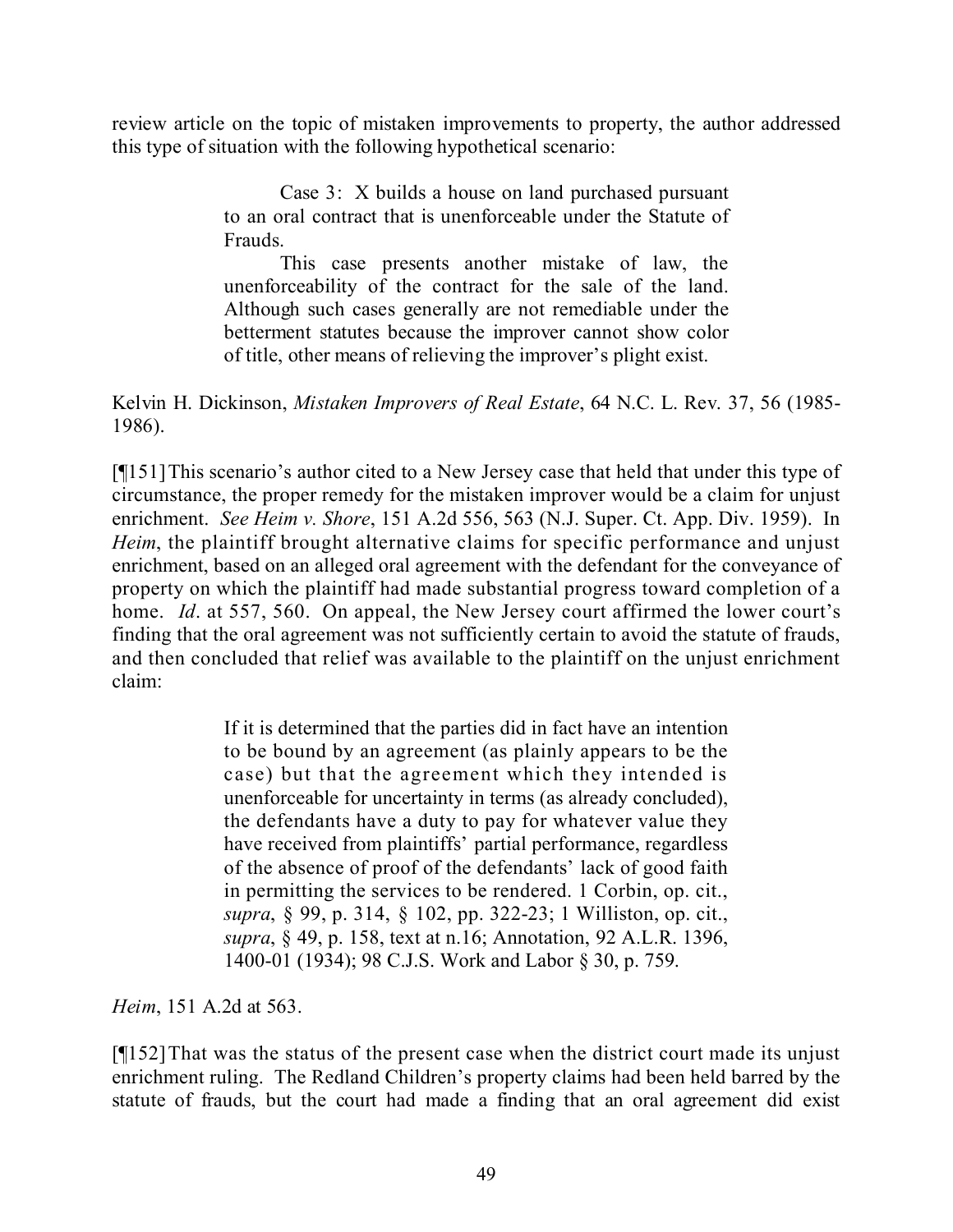review article on the topic of mistaken improvements to property, the author addressed this type of situation with the following hypothetical scenario:

> Case 3: X builds a house on land purchased pursuant to an oral contract that is unenforceable under the Statute of Frauds.
>
> This case presents another mistake of law, the unenforceability of the contract for the sale of the land. Although such cases generally are not remediable under the betterment statutes because the improver cannot show color of title, other means of relieving the improver's plight exist.

Kelvin H. Dickinson, *Mistaken Improvers of Real Estate*, 64 N.C. L. Rev. 37, 56 (1985-1986).

[¶151] This scenario's author cited to a New Jersey case that held that under this type of circumstance, the proper remedy for the mistaken improver would be a claim for unjust enrichment. *See Heim v. Shore*, 151 A.2d 556, 563 (N.J. Super. Ct. App. Div. 1959). In *Heim*, the plaintiff brought alternative claims for specific performance and unjust enrichment, based on an alleged oral agreement with the defendant for the conveyance of property on which the plaintiff had made substantial progress toward completion of a home. *Id*. at 557, 560. On appeal, the New Jersey court affirmed the lower court's finding that the oral agreement was not sufficiently certain to avoid the statute of frauds, and then concluded that relief was available to the plaintiff on the unjust enrichment claim:

> If it is determined that the parties did in fact have an intention to be bound by an agreement (as plainly appears to be the case) but that the agreement which they intended is unenforceable for uncertainty in terms (as already concluded), the defendants have a duty to pay for whatever value they have received from plaintiffs' partial performance, regardless of the absence of proof of the defendants' lack of good faith in permitting the services to be rendered. 1 Corbin, op. cit., *supra*, § 99, p. 314, § 102, pp. 322-23; 1 Williston, op. cit., *supra*, § 49, p. 158, text at n.16; Annotation, 92 A.L.R. 1396, 1400-01 (1934); 98 C.J.S. Work and Labor § 30, p. 759.

*Heim*, 151 A.2d at 563.

[¶152] That was the status of the present case when the district court made its unjust enrichment ruling. The Redland Children's property claims had been held barred by the statute of frauds, but the court had made a finding that an oral agreement did exist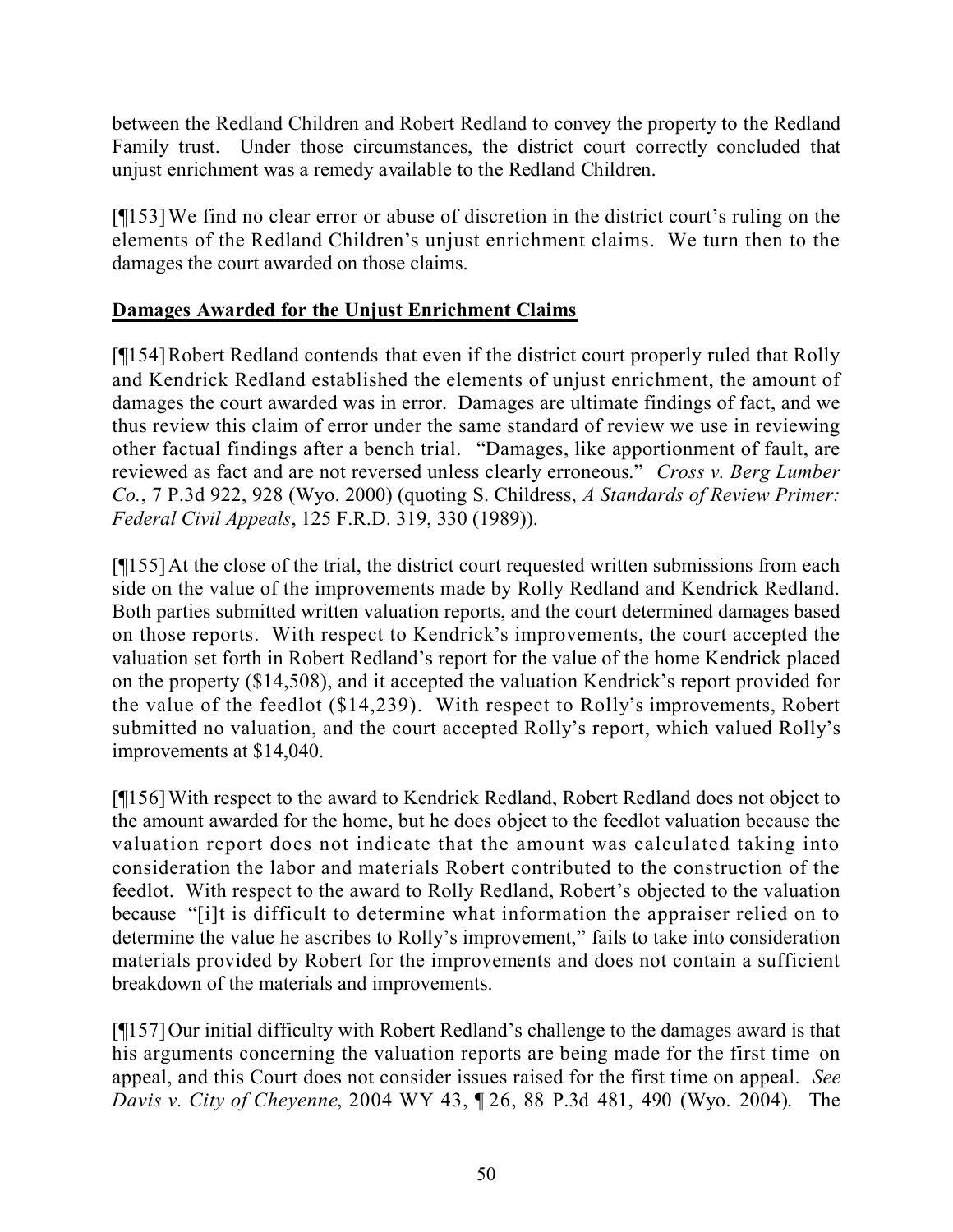between the Redland Children and Robert Redland to convey the property to the Redland Family trust. Under those circumstances, the district court correctly concluded that unjust enrichment was a remedy available to the Redland Children.

[¶153] We find no clear error or abuse of discretion in the district court's ruling on the elements of the Redland Children's unjust enrichment claims. We turn then to the damages the court awarded on those claims.

**Damages Awarded for the Unjust Enrichment Claims**

[¶154] Robert Redland contends that even if the district court properly ruled that Rolly and Kendrick Redland established the elements of unjust enrichment, the amount of damages the court awarded was in error. Damages are ultimate findings of fact, and we thus review this claim of error under the same standard of review we use in reviewing other factual findings after a bench trial. "Damages, like apportionment of fault, are reviewed as fact and are not reversed unless clearly erroneous." *Cross v. Berg Lumber Co.*, 7 P.3d 922, 928 (Wyo. 2000) (quoting S. Childress, *A Standards of Review Primer: Federal Civil Appeals*, 125 F.R.D. 319, 330 (1989)).

[¶155] At the close of the trial, the district court requested written submissions from each side on the value of the improvements made by Rolly Redland and Kendrick Redland. Both parties submitted written valuation reports, and the court determined damages based on those reports. With respect to Kendrick's improvements, the court accepted the valuation set forth in Robert Redland's report for the value of the home Kendrick placed on the property ($14,508), and it accepted the valuation Kendrick's report provided for the value of the feedlot ($14,239). With respect to Rolly's improvements, Robert submitted no valuation, and the court accepted Rolly's report, which valued Rolly's improvements at $14,040.

[¶156] With respect to the award to Kendrick Redland, Robert Redland does not object to the amount awarded for the home, but he does object to the feedlot valuation because the valuation report does not indicate that the amount was calculated taking into consideration the labor and materials Robert contributed to the construction of the feedlot. With respect to the award to Rolly Redland, Robert's objected to the valuation because "[i]t is difficult to determine what information the appraiser relied on to determine the value he ascribes to Rolly's improvement," fails to take into consideration materials provided by Robert for the improvements and does not contain a sufficient breakdown of the materials and improvements.

[¶157] Our initial difficulty with Robert Redland's challenge to the damages award is that his arguments concerning the valuation reports are being made for the first time on appeal, and this Court does not consider issues raised for the first time on appeal. *See Davis v. City of Cheyenne*, 2004 WY 43, ¶ 26, 88 P.3d 481, 490 (Wyo. 2004). The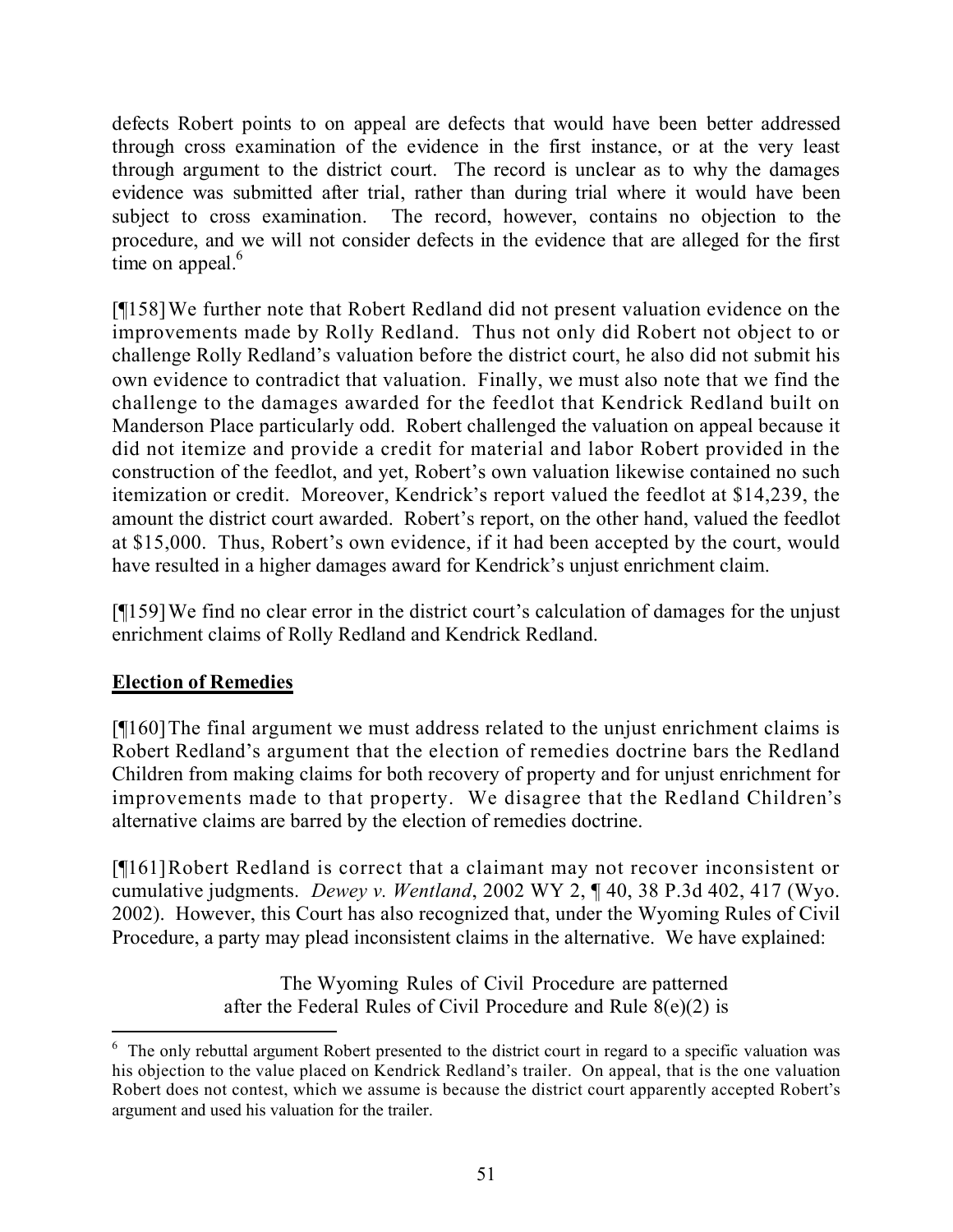defects Robert points to on appeal are defects that would have been better addressed through cross examination of the evidence in the first instance, or at the very least through argument to the district court. The record is unclear as to why the damages evidence was submitted after trial, rather than during trial where it would have been subject to cross examination. The record, however, contains no objection to the procedure, and we will not consider defects in the evidence that are alleged for the first time on appeal.[6]

[¶158] We further note that Robert Redland did not present valuation evidence on the improvements made by Rolly Redland. Thus not only did Robert not object to or challenge Rolly Redland's valuation before the district court, he also did not submit his own evidence to contradict that valuation. Finally, we must also note that we find the challenge to the damages awarded for the feedlot that Kendrick Redland built on Manderson Place particularly odd. Robert challenged the valuation on appeal because it did not itemize and provide a credit for material and labor Robert provided in the construction of the feedlot, and yet, Robert's own valuation likewise contained no such itemization or credit. Moreover, Kendrick's report valued the feedlot at $14,239, the amount the district court awarded. Robert's report, on the other hand, valued the feedlot at $15,000. Thus, Robert's own evidence, if it had been accepted by the court, would have resulted in a higher damages award for Kendrick's unjust enrichment claim.

[¶159] We find no clear error in the district court's calculation of damages for the unjust enrichment claims of Rolly Redland and Kendrick Redland.

**Election of Remedies**

[¶160] The final argument we must address related to the unjust enrichment claims is Robert Redland's argument that the election of remedies doctrine bars the Redland Children from making claims for both recovery of property and for unjust enrichment for improvements made to that property. We disagree that the Redland Children's alternative claims are barred by the election of remedies doctrine.

[¶161] Robert Redland is correct that a claimant may not recover inconsistent or cumulative judgments. *Dewey v. Wentland*, 2002 WY 2, ¶ 40, 38 P.3d 402, 417 (Wyo. 2002). However, this Court has also recognized that, under the Wyoming Rules of Civil Procedure, a party may plead inconsistent claims in the alternative. We have explained:

> The Wyoming Rules of Civil Procedure are patterned after the Federal Rules of Civil Procedure and Rule 8(e)(2) is

[6] The only rebuttal argument Robert presented to the district court in regard to a specific valuation was his objection to the value placed on Kendrick Redland's trailer. On appeal, that is the one valuation Robert does not contest, which we assume is because the district court apparently accepted Robert's argument and used his valuation for the trailer.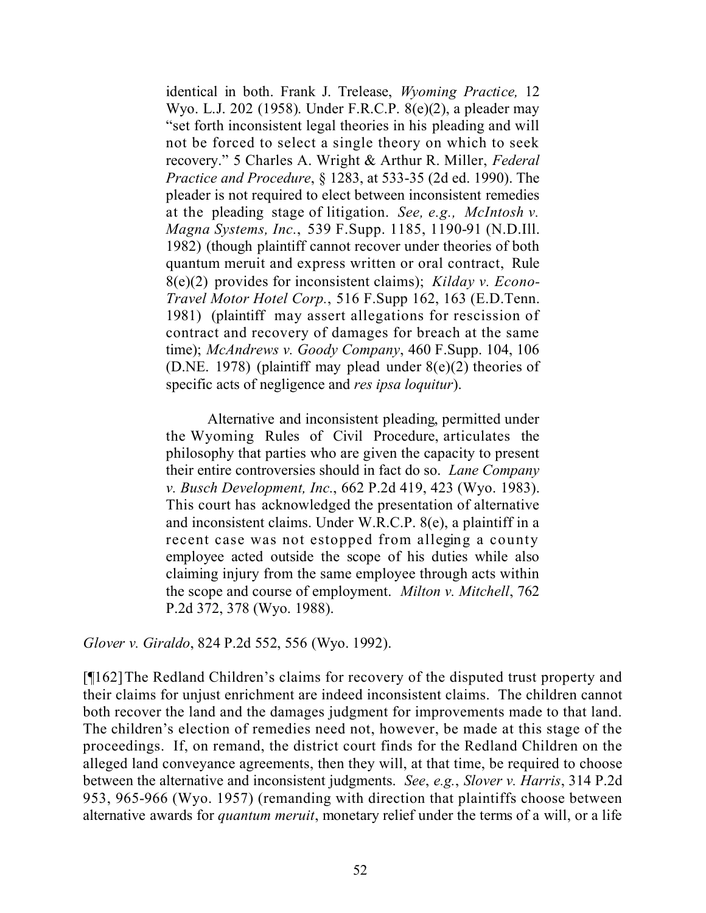identical in both. Frank J. Trelease, *Wyoming Practice,* 12 Wyo. L.J. 202 (1958). Under F.R.C.P. 8(e)(2), a pleader may "set forth inconsistent legal theories in his pleading and will not be forced to select a single theory on which to seek recovery." 5 Charles A. Wright & Arthur R. Miller, *Federal Practice and Procedure*, § 1283, at 533-35 (2d ed. 1990). The pleader is not required to elect between inconsistent remedies at the pleading stage of litigation. *See, e.g., McIntosh v. Magna Systems, Inc.*, 539 F.Supp. 1185, 1190-91 (N.D.Ill. 1982) (though plaintiff cannot recover under theories of both quantum meruit and express written or oral contract, Rule 8(e)(2) provides for inconsistent claims); *Kilday v. Econo-Travel Motor Hotel Corp.*, 516 F.Supp 162, 163 (E.D.Tenn. 1981) (plaintiff may assert allegations for rescission of contract and recovery of damages for breach at the same time); *McAndrews v. Goody Company*, 460 F.Supp. 104, 106 (D.NE. 1978) (plaintiff may plead under 8(e)(2) theories of specific acts of negligence and *res ipsa loquitur*).

> Alternative and inconsistent pleading, permitted under the Wyoming Rules of Civil Procedure, articulates the philosophy that parties who are given the capacity to present their entire controversies should in fact do so. *Lane Company v. Busch Development, Inc.*, 662 P.2d 419, 423 (Wyo. 1983). This court has acknowledged the presentation of alternative and inconsistent claims. Under W.R.C.P. 8(e), a plaintiff in a recent case was not estopped from alleging a county employee acted outside the scope of his duties while also claiming injury from the same employee through acts within the scope and course of employment. *Milton v. Mitchell*, 762 P.2d 372, 378 (Wyo. 1988).

*Glover v. Giraldo*, 824 P.2d 552, 556 (Wyo. 1992).

[¶162] The Redland Children's claims for recovery of the disputed trust property and their claims for unjust enrichment are indeed inconsistent claims. The children cannot both recover the land and the damages judgment for improvements made to that land. The children's election of remedies need not, however, be made at this stage of the proceedings. If, on remand, the district court finds for the Redland Children on the alleged land conveyance agreements, then they will, at that time, be required to choose between the alternative and inconsistent judgments. *See*, *e.g.*, *Slover v. Harris*, 314 P.2d 953, 965-966 (Wyo. 1957) (remanding with direction that plaintiffs choose between alternative awards for *quantum meruit*, monetary relief under the terms of a will, or a life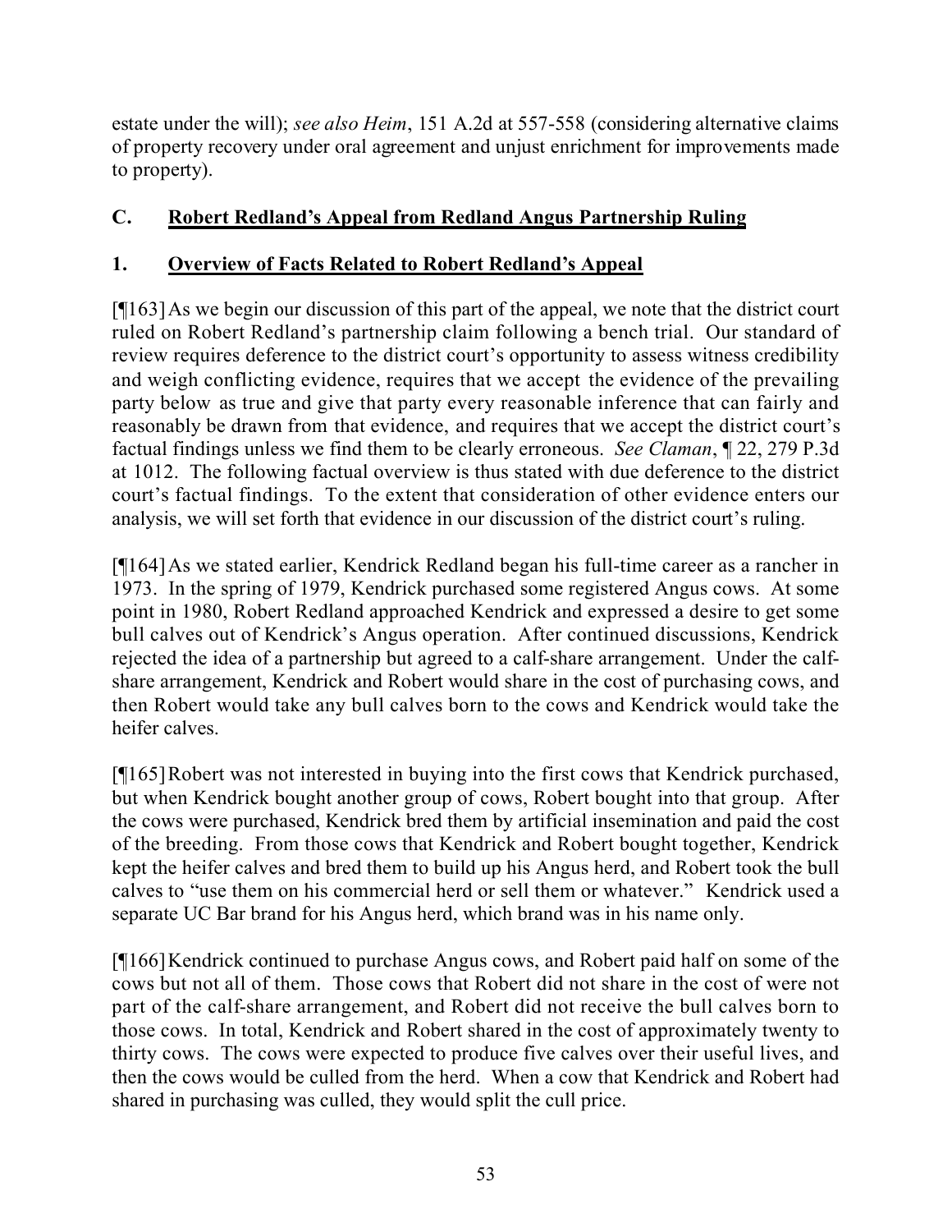estate under the will); *see also Heim*, 151 A.2d at 557-558 (considering alternative claims of property recovery under oral agreement and unjust enrichment for improvements made to property).

## C. Robert Redland's Appeal from Redland Angus Partnership Ruling

### 1. Overview of Facts Related to Robert Redland's Appeal

[¶163] As we begin our discussion of this part of the appeal, we note that the district court ruled on Robert Redland's partnership claim following a bench trial. Our standard of review requires deference to the district court's opportunity to assess witness credibility and weigh conflicting evidence, requires that we accept the evidence of the prevailing party below as true and give that party every reasonable inference that can fairly and reasonably be drawn from that evidence, and requires that we accept the district court's factual findings unless we find them to be clearly erroneous. *See Claman*, ¶ 22, 279 P.3d at 1012. The following factual overview is thus stated with due deference to the district court's factual findings. To the extent that consideration of other evidence enters our analysis, we will set forth that evidence in our discussion of the district court's ruling.

[¶164] As we stated earlier, Kendrick Redland began his full-time career as a rancher in 1973. In the spring of 1979, Kendrick purchased some registered Angus cows. At some point in 1980, Robert Redland approached Kendrick and expressed a desire to get some bull calves out of Kendrick's Angus operation. After continued discussions, Kendrick rejected the idea of a partnership but agreed to a calf-share arrangement. Under the calf-share arrangement, Kendrick and Robert would share in the cost of purchasing cows, and then Robert would take any bull calves born to the cows and Kendrick would take the heifer calves.

[¶165] Robert was not interested in buying into the first cows that Kendrick purchased, but when Kendrick bought another group of cows, Robert bought into that group. After the cows were purchased, Kendrick bred them by artificial insemination and paid the cost of the breeding. From those cows that Kendrick and Robert bought together, Kendrick kept the heifer calves and bred them to build up his Angus herd, and Robert took the bull calves to "use them on his commercial herd or sell them or whatever." Kendrick used a separate UC Bar brand for his Angus herd, which brand was in his name only.

[¶166] Kendrick continued to purchase Angus cows, and Robert paid half on some of the cows but not all of them. Those cows that Robert did not share in the cost of were not part of the calf-share arrangement, and Robert did not receive the bull calves born to those cows. In total, Kendrick and Robert shared in the cost of approximately twenty to thirty cows. The cows were expected to produce five calves over their useful lives, and then the cows would be culled from the herd. When a cow that Kendrick and Robert had shared in purchasing was culled, they would split the cull price.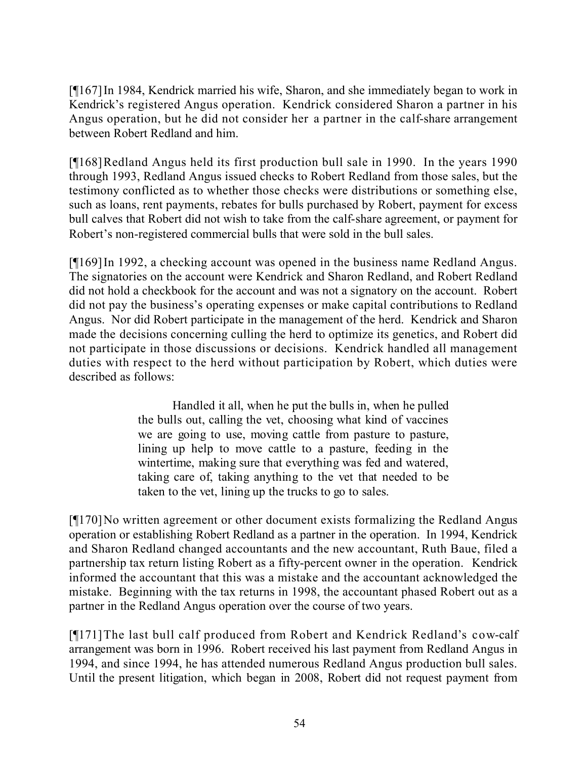[¶167] In 1984, Kendrick married his wife, Sharon, and she immediately began to work in Kendrick's registered Angus operation. Kendrick considered Sharon a partner in his Angus operation, but he did not consider her a partner in the calf-share arrangement between Robert Redland and him.

[¶168] Redland Angus held its first production bull sale in 1990. In the years 1990 through 1993, Redland Angus issued checks to Robert Redland from those sales, but the testimony conflicted as to whether those checks were distributions or something else, such as loans, rent payments, rebates for bulls purchased by Robert, payment for excess bull calves that Robert did not wish to take from the calf-share agreement, or payment for Robert's non-registered commercial bulls that were sold in the bull sales.

[¶169] In 1992, a checking account was opened in the business name Redland Angus. The signatories on the account were Kendrick and Sharon Redland, and Robert Redland did not hold a checkbook for the account and was not a signatory on the account. Robert did not pay the business's operating expenses or make capital contributions to Redland Angus. Nor did Robert participate in the management of the herd. Kendrick and Sharon made the decisions concerning culling the herd to optimize its genetics, and Robert did not participate in those discussions or decisions. Kendrick handled all management duties with respect to the herd without participation by Robert, which duties were described as follows:

> Handled it all, when he put the bulls in, when he pulled the bulls out, calling the vet, choosing what kind of vaccines we are going to use, moving cattle from pasture to pasture, lining up help to move cattle to a pasture, feeding in the wintertime, making sure that everything was fed and watered, taking care of, taking anything to the vet that needed to be taken to the vet, lining up the trucks to go to sales.

[¶170] No written agreement or other document exists formalizing the Redland Angus operation or establishing Robert Redland as a partner in the operation. In 1994, Kendrick and Sharon Redland changed accountants and the new accountant, Ruth Baue, filed a partnership tax return listing Robert as a fifty-percent owner in the operation. Kendrick informed the accountant that this was a mistake and the accountant acknowledged the mistake. Beginning with the tax returns in 1998, the accountant phased Robert out as a partner in the Redland Angus operation over the course of two years.

[¶171] The last bull calf produced from Robert and Kendrick Redland's cow-calf arrangement was born in 1996. Robert received his last payment from Redland Angus in 1994, and since 1994, he has attended numerous Redland Angus production bull sales. Until the present litigation, which began in 2008, Robert did not request payment from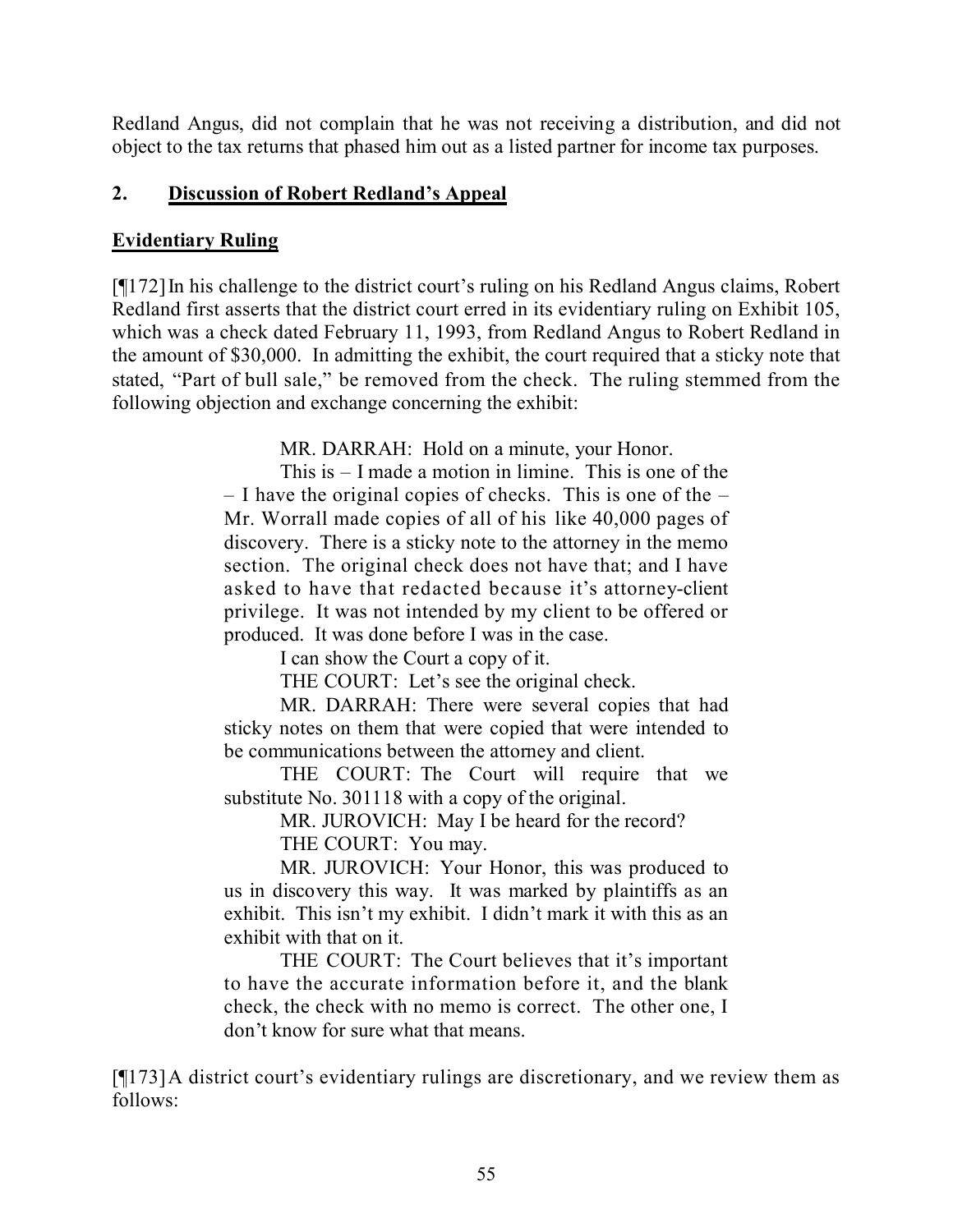Redland Angus, did not complain that he was not receiving a distribution, and did not object to the tax returns that phased him out as a listed partner for income tax purposes.

## 2. **Discussion of Robert Redland's Appeal**

**Evidentiary Ruling**

[¶172] In his challenge to the district court's ruling on his Redland Angus claims, Robert Redland first asserts that the district court erred in its evidentiary ruling on Exhibit 105, which was a check dated February 11, 1993, from Redland Angus to Robert Redland in the amount of $30,000. In admitting the exhibit, the court required that a sticky note that stated, "Part of bull sale," be removed from the check. The ruling stemmed from the following objection and exchange concerning the exhibit:

> MR. DARRAH: Hold on a minute, your Honor.
>
> This is – I made a motion in limine. This is one of the – I have the original copies of checks. This is one of the – Mr. Worrall made copies of all of his like 40,000 pages of discovery. There is a sticky note to the attorney in the memo section. The original check does not have that; and I have asked to have that redacted because it's attorney-client privilege. It was not intended by my client to be offered or produced. It was done before I was in the case.
>
> I can show the Court a copy of it.
>
> THE COURT: Let's see the original check.
>
> MR. DARRAH: There were several copies that had sticky notes on them that were copied that were intended to be communications between the attorney and client.
>
> THE COURT: The Court will require that we substitute No. 301118 with a copy of the original.
>
> MR. JUROVICH: May I be heard for the record?
>
> THE COURT: You may.
>
> MR. JUROVICH: Your Honor, this was produced to us in discovery this way. It was marked by plaintiffs as an exhibit. This isn't my exhibit. I didn't mark it with this as an exhibit with that on it.
>
> THE COURT: The Court believes that it's important to have the accurate information before it, and the blank check, the check with no memo is correct. The other one, I don't know for sure what that means.

[¶173] A district court's evidentiary rulings are discretionary, and we review them as follows: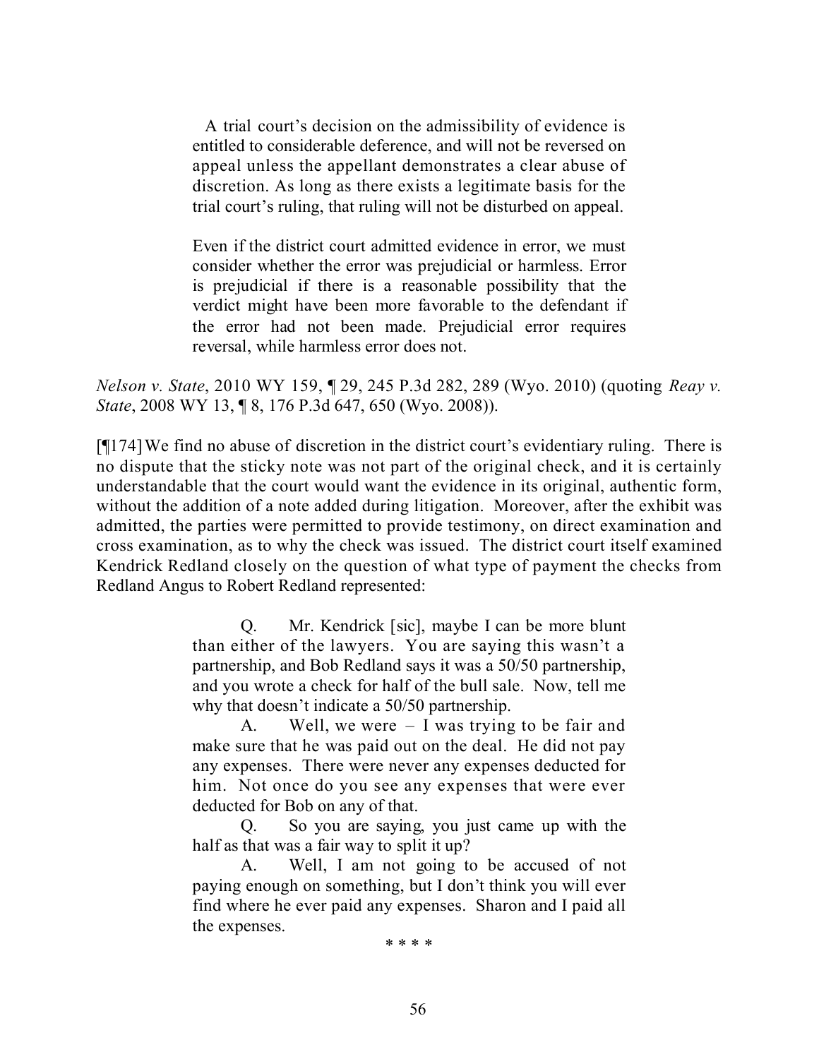> A trial court's decision on the admissibility of evidence is entitled to considerable deference, and will not be reversed on appeal unless the appellant demonstrates a clear abuse of discretion. As long as there exists a legitimate basis for the trial court's ruling, that ruling will not be disturbed on appeal.
>
> Even if the district court admitted evidence in error, we must consider whether the error was prejudicial or harmless. Error is prejudicial if there is a reasonable possibility that the verdict might have been more favorable to the defendant if the error had not been made. Prejudicial error requires reversal, while harmless error does not.

*Nelson v. State*, 2010 WY 159, ¶ 29, 245 P.3d 282, 289 (Wyo. 2010) (quoting *Reay v. State*, 2008 WY 13, ¶ 8, 176 P.3d 647, 650 (Wyo. 2008)).

[¶174] We find no abuse of discretion in the district court's evidentiary ruling. There is no dispute that the sticky note was not part of the original check, and it is certainly understandable that the court would want the evidence in its original, authentic form, without the addition of a note added during litigation. Moreover, after the exhibit was admitted, the parties were permitted to provide testimony, on direct examination and cross examination, as to why the check was issued. The district court itself examined Kendrick Redland closely on the question of what type of payment the checks from Redland Angus to Robert Redland represented:

> Q. Mr. Kendrick [sic], maybe I can be more blunt than either of the lawyers. You are saying this wasn't a partnership, and Bob Redland says it was a 50/50 partnership, and you wrote a check for half of the bull sale. Now, tell me why that doesn't indicate a 50/50 partnership.
>
> A. Well, we were – I was trying to be fair and make sure that he was paid out on the deal. He did not pay any expenses. There were never any expenses deducted for him. Not once do you see any expenses that were ever deducted for Bob on any of that.
>
> Q. So you are saying, you just came up with the half as that was a fair way to split it up?
>
> A. Well, I am not going to be accused of not paying enough on something, but I don't think you will ever find where he ever paid any expenses. Sharon and I paid all the expenses.
>
> \* \* \* \*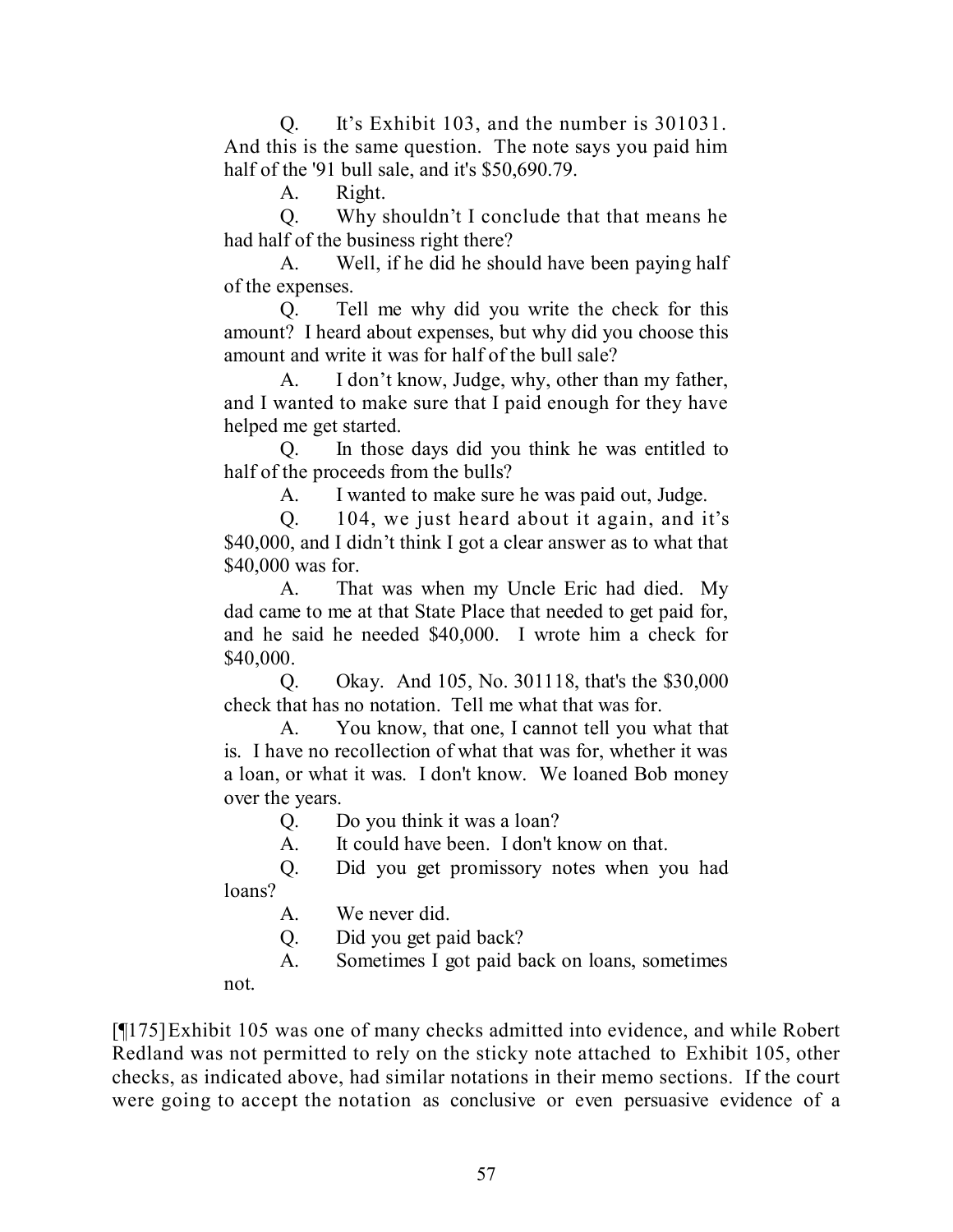Q. It's Exhibit 103, and the number is 301031. And this is the same question. The note says you paid him half of the '91 bull sale, and it's $50,690.79.

A. Right.

Q. Why shouldn't I conclude that that means he had half of the business right there?

A. Well, if he did he should have been paying half of the expenses.

Q. Tell me why did you write the check for this amount? I heard about expenses, but why did you choose this amount and write it was for half of the bull sale?

A. I don't know, Judge, why, other than my father, and I wanted to make sure that I paid enough for they have helped me get started.

Q. In those days did you think he was entitled to half of the proceeds from the bulls?

A. I wanted to make sure he was paid out, Judge.

Q. 104, we just heard about it again, and it's $40,000, and I didn't think I got a clear answer as to what that $40,000 was for.

A. That was when my Uncle Eric had died. My dad came to me at that State Place that needed to get paid for, and he said he needed $40,000. I wrote him a check for $40,000.

Q. Okay. And 105, No. 301118, that's the $30,000 check that has no notation. Tell me what that was for.

A. You know, that one, I cannot tell you what that is. I have no recollection of what that was for, whether it was a loan, or what it was. I don't know. We loaned Bob money over the years.

Q. Do you think it was a loan?

A. It could have been. I don't know on that.

Q. Did you get promissory notes when you had loans?

A. We never did.

Q. Did you get paid back?

A. Sometimes I got paid back on loans, sometimes not.

[¶175] Exhibit 105 was one of many checks admitted into evidence, and while Robert Redland was not permitted to rely on the sticky note attached to Exhibit 105, other checks, as indicated above, had similar notations in their memo sections. If the court were going to accept the notation as conclusive or even persuasive evidence of a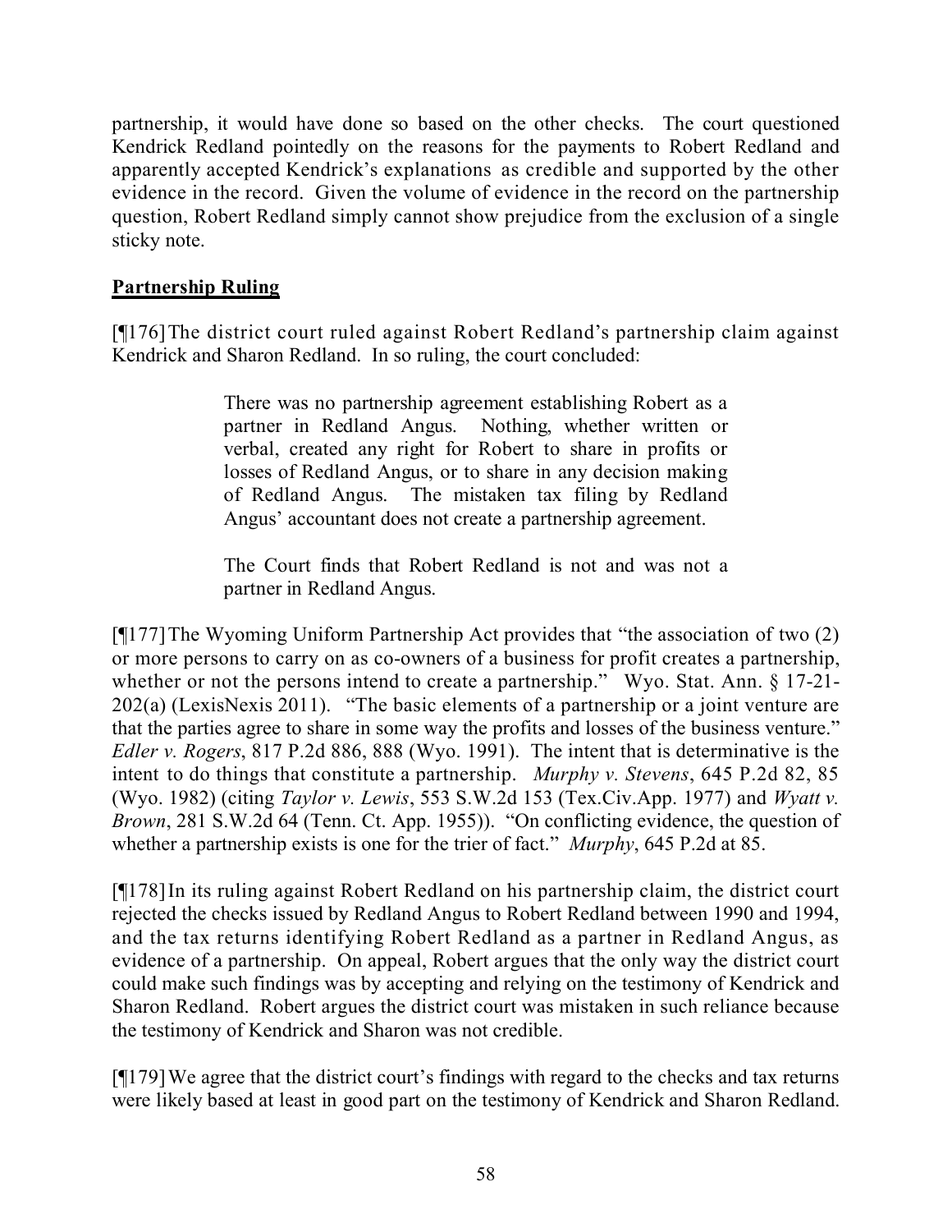partnership, it would have done so based on the other checks. The court questioned Kendrick Redland pointedly on the reasons for the payments to Robert Redland and apparently accepted Kendrick's explanations as credible and supported by the other evidence in the record. Given the volume of evidence in the record on the partnership question, Robert Redland simply cannot show prejudice from the exclusion of a single sticky note.

## Partnership Ruling

[¶176] The district court ruled against Robert Redland's partnership claim against Kendrick and Sharon Redland. In so ruling, the court concluded:

> There was no partnership agreement establishing Robert as a partner in Redland Angus. Nothing, whether written or verbal, created any right for Robert to share in profits or losses of Redland Angus, or to share in any decision making of Redland Angus. The mistaken tax filing by Redland Angus' accountant does not create a partnership agreement.
>
> The Court finds that Robert Redland is not and was not a partner in Redland Angus.

[¶177] The Wyoming Uniform Partnership Act provides that "the association of two (2) or more persons to carry on as co-owners of a business for profit creates a partnership, whether or not the persons intend to create a partnership." Wyo. Stat. Ann. § 17-21-202(a) (LexisNexis 2011). "The basic elements of a partnership or a joint venture are that the parties agree to share in some way the profits and losses of the business venture." *Edler v. Rogers*, 817 P.2d 886, 888 (Wyo. 1991). The intent that is determinative is the intent to do things that constitute a partnership. *Murphy v. Stevens*, 645 P.2d 82, 85 (Wyo. 1982) (citing *Taylor v. Lewis*, 553 S.W.2d 153 (Tex.Civ.App. 1977) and *Wyatt v. Brown*, 281 S.W.2d 64 (Tenn. Ct. App. 1955)). "On conflicting evidence, the question of whether a partnership exists is one for the trier of fact." *Murphy*, 645 P.2d at 85.

[¶178] In its ruling against Robert Redland on his partnership claim, the district court rejected the checks issued by Redland Angus to Robert Redland between 1990 and 1994, and the tax returns identifying Robert Redland as a partner in Redland Angus, as evidence of a partnership. On appeal, Robert argues that the only way the district court could make such findings was by accepting and relying on the testimony of Kendrick and Sharon Redland. Robert argues the district court was mistaken in such reliance because the testimony of Kendrick and Sharon was not credible.

[¶179] We agree that the district court's findings with regard to the checks and tax returns were likely based at least in good part on the testimony of Kendrick and Sharon Redland.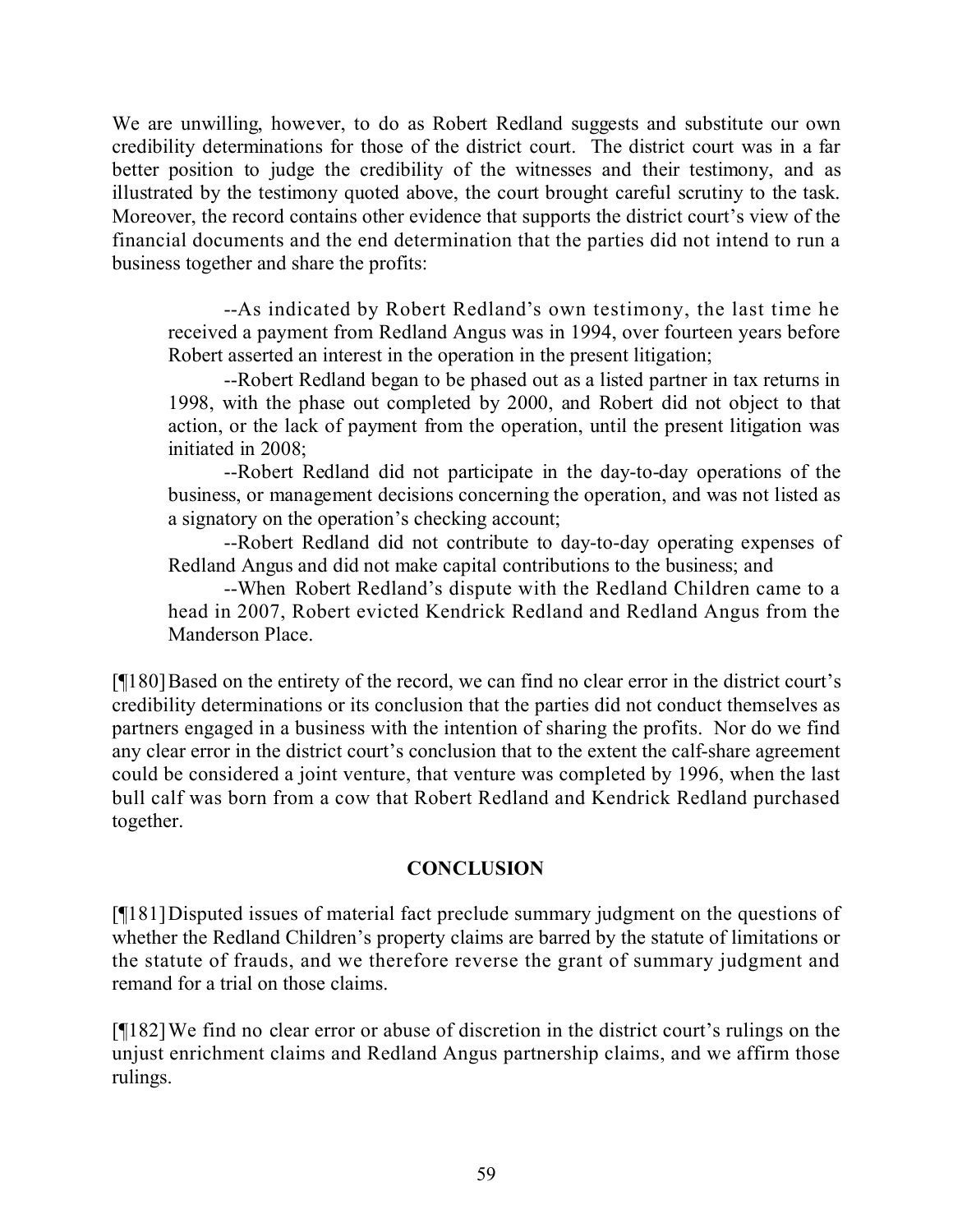We are unwilling, however, to do as Robert Redland suggests and substitute our own credibility determinations for those of the district court. The district court was in a far better position to judge the credibility of the witnesses and their testimony, and as illustrated by the testimony quoted above, the court brought careful scrutiny to the task. Moreover, the record contains other evidence that supports the district court's view of the financial documents and the end determination that the parties did not intend to run a business together and share the profits:

> --As indicated by Robert Redland's own testimony, the last time he received a payment from Redland Angus was in 1994, over fourteen years before Robert asserted an interest in the operation in the present litigation;
>
> --Robert Redland began to be phased out as a listed partner in tax returns in 1998, with the phase out completed by 2000, and Robert did not object to that action, or the lack of payment from the operation, until the present litigation was initiated in 2008;
>
> --Robert Redland did not participate in the day-to-day operations of the business, or management decisions concerning the operation, and was not listed as a signatory on the operation's checking account;
>
> --Robert Redland did not contribute to day-to-day operating expenses of Redland Angus and did not make capital contributions to the business; and
>
> --When Robert Redland's dispute with the Redland Children came to a head in 2007, Robert evicted Kendrick Redland and Redland Angus from the Manderson Place.

[¶180] Based on the entirety of the record, we can find no clear error in the district court's credibility determinations or its conclusion that the parties did not conduct themselves as partners engaged in a business with the intention of sharing the profits. Nor do we find any clear error in the district court's conclusion that to the extent the calf-share agreement could be considered a joint venture, that venture was completed by 1996, when the last bull calf was born from a cow that Robert Redland and Kendrick Redland purchased together.

## CONCLUSION

[¶181] Disputed issues of material fact preclude summary judgment on the questions of whether the Redland Children's property claims are barred by the statute of limitations or the statute of frauds, and we therefore reverse the grant of summary judgment and remand for a trial on those claims.

[¶182] We find no clear error or abuse of discretion in the district court's rulings on the unjust enrichment claims and Redland Angus partnership claims, and we affirm those rulings.